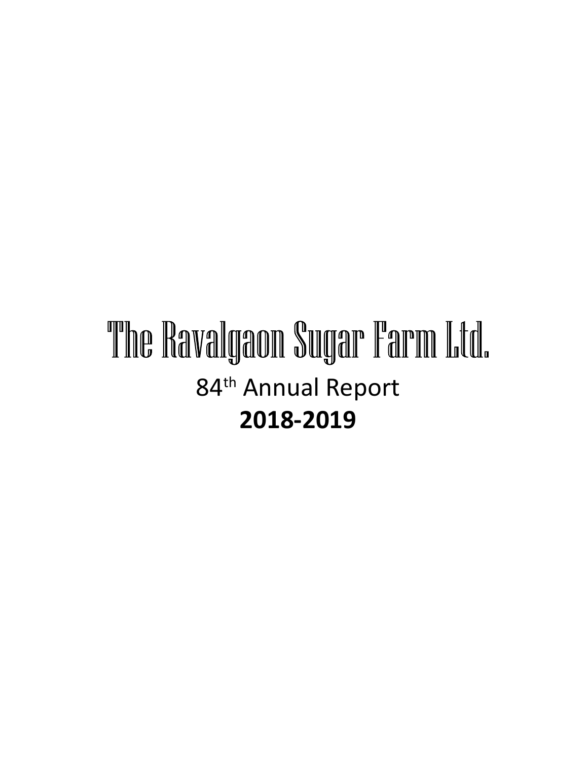# The Ravalgaon Sugar Farm Ltd.

84th Annual Report

**2018-2019**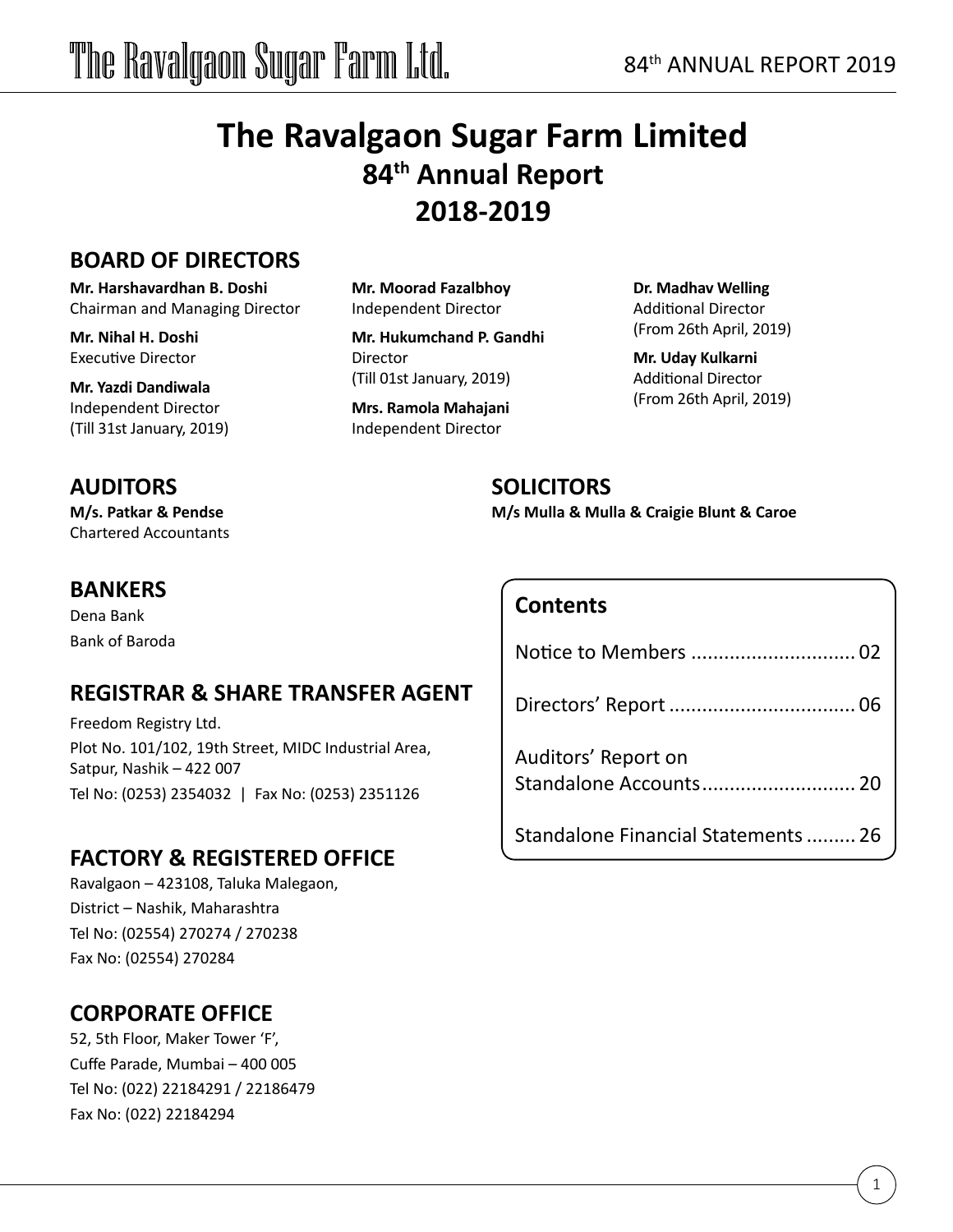# The Ravalgaon Sugar Farm Limited

## 84th Annual Report

## 2018-2019

## BOARD OF DIRECTORS

**Mr. Harshavardhan B. Doshi**
Chairman and Managing Director

**Mr. Nihal H. Doshi**
Executive Director

**Mr. Yazdi Dandiwala**
Independent Director
(Till 31st January, 2019)

**Mr. Moorad Fazalbhoy**
Independent Director

**Mr. Hukumchand P. Gandhi**
Director
(Till 01st January, 2019)

**Mrs. Ramola Mahajani**
Independent Director

**Dr. Madhav Welling**
Additional Director
(From 26th April, 2019)

**Mr. Uday Kulkarni**
Additional Director
(From 26th April, 2019)

## AUDITORS

**M/s. Patkar & Pendse**
Chartered Accountants

## SOLICITORS

**M/s Mulla & Mulla & Craigie Blunt & Caroe**

## BANKERS

Dena Bank

Bank of Baroda

## REGISTRAR & SHARE TRANSFER AGENT

Freedom Registry Ltd.

Plot No. 101/102, 19th Street, MIDC Industrial Area, Satpur, Nashik – 422 007

Tel No: (0253) 2354032 | Fax No: (0253) 2351126

## FACTORY & REGISTERED OFFICE

Ravalgaon – 423108, Taluka Malegaon,

District – Nashik, Maharashtra

Tel No: (02554) 270274 / 270238

Fax No: (02554) 270284

## CORPORATE OFFICE

52, 5th Floor, Maker Tower 'F',

Cuffe Parade, Mumbai – 400 005

Tel No: (022) 22184291 / 22186479

Fax No: (022) 22184294

## Contents

| | |
|---|---|
| Notice to Members | 02 |
| Directors' Report | 06 |
| Auditors' Report on Standalone Accounts | 20 |
| Standalone Financial Statements | 26 |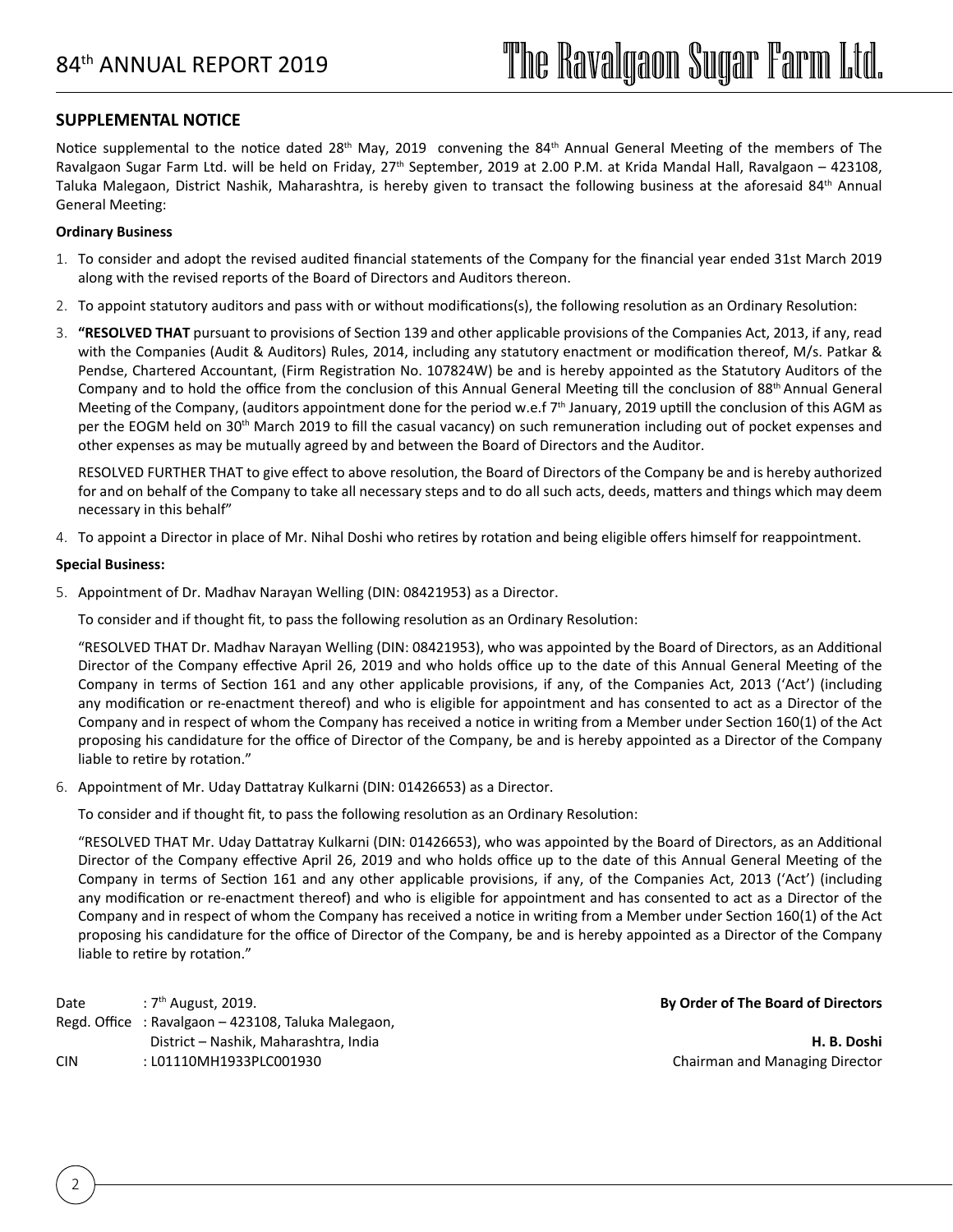## SUPPLEMENTAL NOTICE

Notice supplemental to the notice dated 28th May, 2019 convening the 84th Annual General Meeting of the members of The Ravalgaon Sugar Farm Ltd. will be held on Friday, 27th September, 2019 at 2.00 P.M. at Krida Mandal Hall, Ravalgaon – 423108, Taluka Malegaon, District Nashik, Maharashtra, is hereby given to transact the following business at the aforesaid 84th Annual General Meeting:

**Ordinary Business**

1. To consider and adopt the revised audited financial statements of the Company for the financial year ended 31st March 2019 along with the revised reports of the Board of Directors and Auditors thereon.
2. To appoint statutory auditors and pass with or without modifications(s), the following resolution as an Ordinary Resolution:
3. **"RESOLVED THAT** pursuant to provisions of Section 139 and other applicable provisions of the Companies Act, 2013, if any, read with the Companies (Audit & Auditors) Rules, 2014, including any statutory enactment or modification thereof, M/s. Patkar & Pendse, Chartered Accountant, (Firm Registration No. 107824W) be and is hereby appointed as the Statutory Auditors of the Company and to hold the office from the conclusion of this Annual General Meeting till the conclusion of 88th Annual General Meeting of the Company, (auditors appointment done for the period w.e.f 7th January, 2019 uptill the conclusion of this AGM as per the EOGM held on 30th March 2019 to fill the casual vacancy) on such remuneration including out of pocket expenses and other expenses as may be mutually agreed by and between the Board of Directors and the Auditor.

   RESOLVED FURTHER THAT to give effect to above resolution, the Board of Directors of the Company be and is hereby authorized for and on behalf of the Company to take all necessary steps and to do all such acts, deeds, matters and things which may deem necessary in this behalf"
4. To appoint a Director in place of Mr. Nihal Doshi who retires by rotation and being eligible offers himself for reappointment.

**Special Business:**

5. Appointment of Dr. Madhav Narayan Welling (DIN: 08421953) as a Director.

   To consider and if thought fit, to pass the following resolution as an Ordinary Resolution:

   "RESOLVED THAT Dr. Madhav Narayan Welling (DIN: 08421953), who was appointed by the Board of Directors, as an Additional Director of the Company effective April 26, 2019 and who holds office up to the date of this Annual General Meeting of the Company in terms of Section 161 and any other applicable provisions, if any, of the Companies Act, 2013 ('Act') (including any modification or re-enactment thereof) and who is eligible for appointment and has consented to act as a Director of the Company and in respect of whom the Company has received a notice in writing from a Member under Section 160(1) of the Act proposing his candidature for the office of Director of the Company, be and is hereby appointed as a Director of the Company liable to retire by rotation."
6. Appointment of Mr. Uday Dattatray Kulkarni (DIN: 01426653) as a Director.

   To consider and if thought fit, to pass the following resolution as an Ordinary Resolution:

   "RESOLVED THAT Mr. Uday Dattatray Kulkarni (DIN: 01426653), who was appointed by the Board of Directors, as an Additional Director of the Company effective April 26, 2019 and who holds office up to the date of this Annual General Meeting of the Company in terms of Section 161 and any other applicable provisions, if any, of the Companies Act, 2013 ('Act') (including any modification or re-enactment thereof) and who is eligible for appointment and has consented to act as a Director of the Company and in respect of whom the Company has received a notice in writing from a Member under Section 160(1) of the Act proposing his candidature for the office of Director of the Company, be and is hereby appointed as a Director of the Company liable to retire by rotation."

Date : 7th August, 2019.
Regd. Office : Ravalgaon – 423108, Taluka Malegaon, District – Nashik, Maharashtra, India
CIN : L01110MH1933PLC001930

**By Order of The Board of Directors**

**H. B. Doshi**
Chairman and Managing Director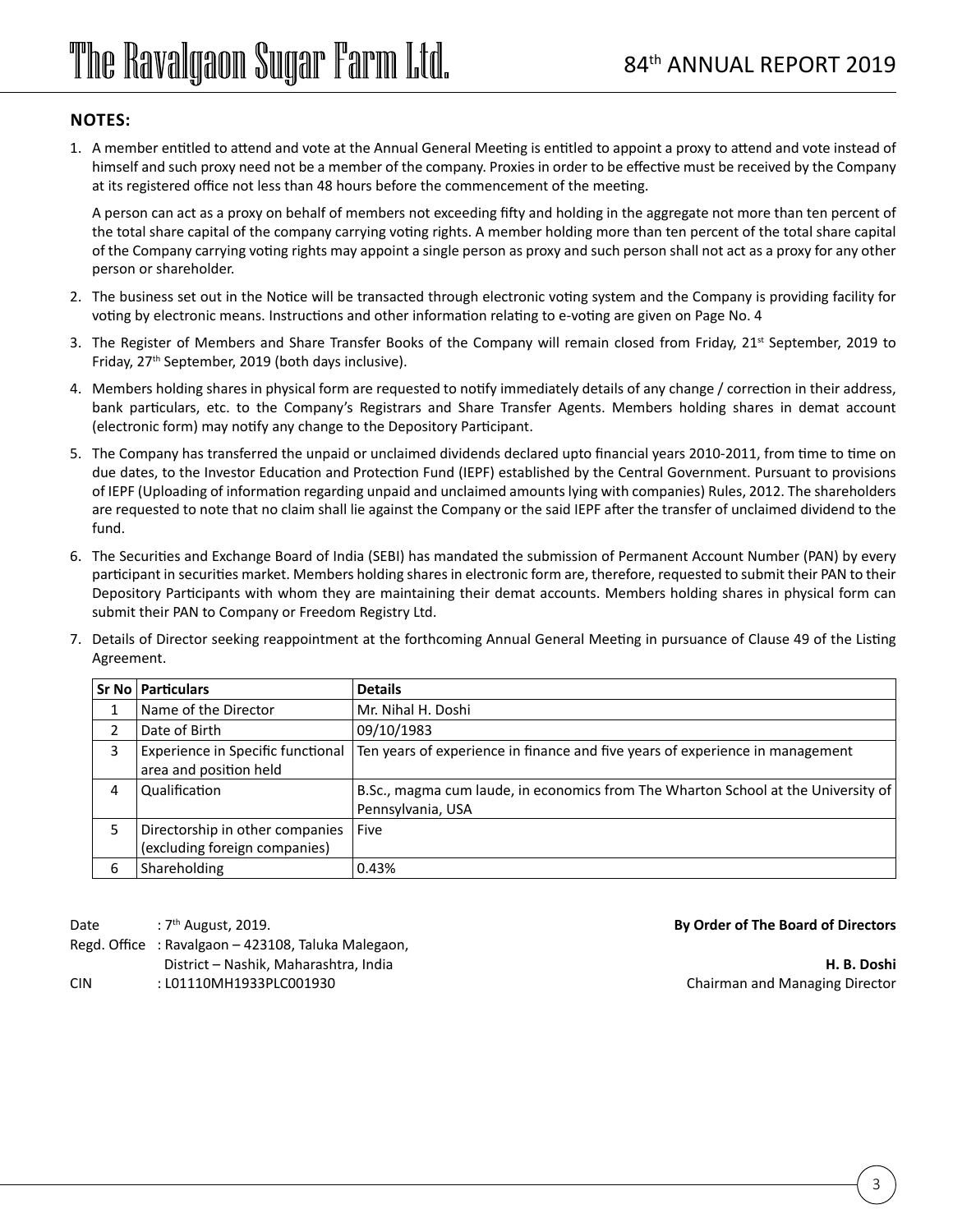## NOTES:

1. A member entitled to attend and vote at the Annual General Meeting is entitled to appoint a proxy to attend and vote instead of himself and such proxy need not be a member of the company. Proxies in order to be effective must be received by the Company at its registered office not less than 48 hours before the commencement of the meeting.

   A person can act as a proxy on behalf of members not exceeding fifty and holding in the aggregate not more than ten percent of the total share capital of the company carrying voting rights. A member holding more than ten percent of the total share capital of the Company carrying voting rights may appoint a single person as proxy and such person shall not act as a proxy for any other person or shareholder.

2. The business set out in the Notice will be transacted through electronic voting system and the Company is providing facility for voting by electronic means. Instructions and other information relating to e-voting are given on Page No. 4

3. The Register of Members and Share Transfer Books of the Company will remain closed from Friday, 21st September, 2019 to Friday, 27th September, 2019 (both days inclusive).

4. Members holding shares in physical form are requested to notify immediately details of any change / correction in their address, bank particulars, etc. to the Company's Registrars and Share Transfer Agents. Members holding shares in demat account (electronic form) may notify any change to the Depository Participant.

5. The Company has transferred the unpaid or unclaimed dividends declared upto financial years 2010-2011, from time to time on due dates, to the Investor Education and Protection Fund (IEPF) established by the Central Government. Pursuant to provisions of IEPF (Uploading of information regarding unpaid and unclaimed amounts lying with companies) Rules, 2012. The shareholders are requested to note that no claim shall lie against the Company or the said IEPF after the transfer of unclaimed dividend to the fund.

6. The Securities and Exchange Board of India (SEBI) has mandated the submission of Permanent Account Number (PAN) by every participant in securities market. Members holding shares in electronic form are, therefore, requested to submit their PAN to their Depository Participants with whom they are maintaining their demat accounts. Members holding shares in physical form can submit their PAN to Company or Freedom Registry Ltd.

7. Details of Director seeking reappointment at the forthcoming Annual General Meeting in pursuance of Clause 49 of the Listing Agreement.

| Sr No | Particulars | Details |
|---|---|---|
| 1 | Name of the Director | Mr. Nihal H. Doshi |
| 2 | Date of Birth | 09/10/1983 |
| 3 | Experience in Specific functional area and position held | Ten years of experience in finance and five years of experience in management |
| 4 | Qualification | B.Sc., magma cum laude, in economics from The Wharton School at the University of Pennsylvania, USA |
| 5 | Directorship in other companies (excluding foreign companies) | Five |
| 6 | Shareholding | 0.43% |

Date : 7th August, 2019.

Regd. Office : Ravalgaon – 423108, Taluka Malegaon, District – Nashik, Maharashtra, India

CIN : L01110MH1933PLC001930

**By Order of The Board of Directors**

**H. B. Doshi**

Chairman and Managing Director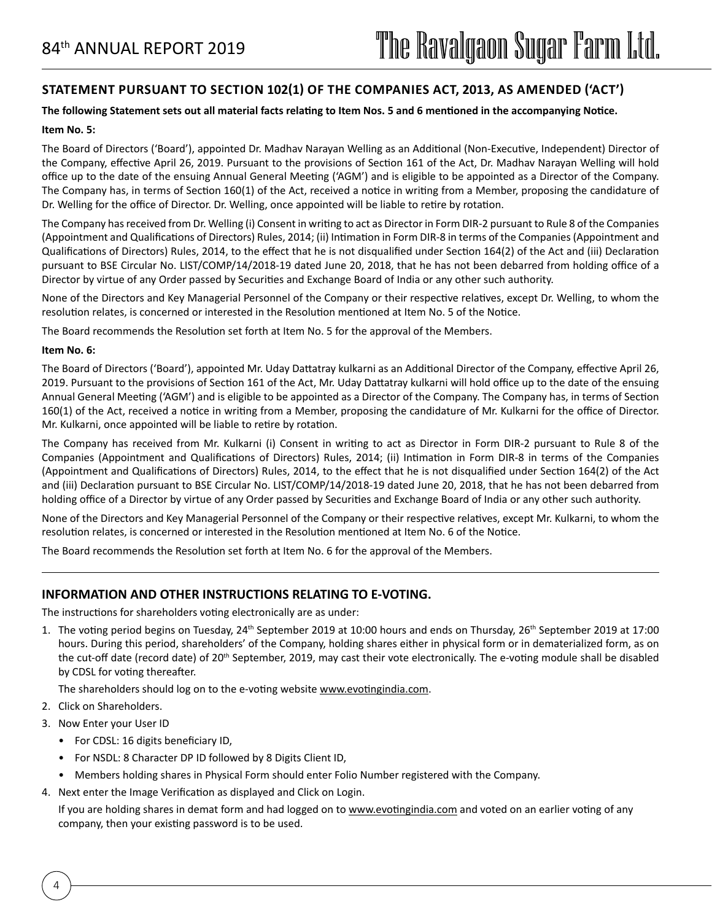## STATEMENT PURSUANT TO SECTION 102(1) OF THE COMPANIES ACT, 2013, AS AMENDED ('ACT')

**The following Statement sets out all material facts relating to Item Nos. 5 and 6 mentioned in the accompanying Notice.**

**Item No. 5:**

The Board of Directors ('Board'), appointed Dr. Madhav Narayan Welling as an Additional (Non-Executive, Independent) Director of the Company, effective April 26, 2019. Pursuant to the provisions of Section 161 of the Act, Dr. Madhav Narayan Welling will hold office up to the date of the ensuing Annual General Meeting ('AGM') and is eligible to be appointed as a Director of the Company. The Company has, in terms of Section 160(1) of the Act, received a notice in writing from a Member, proposing the candidature of Dr. Welling for the office of Director. Dr. Welling, once appointed will be liable to retire by rotation.

The Company has received from Dr. Welling (i) Consent in writing to act as Director in Form DIR-2 pursuant to Rule 8 of the Companies (Appointment and Qualifications of Directors) Rules, 2014; (ii) Intimation in Form DIR-8 in terms of the Companies (Appointment and Qualifications of Directors) Rules, 2014, to the effect that he is not disqualified under Section 164(2) of the Act and (iii) Declaration pursuant to BSE Circular No. LIST/COMP/14/2018-19 dated June 20, 2018, that he has not been debarred from holding office of a Director by virtue of any Order passed by Securities and Exchange Board of India or any other such authority.

None of the Directors and Key Managerial Personnel of the Company or their respective relatives, except Dr. Welling, to whom the resolution relates, is concerned or interested in the Resolution mentioned at Item No. 5 of the Notice.

The Board recommends the Resolution set forth at Item No. 5 for the approval of the Members.

**Item No. 6:**

The Board of Directors ('Board'), appointed Mr. Uday Dattatray kulkarni as an Additional Director of the Company, effective April 26, 2019. Pursuant to the provisions of Section 161 of the Act, Mr. Uday Dattatray kulkarni will hold office up to the date of the ensuing Annual General Meeting ('AGM') and is eligible to be appointed as a Director of the Company. The Company has, in terms of Section 160(1) of the Act, received a notice in writing from a Member, proposing the candidature of Mr. Kulkarni for the office of Director. Mr. Kulkarni, once appointed will be liable to retire by rotation.

The Company has received from Mr. Kulkarni (i) Consent in writing to act as Director in Form DIR-2 pursuant to Rule 8 of the Companies (Appointment and Qualifications of Directors) Rules, 2014; (ii) Intimation in Form DIR-8 in terms of the Companies (Appointment and Qualifications of Directors) Rules, 2014, to the effect that he is not disqualified under Section 164(2) of the Act and (iii) Declaration pursuant to BSE Circular No. LIST/COMP/14/2018-19 dated June 20, 2018, that he has not been debarred from holding office of a Director by virtue of any Order passed by Securities and Exchange Board of India or any other such authority.

None of the Directors and Key Managerial Personnel of the Company or their respective relatives, except Mr. Kulkarni, to whom the resolution relates, is concerned or interested in the Resolution mentioned at Item No. 6 of the Notice.

The Board recommends the Resolution set forth at Item No. 6 for the approval of the Members.

## INFORMATION AND OTHER INSTRUCTIONS RELATING TO E-VOTING.

The instructions for shareholders voting electronically are as under:

1. The voting period begins on Tuesday, 24th September 2019 at 10:00 hours and ends on Thursday, 26th September 2019 at 17:00 hours. During this period, shareholders' of the Company, holding shares either in physical form or in dematerialized form, as on the cut-off date (record date) of 20th September, 2019, may cast their vote electronically. The e-voting module shall be disabled by CDSL for voting thereafter.

   The shareholders should log on to the e-voting website www.evotingindia.com.

2. Click on Shareholders.
3. Now Enter your User ID
   - For CDSL: 16 digits beneficiary ID,
   - For NSDL: 8 Character DP ID followed by 8 Digits Client ID,
   - Members holding shares in Physical Form should enter Folio Number registered with the Company.
4. Next enter the Image Verification as displayed and Click on Login.

   If you are holding shares in demat form and had logged on to www.evotingindia.com and voted on an earlier voting of any company, then your existing password is to be used.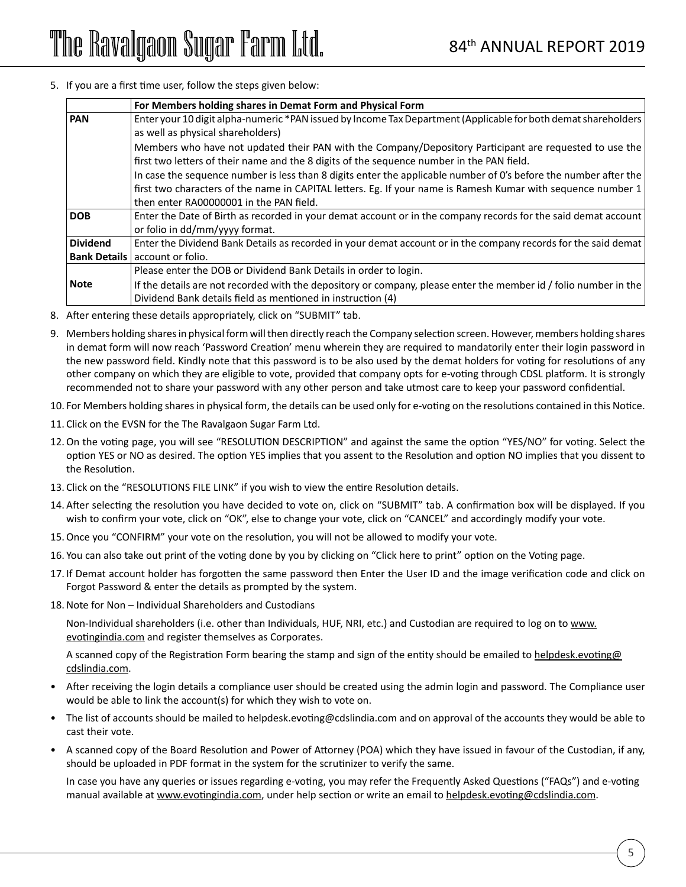5. If you are a first time user, follow the steps given below:

| | For Members holding shares in Demat Form and Physical Form |
|---|---|
| **PAN** | Enter your 10 digit alpha-numeric *PAN issued by Income Tax Department (Applicable for both demat shareholders as well as physical shareholders)<br>Members who have not updated their PAN with the Company/Depository Participant are requested to use the first two letters of their name and the 8 digits of the sequence number in the PAN field.<br>In case the sequence number is less than 8 digits enter the applicable number of 0's before the number after the first two characters of the name in CAPITAL letters. Eg. If your name is Ramesh Kumar with sequence number 1 then enter RA00000001 in the PAN field. |
| **DOB** | Enter the Date of Birth as recorded in your demat account or in the company records for the said demat account or folio in dd/mm/yyyy format. |
| **Dividend Bank Details** | Enter the Dividend Bank Details as recorded in your demat account or in the company records for the said demat account or folio. |
| **Note** | Please enter the DOB or Dividend Bank Details in order to login.<br>If the details are not recorded with the depository or company, please enter the member id / folio number in the Dividend Bank details field as mentioned in instruction (4) |

8. After entering these details appropriately, click on "SUBMIT" tab.
9. Members holding shares in physical form will then directly reach the Company selection screen. However, members holding shares in demat form will now reach 'Password Creation' menu wherein they are required to mandatorily enter their login password in the new password field. Kindly note that this password is to be also used by the demat holders for voting for resolutions of any other company on which they are eligible to vote, provided that company opts for e-voting through CDSL platform. It is strongly recommended not to share your password with any other person and take utmost care to keep your password confidential.
10. For Members holding shares in physical form, the details can be used only for e-voting on the resolutions contained in this Notice.
11. Click on the EVSN for the The Ravalgaon Sugar Farm Ltd.
12. On the voting page, you will see "RESOLUTION DESCRIPTION" and against the same the option "YES/NO" for voting. Select the option YES or NO as desired. The option YES implies that you assent to the Resolution and option NO implies that you dissent to the Resolution.
13. Click on the "RESOLUTIONS FILE LINK" if you wish to view the entire Resolution details.
14. After selecting the resolution you have decided to vote on, click on "SUBMIT" tab. A confirmation box will be displayed. If you wish to confirm your vote, click on "OK", else to change your vote, click on "CANCEL" and accordingly modify your vote.
15. Once you "CONFIRM" your vote on the resolution, you will not be allowed to modify your vote.
16. You can also take out print of the voting done by you by clicking on "Click here to print" option on the Voting page.
17. If Demat account holder has forgotten the same password then Enter the User ID and the image verification code and click on Forgot Password & enter the details as prompted by the system.
18. Note for Non – Individual Shareholders and Custodians

    Non-Individual shareholders (i.e. other than Individuals, HUF, NRI, etc.) and Custodian are required to log on to www.evotingindia.com and register themselves as Corporates.

    A scanned copy of the Registration Form bearing the stamp and sign of the entity should be emailed to helpdesk.evoting@cdslindia.com.

- After receiving the login details a compliance user should be created using the admin login and password. The Compliance user would be able to link the account(s) for which they wish to vote on.
- The list of accounts should be mailed to helpdesk.evoting@cdslindia.com and on approval of the accounts they would be able to cast their vote.
- A scanned copy of the Board Resolution and Power of Attorney (POA) which they have issued in favour of the Custodian, if any, should be uploaded in PDF format in the system for the scrutinizer to verify the same.

  In case you have any queries or issues regarding e-voting, you may refer the Frequently Asked Questions ("FAQs") and e-voting manual available at www.evotingindia.com, under help section or write an email to helpdesk.evoting@cdslindia.com.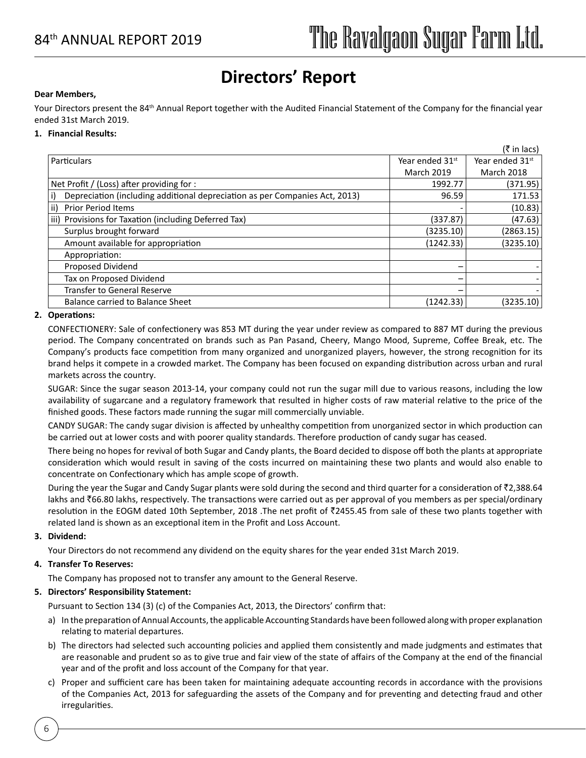# Directors' Report

**Dear Members,**

Your Directors present the 84th Annual Report together with the Audited Financial Statement of the Company for the financial year ended 31st March 2019.

**1. Financial Results:**

(₹ in lacs)

| Particulars | Year ended 31st March 2019 | Year ended 31st March 2018 |
|---|---|---|
| Net Profit / (Loss) after providing for : | 1992.77 | (371.95) |
| i) Depreciation (including additional depreciation as per Companies Act, 2013) | 96.59 | 171.53 |
| ii) Prior Period Items | - | (10.83) |
| iii) Provisions for Taxation (including Deferred Tax) | (337.87) | (47.63) |
| Surplus brought forward | (3235.10) | (2863.15) |
| Amount available for appropriation | (1242.33) | (3235.10) |
| Appropriation: | | |
| Proposed Dividend | – | - |
| Tax on Proposed Dividend | – | - |
| Transfer to General Reserve | – | - |
| Balance carried to Balance Sheet | (1242.33) | (3235.10) |

**2. Operations:**

CONFECTIONERY: Sale of confectionery was 853 MT during the year under review as compared to 887 MT during the previous period. The Company concentrated on brands such as Pan Pasand, Cheery, Mango Mood, Supreme, Coffee Break, etc. The Company's products face competition from many organized and unorganized players, however, the strong recognition for its brand helps it compete in a crowded market. The Company has been focused on expanding distribution across urban and rural markets across the country.

SUGAR: Since the sugar season 2013-14, your company could not run the sugar mill due to various reasons, including the low availability of sugarcane and a regulatory framework that resulted in higher costs of raw material relative to the price of the finished goods. These factors made running the sugar mill commercially unviable.

CANDY SUGAR: The candy sugar division is affected by unhealthy competition from unorganized sector in which production can be carried out at lower costs and with poorer quality standards. Therefore production of candy sugar has ceased.

There being no hopes for revival of both Sugar and Candy plants, the Board decided to dispose off both the plants at appropriate consideration which would result in saving of the costs incurred on maintaining these two plants and would also enable to concentrate on Confectionary which has ample scope of growth.

During the year the Sugar and Candy Sugar plants were sold during the second and third quarter for a consideration of ₹2,388.64 lakhs and ₹66.80 lakhs, respectively. The transactions were carried out as per approval of you members as per special/ordinary resolution in the EOGM dated 10th September, 2018 .The net profit of ₹2455.45 from sale of these two plants together with related land is shown as an exceptional item in the Profit and Loss Account.

**3. Dividend:**

Your Directors do not recommend any dividend on the equity shares for the year ended 31st March 2019.

**4. Transfer To Reserves:**

The Company has proposed not to transfer any amount to the General Reserve.

**5. Directors' Responsibility Statement:**

Pursuant to Section 134 (3) (c) of the Companies Act, 2013, the Directors' confirm that:

a) In the preparation of Annual Accounts, the applicable Accounting Standards have been followed along with proper explanation relating to material departures.

b) The directors had selected such accounting policies and applied them consistently and made judgments and estimates that are reasonable and prudent so as to give true and fair view of the state of affairs of the Company at the end of the financial year and of the profit and loss account of the Company for that year.

c) Proper and sufficient care has been taken for maintaining adequate accounting records in accordance with the provisions of the Companies Act, 2013 for safeguarding the assets of the Company and for preventing and detecting fraud and other irregularities.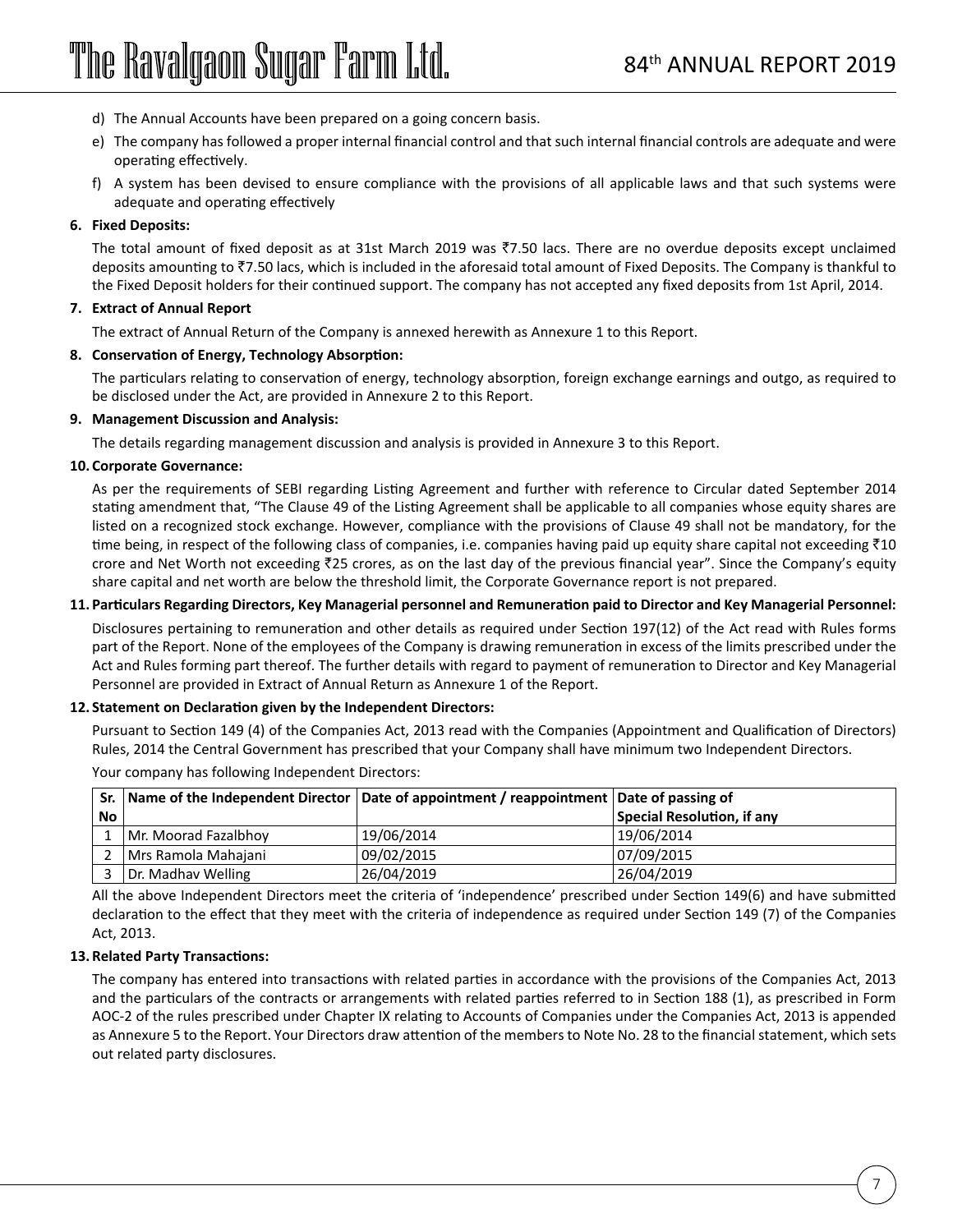d) The Annual Accounts have been prepared on a going concern basis.

e) The company has followed a proper internal financial control and that such internal financial controls are adequate and were operating effectively.

f) A system has been devised to ensure compliance with the provisions of all applicable laws and that such systems were adequate and operating effectively

**6. Fixed Deposits:**

The total amount of fixed deposit as at 31st March 2019 was ₹7.50 lacs. There are no overdue deposits except unclaimed deposits amounting to ₹7.50 lacs, which is included in the aforesaid total amount of Fixed Deposits. The Company is thankful to the Fixed Deposit holders for their continued support. The company has not accepted any fixed deposits from 1st April, 2014.

**7. Extract of Annual Report**

The extract of Annual Return of the Company is annexed herewith as Annexure 1 to this Report.

**8. Conservation of Energy, Technology Absorption:**

The particulars relating to conservation of energy, technology absorption, foreign exchange earnings and outgo, as required to be disclosed under the Act, are provided in Annexure 2 to this Report.

**9. Management Discussion and Analysis:**

The details regarding management discussion and analysis is provided in Annexure 3 to this Report.

**10. Corporate Governance:**

As per the requirements of SEBI regarding Listing Agreement and further with reference to Circular dated September 2014 stating amendment that, "The Clause 49 of the Listing Agreement shall be applicable to all companies whose equity shares are listed on a recognized stock exchange. However, compliance with the provisions of Clause 49 shall not be mandatory, for the time being, in respect of the following class of companies, i.e. companies having paid up equity share capital not exceeding ₹10 crore and Net Worth not exceeding ₹25 crores, as on the last day of the previous financial year". Since the Company's equity share capital and net worth are below the threshold limit, the Corporate Governance report is not prepared.

**11. Particulars Regarding Directors, Key Managerial personnel and Remuneration paid to Director and Key Managerial Personnel:**

Disclosures pertaining to remuneration and other details as required under Section 197(12) of the Act read with Rules forms part of the Report. None of the employees of the Company is drawing remuneration in excess of the limits prescribed under the Act and Rules forming part thereof. The further details with regard to payment of remuneration to Director and Key Managerial Personnel are provided in Extract of Annual Return as Annexure 1 of the Report.

**12. Statement on Declaration given by the Independent Directors:**

Pursuant to Section 149 (4) of the Companies Act, 2013 read with the Companies (Appointment and Qualification of Directors) Rules, 2014 the Central Government has prescribed that your Company shall have minimum two Independent Directors.

Your company has following Independent Directors:

| Sr. No | Name of the Independent Director | Date of appointment / reappointment | Date of passing of Special Resolution, if any |
|---|---|---|---|
| 1 | Mr. Moorad Fazalbhoy | 19/06/2014 | 19/06/2014 |
| 2 | Mrs Ramola Mahajani | 09/02/2015 | 07/09/2015 |
| 3 | Dr. Madhav Welling | 26/04/2019 | 26/04/2019 |

All the above Independent Directors meet the criteria of 'independence' prescribed under Section 149(6) and have submitted declaration to the effect that they meet with the criteria of independence as required under Section 149 (7) of the Companies Act, 2013.

**13. Related Party Transactions:**

The company has entered into transactions with related parties in accordance with the provisions of the Companies Act, 2013 and the particulars of the contracts or arrangements with related parties referred to in Section 188 (1), as prescribed in Form AOC-2 of the rules prescribed under Chapter IX relating to Accounts of Companies under the Companies Act, 2013 is appended as Annexure 5 to the Report. Your Directors draw attention of the members to Note No. 28 to the financial statement, which sets out related party disclosures.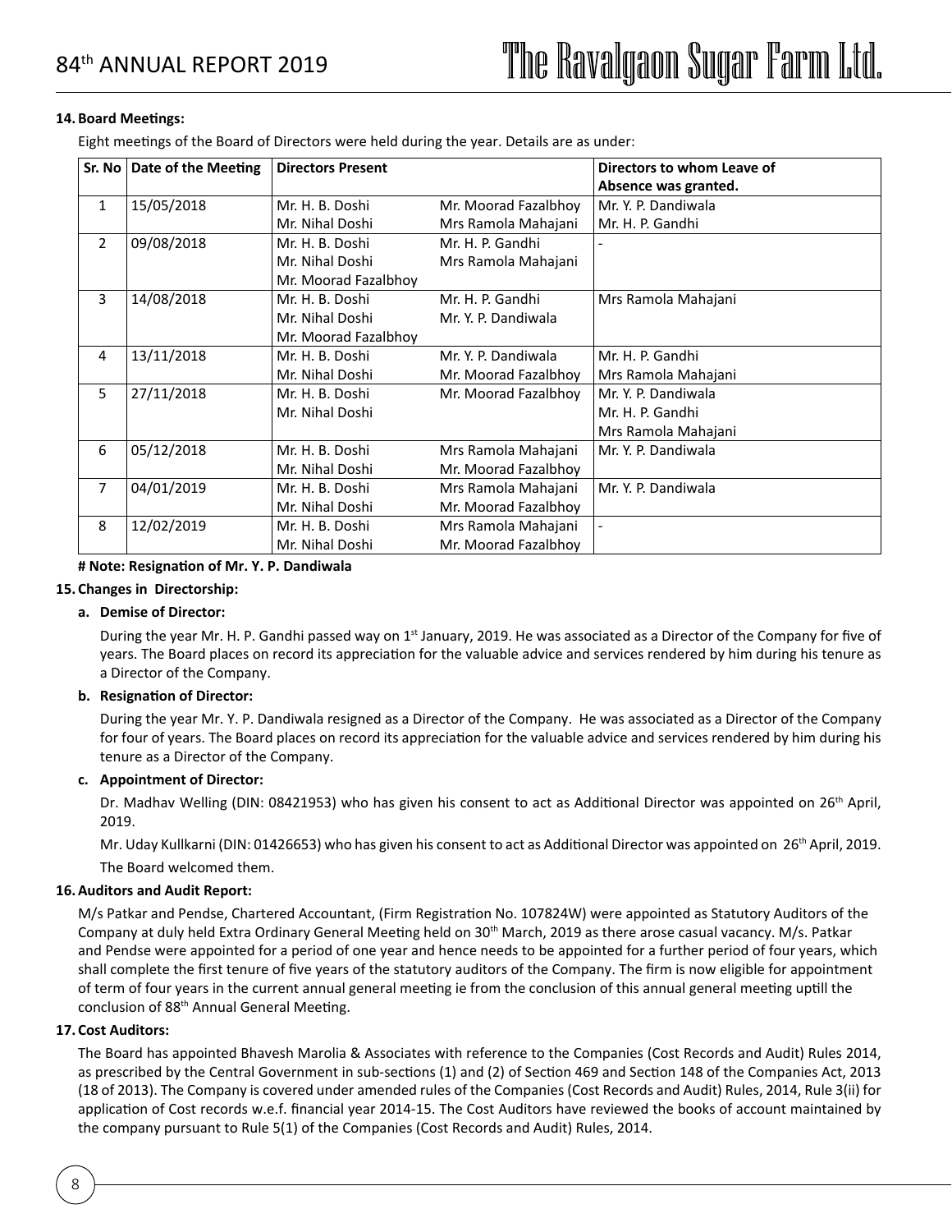**14. Board Meetings:**

Eight meetings of the Board of Directors were held during the year. Details are as under:

| Sr. No | Date of the Meeting | Directors Present | | Directors to whom Leave of Absence was granted. |
|---|---|---|---|---|
| 1 | 15/05/2018 | Mr. H. B. Doshi<br>Mr. Nihal Doshi | Mr. Moorad Fazalbhoy<br>Mrs Ramola Mahajani | Mr. Y. P. Dandiwala<br>Mr. H. P. Gandhi |
| 2 | 09/08/2018 | Mr. H. B. Doshi<br>Mr. Nihal Doshi<br>Mr. Moorad Fazalbhoy | Mr. H. P. Gandhi<br>Mrs Ramola Mahajani | - |
| 3 | 14/08/2018 | Mr. H. B. Doshi<br>Mr. Nihal Doshi<br>Mr. Moorad Fazalbhoy | Mr. H. P. Gandhi<br>Mr. Y. P. Dandiwala | Mrs Ramola Mahajani |
| 4 | 13/11/2018 | Mr. H. B. Doshi<br>Mr. Nihal Doshi | Mr. Y. P. Dandiwala<br>Mr. Moorad Fazalbhoy | Mr. H. P. Gandhi<br>Mrs Ramola Mahajani |
| 5 | 27/11/2018 | Mr. H. B. Doshi<br>Mr. Nihal Doshi | Mr. Moorad Fazalbhoy | Mr. Y. P. Dandiwala<br>Mr. H. P. Gandhi<br>Mrs Ramola Mahajani |
| 6 | 05/12/2018 | Mr. H. B. Doshi<br>Mr. Nihal Doshi | Mrs Ramola Mahajani<br>Mr. Moorad Fazalbhoy | Mr. Y. P. Dandiwala |
| 7 | 04/01/2019 | Mr. H. B. Doshi<br>Mr. Nihal Doshi | Mrs Ramola Mahajani<br>Mr. Moorad Fazalbhoy | Mr. Y. P. Dandiwala |
| 8 | 12/02/2019 | Mr. H. B. Doshi<br>Mr. Nihal Doshi | Mrs Ramola Mahajani<br>Mr. Moorad Fazalbhoy | - |

**# Note: Resignation of Mr. Y. P. Dandiwala**

**15. Changes in Directorship:**

**a. Demise of Director:**

During the year Mr. H. P. Gandhi passed way on 1st January, 2019. He was associated as a Director of the Company for five of years. The Board places on record its appreciation for the valuable advice and services rendered by him during his tenure as a Director of the Company.

**b. Resignation of Director:**

During the year Mr. Y. P. Dandiwala resigned as a Director of the Company. He was associated as a Director of the Company for four of years. The Board places on record its appreciation for the valuable advice and services rendered by him during his tenure as a Director of the Company.

**c. Appointment of Director:**

Dr. Madhav Welling (DIN: 08421953) who has given his consent to act as Additional Director was appointed on 26th April, 2019.

Mr. Uday Kullkarni (DIN: 01426653) who has given his consent to act as Additional Director was appointed on 26th April, 2019.

The Board welcomed them.

**16. Auditors and Audit Report:**

M/s Patkar and Pendse, Chartered Accountant, (Firm Registration No. 107824W) were appointed as Statutory Auditors of the Company at duly held Extra Ordinary General Meeting held on 30th March, 2019 as there arose casual vacancy. M/s. Patkar and Pendse were appointed for a period of one year and hence needs to be appointed for a further period of four years, which shall complete the first tenure of five years of the statutory auditors of the Company. The firm is now eligible for appointment of term of four years in the current annual general meeting ie from the conclusion of this annual general meeting uptill the conclusion of 88th Annual General Meeting.

**17. Cost Auditors:**

The Board has appointed Bhavesh Marolia & Associates with reference to the Companies (Cost Records and Audit) Rules 2014, as prescribed by the Central Government in sub-sections (1) and (2) of Section 469 and Section 148 of the Companies Act, 2013 (18 of 2013). The Company is covered under amended rules of the Companies (Cost Records and Audit) Rules, 2014, Rule 3(ii) for application of Cost records w.e.f. financial year 2014-15. The Cost Auditors have reviewed the books of account maintained by the company pursuant to Rule 5(1) of the Companies (Cost Records and Audit) Rules, 2014.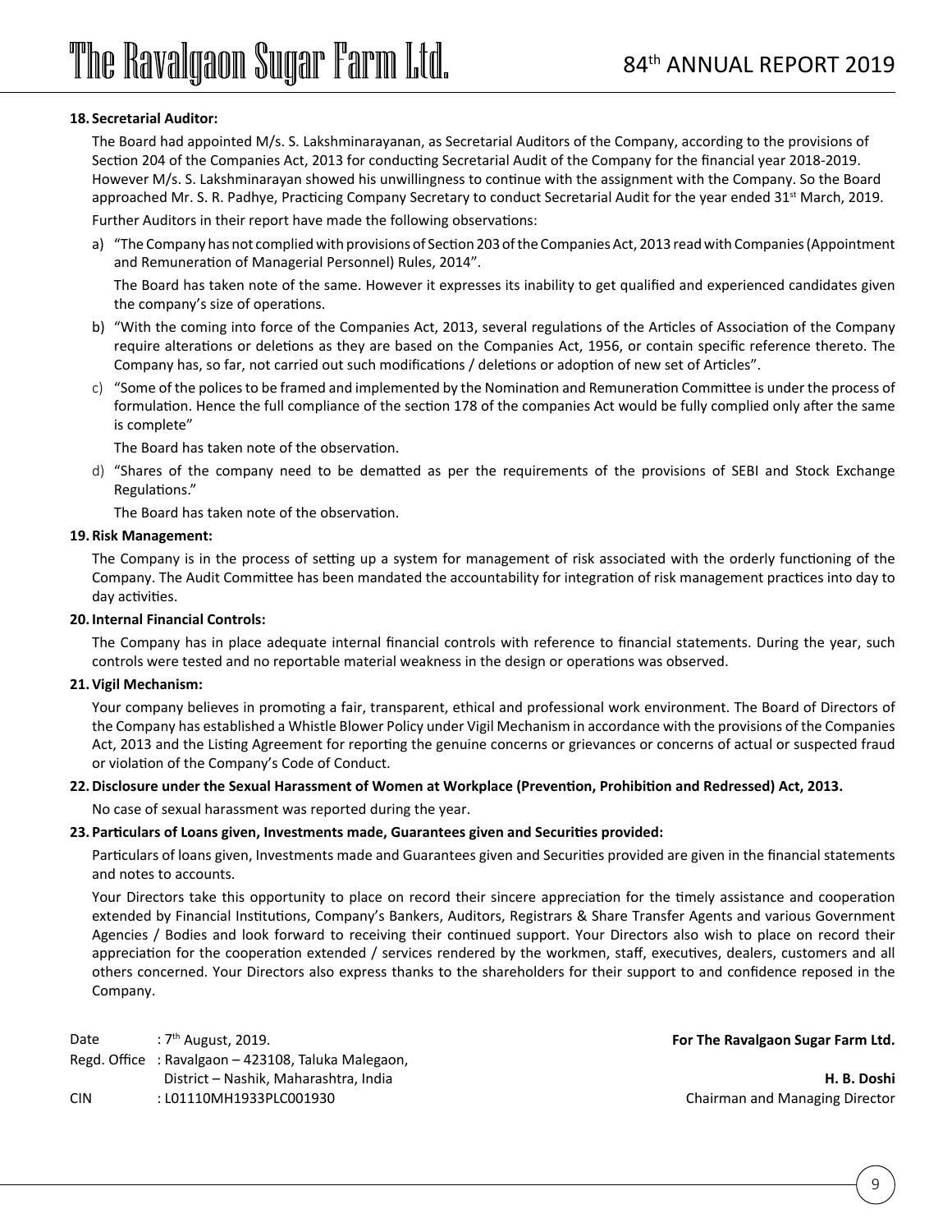### 18. Secretarial Auditor:

The Board had appointed M/s. S. Lakshminarayanan, as Secretarial Auditors of the Company, according to the provisions of Section 204 of the Companies Act, 2013 for conducting Secretarial Audit of the Company for the financial year 2018-2019. However M/s. S. Lakshminarayan showed his unwillingness to continue with the assignment with the Company. So the Board approached Mr. S. R. Padhye, Practicing Company Secretary to conduct Secretarial Audit for the year ended 31st March, 2019.

Further Auditors in their report have made the following observations:

a) "The Company has not complied with provisions of Section 203 of the Companies Act, 2013 read with Companies (Appointment and Remuneration of Managerial Personnel) Rules, 2014".

   The Board has taken note of the same. However it expresses its inability to get qualified and experienced candidates given the company's size of operations.

b) "With the coming into force of the Companies Act, 2013, several regulations of the Articles of Association of the Company require alterations or deletions as they are based on the Companies Act, 1956, or contain specific reference thereto. The Company has, so far, not carried out such modifications / deletions or adoption of new set of Articles".

c) "Some of the polices to be framed and implemented by the Nomination and Remuneration Committee is under the process of formulation. Hence the full compliance of the section 178 of the companies Act would be fully complied only after the same is complete"

   The Board has taken note of the observation.

d) "Shares of the company need to be dematted as per the requirements of the provisions of SEBI and Stock Exchange Regulations."

   The Board has taken note of the observation.

### 19. Risk Management:

The Company is in the process of setting up a system for management of risk associated with the orderly functioning of the Company. The Audit Committee has been mandated the accountability for integration of risk management practices into day to day activities.

### 20. Internal Financial Controls:

The Company has in place adequate internal financial controls with reference to financial statements. During the year, such controls were tested and no reportable material weakness in the design or operations was observed.

### 21. Vigil Mechanism:

Your company believes in promoting a fair, transparent, ethical and professional work environment. The Board of Directors of the Company has established a Whistle Blower Policy under Vigil Mechanism in accordance with the provisions of the Companies Act, 2013 and the Listing Agreement for reporting the genuine concerns or grievances or concerns of actual or suspected fraud or violation of the Company's Code of Conduct.

### 22. Disclosure under the Sexual Harassment of Women at Workplace (Prevention, Prohibition and Redressed) Act, 2013.

No case of sexual harassment was reported during the year.

### 23. Particulars of Loans given, Investments made, Guarantees given and Securities provided:

Particulars of loans given, Investments made and Guarantees given and Securities provided are given in the financial statements and notes to accounts.

Your Directors take this opportunity to place on record their sincere appreciation for the timely assistance and cooperation extended by Financial Institutions, Company's Bankers, Auditors, Registrars & Share Transfer Agents and various Government Agencies / Bodies and look forward to receiving their continued support. Your Directors also wish to place on record their appreciation for the cooperation extended / services rendered by the workmen, staff, executives, dealers, customers and all others concerned. Your Directors also express thanks to the shareholders for their support to and confidence reposed in the Company.

Date : 7th August, 2019.
Regd. Office : Ravalgaon – 423108, Taluka Malegaon, District – Nashik, Maharashtra, India
CIN : L01110MH1933PLC001930

**For The Ravalgaon Sugar Farm Ltd.**

**H. B. Doshi**
Chairman and Managing Director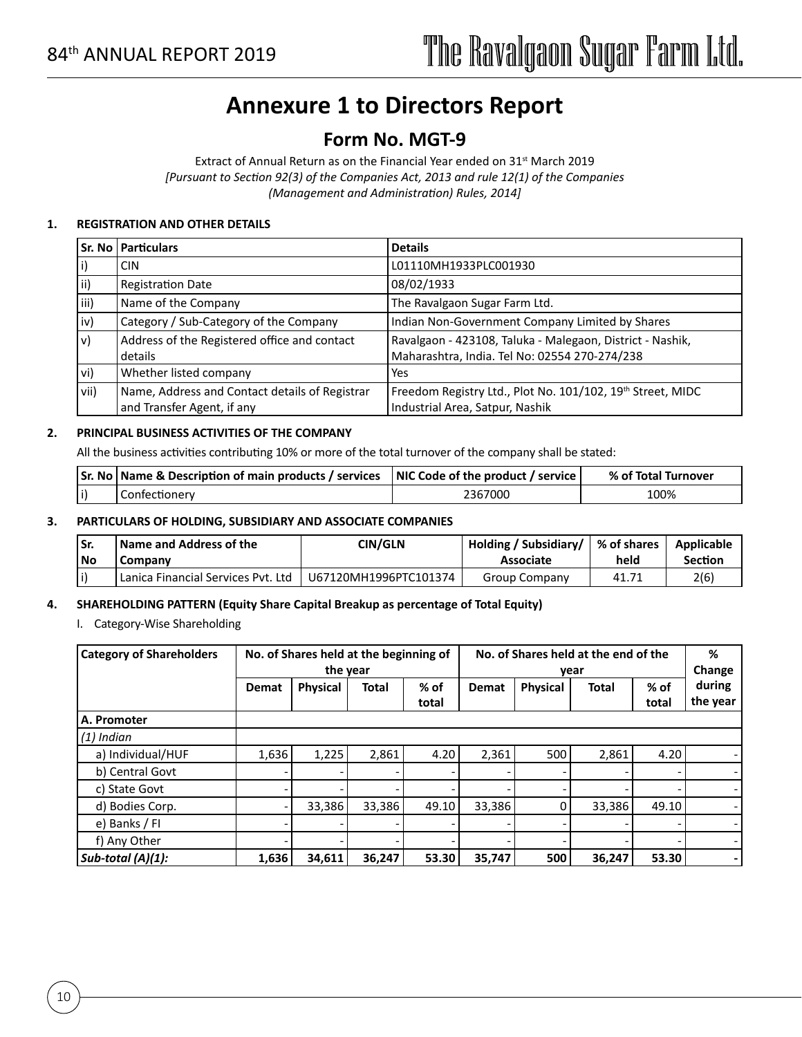# Annexure 1 to Directors Report

## Form No. MGT-9

Extract of Annual Return as on the Financial Year ended on 31st March 2019

*[Pursuant to Section 92(3) of the Companies Act, 2013 and rule 12(1) of the Companies (Management and Administration) Rules, 2014]*

### 1. REGISTRATION AND OTHER DETAILS

| Sr. No | Particulars | Details |
|---|---|---|
| i) | CIN | L01110MH1933PLC001930 |
| ii) | Registration Date | 08/02/1933 |
| iii) | Name of the Company | The Ravalgaon Sugar Farm Ltd. |
| iv) | Category / Sub-Category of the Company | Indian Non-Government Company Limited by Shares |
| v) | Address of the Registered office and contact details | Ravalgaon - 423108, Taluka - Malegaon, District - Nashik, Maharashtra, India. Tel No: 02554 270-274/238 |
| vi) | Whether listed company | Yes |
| vii) | Name, Address and Contact details of Registrar and Transfer Agent, if any | Freedom Registry Ltd., Plot No. 101/102, 19th Street, MIDC Industrial Area, Satpur, Nashik |

### 2. PRINCIPAL BUSINESS ACTIVITIES OF THE COMPANY

All the business activities contributing 10% or more of the total turnover of the company shall be stated:

| Sr. No | Name & Description of main products / services | NIC Code of the product / service | % of Total Turnover |
|---|---|---|---|
| i) | Confectionery | 2367000 | 100% |

### 3. PARTICULARS OF HOLDING, SUBSIDIARY AND ASSOCIATE COMPANIES

| Sr. No | Name and Address of the Company | CIN/GLN | Holding / Subsidiary/ Associate | % of shares held | Applicable Section |
|---|---|---|---|---|---|
| i) | Lanica Financial Services Pvt. Ltd | U67120MH1996PTC101374 | Group Company | 41.71 | 2(6) |

### 4. SHAREHOLDING PATTERN (Equity Share Capital Breakup as percentage of Total Equity)

I. Category-Wise Shareholding

| Category of Shareholders | No. of Shares held at the beginning of the year | | | | No. of Shares held at the end of the year | | | | % Change during the year |
|---|---|---|---|---|---|---|---|---|---|
| | Demat | Physical | Total | % of total | Demat | Physical | Total | % of total | |
| **A. Promoter** | | | | | | | | | |
| *(1) Indian* | | | | | | | | | |
| a) Individual/HUF | 1,636 | 1,225 | 2,861 | 4.20 | 2,361 | 500 | 2,861 | 4.20 | - |
| b) Central Govt | - | - | - | - | - | - | - | - | - |
| c) State Govt | - | - | - | - | - | - | - | - | - |
| d) Bodies Corp. | - | 33,386 | 33,386 | 49.10 | 33,386 | 0 | 33,386 | 49.10 | - |
| e) Banks / FI | - | - | - | - | - | - | - | - | - |
| f) Any Other | - | - | - | - | - | - | - | - | - |
| ***Sub-total (A)(1):*** | **1,636** | **34,611** | **36,247** | **53.30** | **35,747** | **500** | **36,247** | **53.30** | **-** |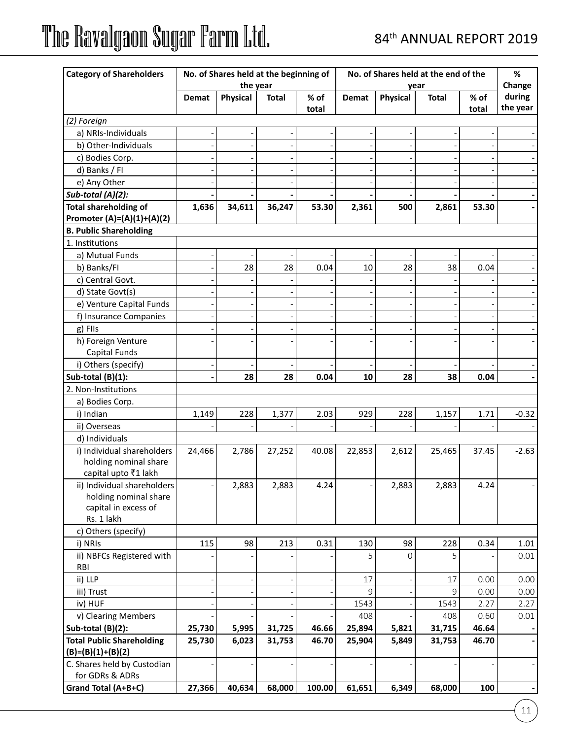| Category of Shareholders | No. of Shares held at the beginning of the year | | | | No. of Shares held at the end of the year | | | | % Change during the year |
|---|---|---|---|---|---|---|---|---|---|
| | Demat | Physical | Total | % of total | Demat | Physical | Total | % of total | |
| *(2) Foreign* | | | | | | | | | |
| a) NRIs-Individuals | - | - | - | - | - | - | - | - | - |
| b) Other-Individuals | - | - | - | - | - | - | - | - | - |
| c) Bodies Corp. | - | - | - | - | - | - | - | - | - |
| d) Banks / FI | - | - | - | - | - | - | - | - | - |
| e) Any Other | - | - | - | - | - | - | - | - | - |
| ***Sub-total (A)(2):*** | **-** | **-** | **-** | **-** | **-** | **-** | **-** | **-** | **-** |
| **Total shareholding of Promoter (A)=(A)(1)+(A)(2)** | **1,636** | **34,611** | **36,247** | **53.30** | **2,361** | **500** | **2,861** | **53.30** | **-** |
| **B. Public Shareholding** | | | | | | | | | |
| 1. Institutions | | | | | | | | | |
| a) Mutual Funds | - | - | - | - | - | - | - | - | - |
| b) Banks/FI | - | 28 | 28 | 0.04 | 10 | 28 | 38 | 0.04 | - |
| c) Central Govt. | - | - | - | - | - | - | - | - | - |
| d) State Govt(s) | - | - | - | - | - | - | - | - | - |
| e) Venture Capital Funds | - | - | - | - | - | - | - | - | - |
| f) Insurance Companies | - | - | - | - | - | - | - | - | - |
| g) FIIs | - | - | - | - | - | - | - | - | - |
| h) Foreign Venture Capital Funds | - | - | - | - | - | - | - | - | - |
| i) Others (specify) | - | - | - | - | - | - | - | - | - |
| **Sub-total (B)(1):** | **-** | **28** | **28** | **0.04** | **10** | **28** | **38** | **0.04** | **-** |
| 2. Non-Institutions | | | | | | | | | |
| a) Bodies Corp. | | | | | | | | | |
| i) Indian | 1,149 | 228 | 1,377 | 2.03 | 929 | 228 | 1,157 | 1.71 | -0.32 |
| ii) Overseas | - | - | - | - | - | - | - | - | - |
| d) Individuals | | | | | | | | | |
| i) Individual shareholders holding nominal share capital upto ₹1 lakh | 24,466 | 2,786 | 27,252 | 40.08 | 22,853 | 2,612 | 25,465 | 37.45 | -2.63 |
| ii) Individual shareholders holding nominal share capital in excess of Rs. 1 lakh | - | 2,883 | 2,883 | 4.24 | - | 2,883 | 2,883 | 4.24 | - |
| c) Others (specify) | | | | | | | | | |
| i) NRIs | 115 | 98 | 213 | 0.31 | 130 | 98 | 228 | 0.34 | 1.01 |
| ii) NBFCs Registered with RBI | - | - | - | - | 5 | 0 | 5 | - | 0.01 |
| ii) LLP | - | - | - | - | 17 | - | 17 | 0.00 | 0.00 |
| iii) Trust | - | - | - | - | 9 | - | 9 | 0.00 | 0.00 |
| iv) HUF | - | - | - | - | 1543 | - | 1543 | 2.27 | 2.27 |
| v) Clearing Members | - | - | - | - | 408 | - | 408 | 0.60 | 0.01 |
| **Sub-total (B)(2):** | **25,730** | **5,995** | **31,725** | **46.66** | **25,894** | **5,821** | **31,715** | **46.64** | **-** |
| **Total Public Shareholding (B)=(B)(1)+(B)(2)** | **25,730** | **6,023** | **31,753** | **46.70** | **25,904** | **5,849** | **31,753** | **46.70** | **-** |
| C. Shares held by Custodian for GDRs & ADRs | - | - | - | - | - | - | - | - | - |
| **Grand Total (A+B+C)** | **27,366** | **40,634** | **68,000** | **100.00** | **61,651** | **6,349** | **68,000** | **100** | **-** |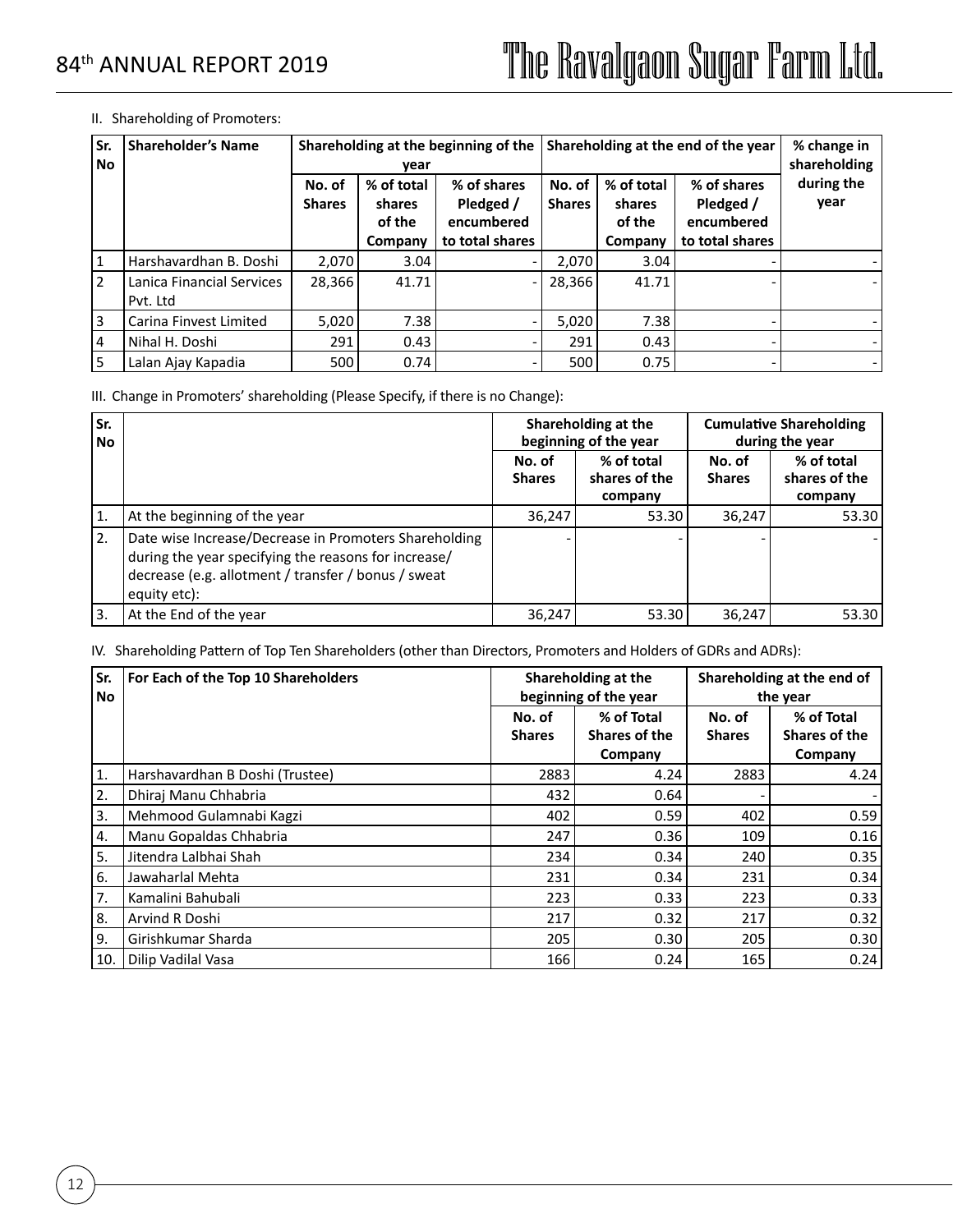II. Shareholding of Promoters:

| Sr. No | Shareholder's Name | Shareholding at the beginning of the year | | | Shareholding at the end of the year | | | % change in shareholding during the year |
|---|---|---|---|---|---|---|---|---|
| | | No. of Shares | % of total shares of the Company | % of shares Pledged / encumbered to total shares | No. of Shares | % of total shares of the Company | % of shares Pledged / encumbered to total shares | |
| 1 | Harshavardhan B. Doshi | 2,070 | 3.04 | - | 2,070 | 3.04 | - | - |
| 2 | Lanica Financial Services Pvt. Ltd | 28,366 | 41.71 | - | 28,366 | 41.71 | - | - |
| 3 | Carina Finvest Limited | 5,020 | 7.38 | - | 5,020 | 7.38 | - | - |
| 4 | Nihal H. Doshi | 291 | 0.43 | - | 291 | 0.43 | - | - |
| 5 | Lalan Ajay Kapadia | 500 | 0.74 | - | 500 | 0.75 | - | - |

III. Change in Promoters' shareholding (Please Specify, if there is no Change):

| Sr. No | | Shareholding at the beginning of the year | | Cumulative Shareholding during the year | |
|---|---|---|---|---|---|
| | | No. of Shares | % of total shares of the company | No. of Shares | % of total shares of the company |
| 1. | At the beginning of the year | 36,247 | 53.30 | 36,247 | 53.30 |
| 2. | Date wise Increase/Decrease in Promoters Shareholding during the year specifying the reasons for increase/ decrease (e.g. allotment / transfer / bonus / sweat equity etc): | - | - | - | - |
| 3. | At the End of the year | 36,247 | 53.30 | 36,247 | 53.30 |

IV. Shareholding Pattern of Top Ten Shareholders (other than Directors, Promoters and Holders of GDRs and ADRs):

| Sr. No | For Each of the Top 10 Shareholders | Shareholding at the beginning of the year | | Shareholding at the end of the year | |
|---|---|---|---|---|---|
| | | No. of Shares | % of Total Shares of the Company | No. of Shares | % of Total Shares of the Company |
| 1. | Harshavardhan B Doshi (Trustee) | 2883 | 4.24 | 2883 | 4.24 |
| 2. | Dhiraj Manu Chhabria | 432 | 0.64 | - | - |
| 3. | Mehmood Gulamnabi Kagzi | 402 | 0.59 | 402 | 0.59 |
| 4. | Manu Gopaldas Chhabria | 247 | 0.36 | 109 | 0.16 |
| 5. | Jitendra Lalbhai Shah | 234 | 0.34 | 240 | 0.35 |
| 6. | Jawaharlal Mehta | 231 | 0.34 | 231 | 0.34 |
| 7. | Kamalini Bahubali | 223 | 0.33 | 223 | 0.33 |
| 8. | Arvind R Doshi | 217 | 0.32 | 217 | 0.32 |
| 9. | Girishkumar Sharda | 205 | 0.30 | 205 | 0.30 |
| 10. | Dilip Vadilal Vasa | 166 | 0.24 | 165 | 0.24 |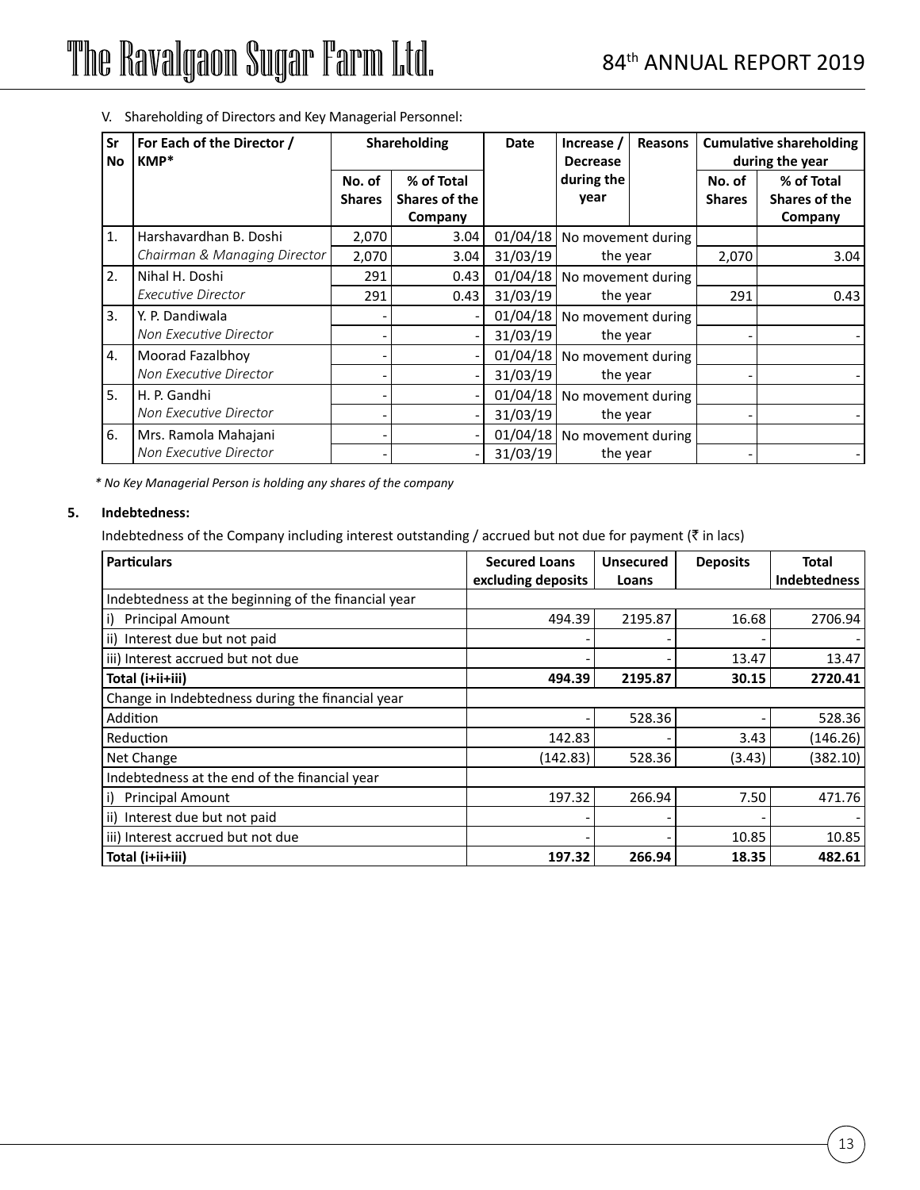V. Shareholding of Directors and Key Managerial Personnel:

| Sr No | For Each of the Director / KMP* | Shareholding | | Date | Increase / Decrease during the year | Reasons | Cumulative shareholding during the year | |
|---|---|---|---|---|---|---|---|---|
| | | No. of Shares | % of Total Shares of the Company | | | | No. of Shares | % of Total Shares of the Company |
| 1. | Harshavardhan B. Doshi | 2,070 | 3.04 | 01/04/18 | No movement during | | | |
| | *Chairman & Managing Director* | 2,070 | 3.04 | 31/03/19 | the year | | 2,070 | 3.04 |
| 2. | Nihal H. Doshi | 291 | 0.43 | 01/04/18 | No movement during | | | |
| | *Executive Director* | 291 | 0.43 | 31/03/19 | the year | | 291 | 0.43 |
| 3. | Y. P. Dandiwala | - | - | 01/04/18 | No movement during | | | |
| | *Non Executive Director* | - | - | 31/03/19 | the year | | - | - |
| 4. | Moorad Fazalbhoy | - | - | 01/04/18 | No movement during | | | |
| | *Non Executive Director* | - | - | 31/03/19 | the year | | - | - |
| 5. | H. P. Gandhi | - | - | 01/04/18 | No movement during | | | |
| | *Non Executive Director* | - | - | 31/03/19 | the year | | - | - |
| 6. | Mrs. Ramola Mahajani | - | - | 01/04/18 | No movement during | | | |
| | *Non Executive Director* | - | - | 31/03/19 | the year | | - | - |

*\* No Key Managerial Person is holding any shares of the company*

**5. Indebtedness:**

Indebtedness of the Company including interest outstanding / accrued but not due for payment (₹ in lacs)

| Particulars | Secured Loans excluding deposits | Unsecured Loans | Deposits | Total Indebtedness |
|---|---|---|---|---|
| Indebtedness at the beginning of the financial year | | | | |
| i) Principal Amount | 494.39 | 2195.87 | 16.68 | 2706.94 |
| ii) Interest due but not paid | - | - | - | - |
| iii) Interest accrued but not due | - | - | 13.47 | 13.47 |
| **Total (i+ii+iii)** | **494.39** | **2195.87** | **30.15** | **2720.41** |
| Change in Indebtedness during the financial year | | | | |
| Addition | - | 528.36 | - | 528.36 |
| Reduction | 142.83 | - | 3.43 | (146.26) |
| Net Change | (142.83) | 528.36 | (3.43) | (382.10) |
| Indebtedness at the end of the financial year | | | | |
| i) Principal Amount | 197.32 | 266.94 | 7.50 | 471.76 |
| ii) Interest due but not paid | - | - | - | - |
| iii) Interest accrued but not due | - | - | 10.85 | 10.85 |
| **Total (i+ii+iii)** | **197.32** | **266.94** | **18.35** | **482.61** |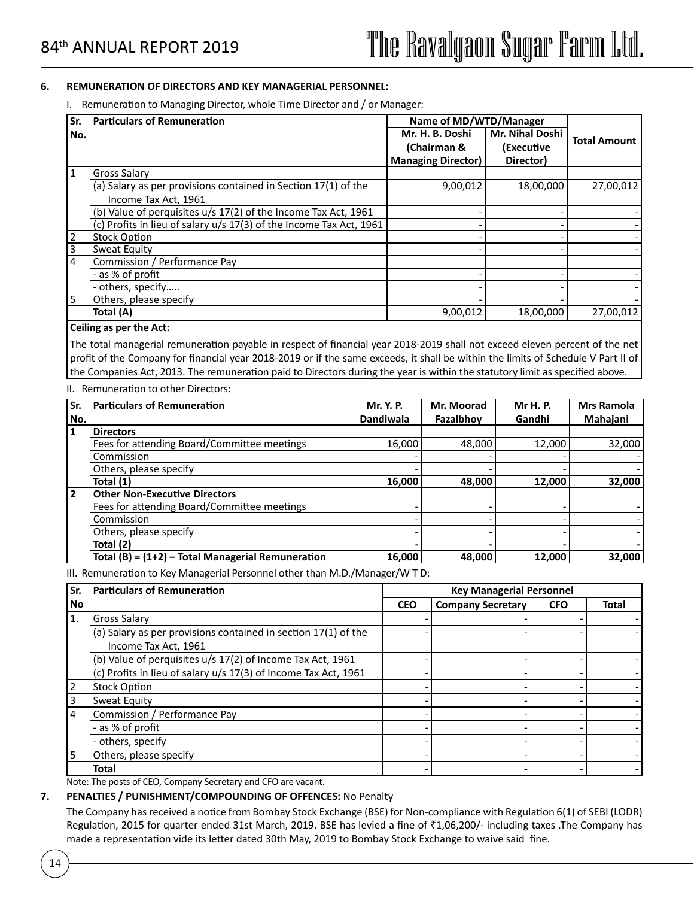## 6. REMUNERATION OF DIRECTORS AND KEY MANAGERIAL PERSONNEL:

I. Remuneration to Managing Director, whole Time Director and / or Manager:

| Sr. No. | Particulars of Remuneration | Name of MD/WTD/Manager | | Total Amount |
|---|---|---|---|---|
| | | Mr. H. B. Doshi (Chairman & Managing Director) | Mr. Nihal Doshi (Executive Director) | |
| 1 | Gross Salary | | | |
| | (a) Salary as per provisions contained in Section 17(1) of the Income Tax Act, 1961 | 9,00,012 | 18,00,000 | 27,00,012 |
| | (b) Value of perquisites u/s 17(2) of the Income Tax Act, 1961 | - | - | - |
| | (c) Profits in lieu of salary u/s 17(3) of the Income Tax Act, 1961 | - | - | - |
| 2 | Stock Option | - | - | - |
| 3 | Sweat Equity | - | - | - |
| 4 | Commission / Performance Pay | | | |
| | - as % of profit | - | - | - |
| | - others, specify….. | - | - | - |
| 5 | Others, please specify | - | - | - |
| | **Total (A)** | 9,00,012 | 18,00,000 | 27,00,012 |

**Ceiling as per the Act:**

The total managerial remuneration payable in respect of financial year 2018-2019 shall not exceed eleven percent of the net profit of the Company for financial year 2018-2019 or if the same exceeds, it shall be within the limits of Schedule V Part II of the Companies Act, 2013. The remuneration paid to Directors during the year is within the statutory limit as specified above.

II. Remuneration to other Directors:

| Sr. No. | Particulars of Remuneration | Mr. Y. P. Dandiwala | Mr. Moorad Fazalbhoy | Mr H. P. Gandhi | Mrs Ramola Mahajani |
|---|---|---|---|---|---|
| **1** | **Directors** | | | | |
| | Fees for attending Board/Committee meetings | 16,000 | 48,000 | 12,000 | 32,000 |
| | Commission | - | - | - | - |
| | Others, please specify | - | - | - | - |
| | **Total (1)** | **16,000** | **48,000** | **12,000** | **32,000** |
| **2** | **Other Non-Executive Directors** | | | | |
| | Fees for attending Board/Committee meetings | - | - | - | - |
| | Commission | - | - | - | - |
| | Others, please specify | - | - | - | - |
| | **Total (2)** | **-** | **-** | **-** | **-** |
| | **Total (B) = (1+2) – Total Managerial Remuneration** | **16,000** | **48,000** | **12,000** | **32,000** |

III. Remuneration to Key Managerial Personnel other than M.D./Manager/W T D:

| Sr. No | Particulars of Remuneration | Key Managerial Personnel | | | |
|---|---|---|---|---|---|
| | | CEO | Company Secretary | CFO | Total |
| 1. | Gross Salary | - | - | - | - |
| | (a) Salary as per provisions contained in section 17(1) of the Income Tax Act, 1961 | - | - | - | - |
| | (b) Value of perquisites u/s 17(2) of Income Tax Act, 1961 | - | - | - | - |
| | (c) Profits in lieu of salary u/s 17(3) of Income Tax Act, 1961 | - | - | - | - |
| 2 | Stock Option | - | - | - | - |
| 3 | Sweat Equity | - | - | - | - |
| 4 | Commission / Performance Pay | - | - | - | - |
| | - as % of profit | - | - | - | - |
| | - others, specify | - | - | - | - |
| 5 | Others, please specify | - | - | - | - |
| | **Total** | **-** | **-** | **-** | **-** |

Note: The posts of CEO, Company Secretary and CFO are vacant.

## 7. PENALTIES / PUNISHMENT/COMPOUNDING OF OFFENCES: No Penalty

The Company has received a notice from Bombay Stock Exchange (BSE) for Non-compliance with Regulation 6(1) of SEBI (LODR) Regulation, 2015 for quarter ended 31st March, 2019. BSE has levied a fine of ₹1,06,200/- including taxes .The Company has made a representation vide its letter dated 30th May, 2019 to Bombay Stock Exchange to waive said fine.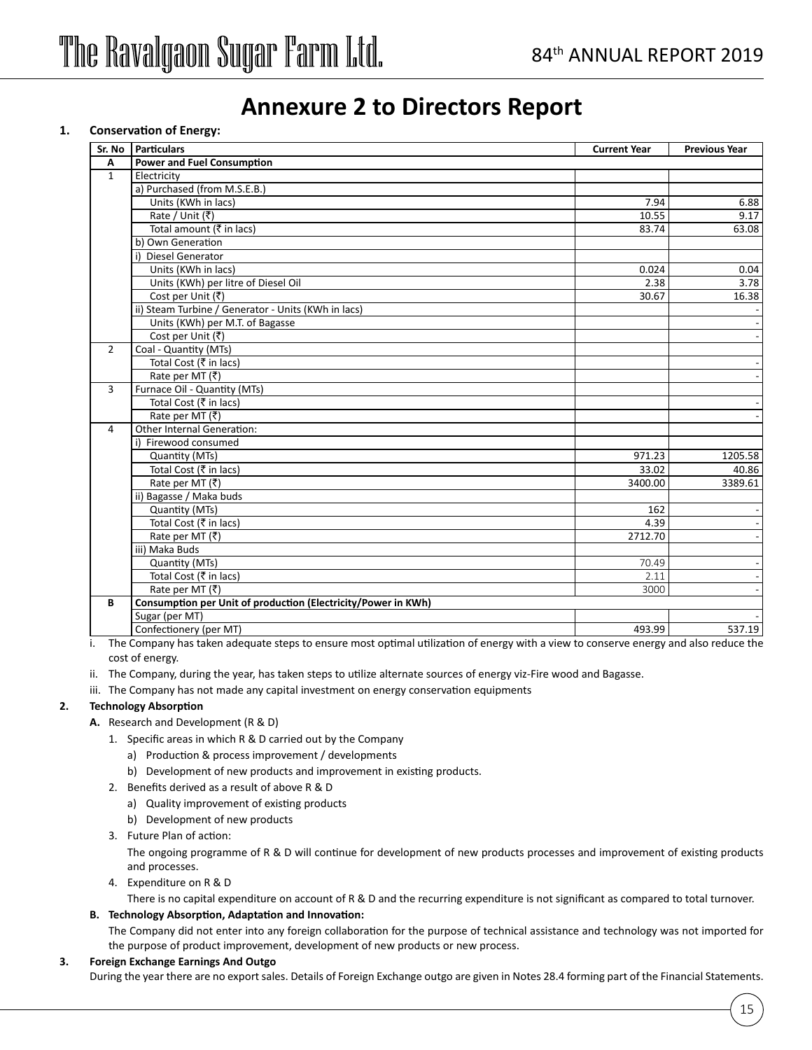# Annexure 2 to Directors Report

**1. Conservation of Energy:**

| Sr. No | Particulars | Current Year | Previous Year |
|---|---|---|---|
| **A** | **Power and Fuel Consumption** | | |
| 1 | Electricity | | |
| | a) Purchased (from M.S.E.B.) | | |
| | Units (KWh in lacs) | 7.94 | 6.88 |
| | Rate / Unit (₹) | 10.55 | 9.17 |
| | Total amount (₹ in lacs) | 83.74 | 63.08 |
| | b) Own Generation | | |
| | i) Diesel Generator | | |
| | Units (KWh in lacs) | 0.024 | 0.04 |
| | Units (KWh) per litre of Diesel Oil | 2.38 | 3.78 |
| | Cost per Unit (₹) | 30.67 | 16.38 |
| | ii) Steam Turbine / Generator - Units (KWh in lacs) | | - |
| | Units (KWh) per M.T. of Bagasse | | - |
| | Cost per Unit (₹) | | - |
| 2 | Coal - Quantity (MTs) | | |
| | Total Cost (₹ in lacs) | | - |
| | Rate per MT (₹) | | - |
| 3 | Furnace Oil - Quantity (MTs) | | |
| | Total Cost (₹ in lacs) | | - |
| | Rate per MT (₹) | | - |
| 4 | Other Internal Generation: | | |
| | i) Firewood consumed | | |
| | Quantity (MTs) | 971.23 | 1205.58 |
| | Total Cost (₹ in lacs) | 33.02 | 40.86 |
| | Rate per MT (₹) | 3400.00 | 3389.61 |
| | ii) Bagasse / Maka buds | | |
| | Quantity (MTs) | 162 | - |
| | Total Cost (₹ in lacs) | 4.39 | - |
| | Rate per MT (₹) | 2712.70 | - |
| | iii) Maka Buds | | |
| | Quantity (MTs) | 70.49 | - |
| | Total Cost (₹ in lacs) | 2.11 | - |
| | Rate per MT (₹) | 3000 | - |
| **B** | **Consumption per Unit of production (Electricity/Power in KWh)** | | |
| | Sugar (per MT) | | - |
| | Confectionery (per MT) | 493.99 | 537.19 |

i. The Company has taken adequate steps to ensure most optimal utilization of energy with a view to conserve energy and also reduce the cost of energy.

ii. The Company, during the year, has taken steps to utilize alternate sources of energy viz-Fire wood and Bagasse.

iii. The Company has not made any capital investment on energy conservation equipments

**2. Technology Absorption**

**A.** Research and Development (R & D)

1. Specific areas in which R & D carried out by the Company
   a) Production & process improvement / developments
   b) Development of new products and improvement in existing products.
2. Benefits derived as a result of above R & D
   a) Quality improvement of existing products
   b) Development of new products
3. Future Plan of action:
   The ongoing programme of R & D will continue for development of new products processes and improvement of existing products and processes.
4. Expenditure on R & D
   There is no capital expenditure on account of R & D and the recurring expenditure is not significant as compared to total turnover.

**B. Technology Absorption, Adaptation and Innovation:**

The Company did not enter into any foreign collaboration for the purpose of technical assistance and technology was not imported for the purpose of product improvement, development of new products or new process.

**3. Foreign Exchange Earnings And Outgo**

During the year there are no export sales. Details of Foreign Exchange outgo are given in Notes 28.4 forming part of the Financial Statements.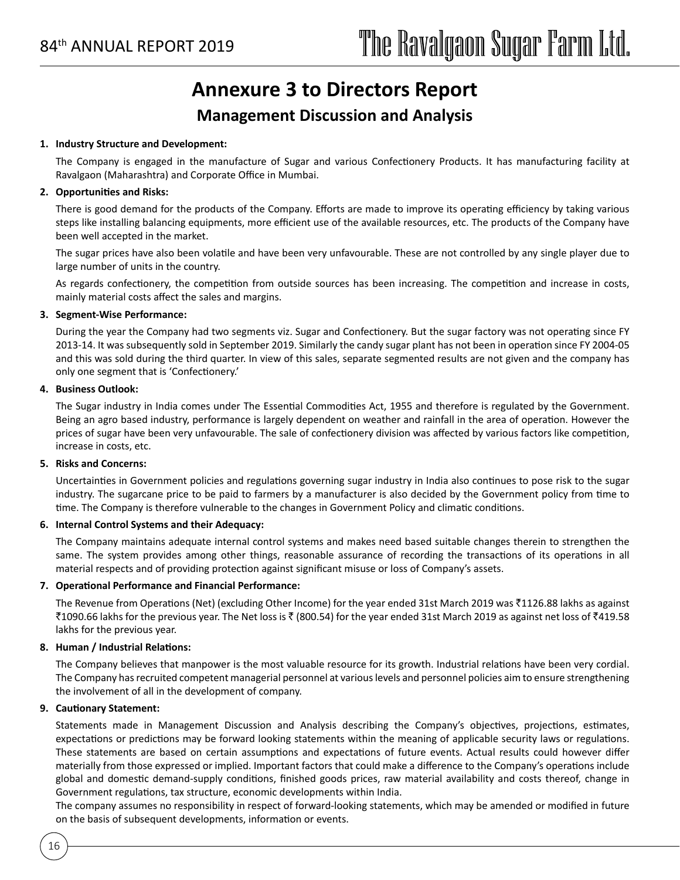# Annexure 3 to Directors Report

## Management Discussion and Analysis

**1. Industry Structure and Development:**

The Company is engaged in the manufacture of Sugar and various Confectionery Products. It has manufacturing facility at Ravalgaon (Maharashtra) and Corporate Office in Mumbai.

**2. Opportunities and Risks:**

There is good demand for the products of the Company. Efforts are made to improve its operating efficiency by taking various steps like installing balancing equipments, more efficient use of the available resources, etc. The products of the Company have been well accepted in the market.

The sugar prices have also been volatile and have been very unfavourable. These are not controlled by any single player due to large number of units in the country.

As regards confectionery, the competition from outside sources has been increasing. The competition and increase in costs, mainly material costs affect the sales and margins.

**3. Segment-Wise Performance:**

During the year the Company had two segments viz. Sugar and Confectionery. But the sugar factory was not operating since FY 2013-14. It was subsequently sold in September 2019. Similarly the candy sugar plant has not been in operation since FY 2004-05 and this was sold during the third quarter. In view of this sales, separate segmented results are not given and the company has only one segment that is 'Confectionery.'

**4. Business Outlook:**

The Sugar industry in India comes under The Essential Commodities Act, 1955 and therefore is regulated by the Government. Being an agro based industry, performance is largely dependent on weather and rainfall in the area of operation. However the prices of sugar have been very unfavourable. The sale of confectionery division was affected by various factors like competition, increase in costs, etc.

**5. Risks and Concerns:**

Uncertainties in Government policies and regulations governing sugar industry in India also continues to pose risk to the sugar industry. The sugarcane price to be paid to farmers by a manufacturer is also decided by the Government policy from time to time. The Company is therefore vulnerable to the changes in Government Policy and climatic conditions.

**6. Internal Control Systems and their Adequacy:**

The Company maintains adequate internal control systems and makes need based suitable changes therein to strengthen the same. The system provides among other things, reasonable assurance of recording the transactions of its operations in all material respects and of providing protection against significant misuse or loss of Company's assets.

**7. Operational Performance and Financial Performance:**

The Revenue from Operations (Net) (excluding Other Income) for the year ended 31st March 2019 was ₹1126.88 lakhs as against ₹1090.66 lakhs for the previous year. The Net loss is ₹ (800.54) for the year ended 31st March 2019 as against net loss of ₹419.58 lakhs for the previous year.

**8. Human / Industrial Relations:**

The Company believes that manpower is the most valuable resource for its growth. Industrial relations have been very cordial. The Company has recruited competent managerial personnel at various levels and personnel policies aim to ensure strengthening the involvement of all in the development of company.

**9. Cautionary Statement:**

Statements made in Management Discussion and Analysis describing the Company's objectives, projections, estimates, expectations or predictions may be forward looking statements within the meaning of applicable security laws or regulations. These statements are based on certain assumptions and expectations of future events. Actual results could however differ materially from those expressed or implied. Important factors that could make a difference to the Company's operations include global and domestic demand-supply conditions, finished goods prices, raw material availability and costs thereof, change in Government regulations, tax structure, economic developments within India.

The company assumes no responsibility in respect of forward-looking statements, which may be amended or modified in future on the basis of subsequent developments, information or events.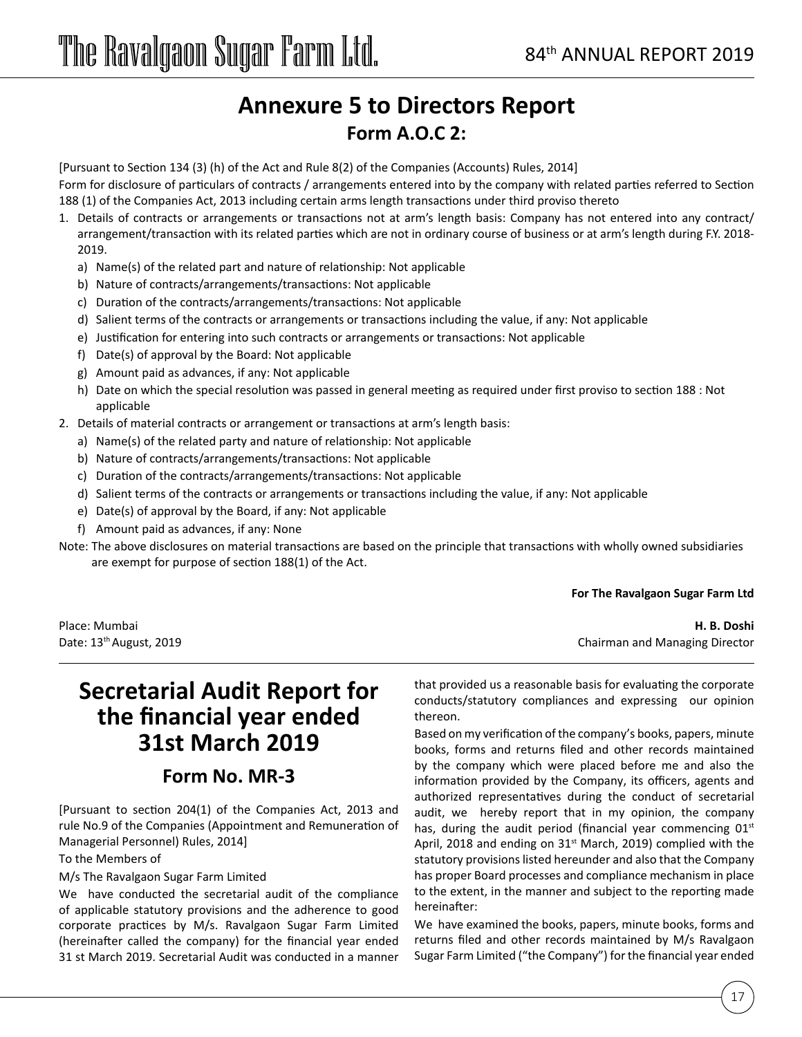# Annexure 5 to Directors Report

## Form A.O.C 2:

[Pursuant to Section 134 (3) (h) of the Act and Rule 8(2) of the Companies (Accounts) Rules, 2014]

Form for disclosure of particulars of contracts / arrangements entered into by the company with related parties referred to Section 188 (1) of the Companies Act, 2013 including certain arms length transactions under third proviso thereto

1. Details of contracts or arrangements or transactions not at arm's length basis: Company has not entered into any contract/ arrangement/transaction with its related parties which are not in ordinary course of business or at arm's length during F.Y. 2018-2019.
   a) Name(s) of the related part and nature of relationship: Not applicable
   b) Nature of contracts/arrangements/transactions: Not applicable
   c) Duration of the contracts/arrangements/transactions: Not applicable
   d) Salient terms of the contracts or arrangements or transactions including the value, if any: Not applicable
   e) Justification for entering into such contracts or arrangements or transactions: Not applicable
   f) Date(s) of approval by the Board: Not applicable
   g) Amount paid as advances, if any: Not applicable
   h) Date on which the special resolution was passed in general meeting as required under first proviso to section 188 : Not applicable
2. Details of material contracts or arrangement or transactions at arm's length basis:
   a) Name(s) of the related party and nature of relationship: Not applicable
   b) Nature of contracts/arrangements/transactions: Not applicable
   c) Duration of the contracts/arrangements/transactions: Not applicable
   d) Salient terms of the contracts or arrangements or transactions including the value, if any: Not applicable
   e) Date(s) of approval by the Board, if any: Not applicable
   f) Amount paid as advances, if any: None

Note: The above disclosures on material transactions are based on the principle that transactions with wholly owned subsidiaries are exempt for purpose of section 188(1) of the Act.

**For The Ravalgaon Sugar Farm Ltd**

Place: Mumbai
Date: 13th August, 2019

**H. B. Doshi**
Chairman and Managing Director

# Secretarial Audit Report for the financial year ended 31st March 2019

## Form No. MR-3

[Pursuant to section 204(1) of the Companies Act, 2013 and rule No.9 of the Companies (Appointment and Remuneration of Managerial Personnel) Rules, 2014]

To the Members of

M/s The Ravalgaon Sugar Farm Limited

We have conducted the secretarial audit of the compliance of applicable statutory provisions and the adherence to good corporate practices by M/s. Ravalgaon Sugar Farm Limited (hereinafter called the company) for the financial year ended 31 st March 2019. Secretarial Audit was conducted in a manner that provided us a reasonable basis for evaluating the corporate conducts/statutory compliances and expressing our opinion thereon.

Based on my verification of the company's books, papers, minute books, forms and returns filed and other records maintained by the company which were placed before me and also the information provided by the Company, its officers, agents and authorized representatives during the conduct of secretarial audit, we hereby report that in my opinion, the company has, during the audit period (financial year commencing 01st April, 2018 and ending on 31st March, 2019) complied with the statutory provisions listed hereunder and also that the Company has proper Board processes and compliance mechanism in place to the extent, in the manner and subject to the reporting made hereinafter:

We have examined the books, papers, minute books, forms and returns filed and other records maintained by M/s Ravalgaon Sugar Farm Limited ("the Company") for the financial year ended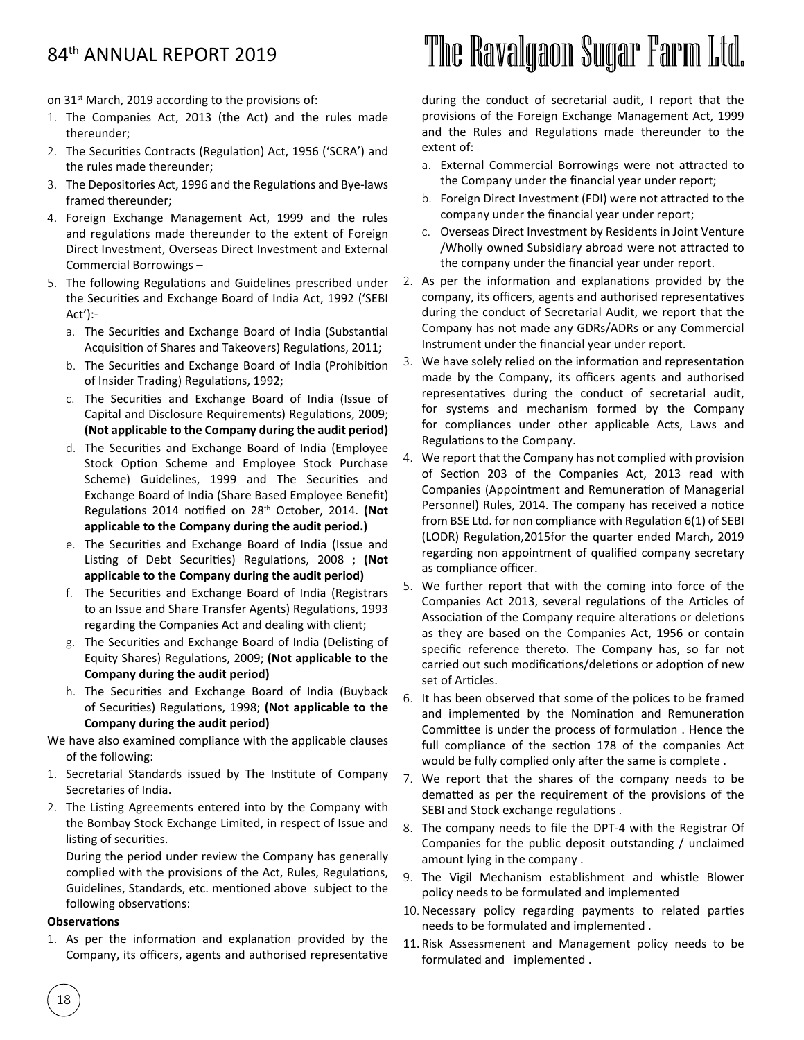on 31st March, 2019 according to the provisions of:

1. The Companies Act, 2013 (the Act) and the rules made thereunder;
2. The Securities Contracts (Regulation) Act, 1956 ('SCRA') and the rules made thereunder;
3. The Depositories Act, 1996 and the Regulations and Bye-laws framed thereunder;
4. Foreign Exchange Management Act, 1999 and the rules and regulations made thereunder to the extent of Foreign Direct Investment, Overseas Direct Investment and External Commercial Borrowings –
5. The following Regulations and Guidelines prescribed under the Securities and Exchange Board of India Act, 1992 ('SEBI Act'):-
   a. The Securities and Exchange Board of India (Substantial Acquisition of Shares and Takeovers) Regulations, 2011;
   b. The Securities and Exchange Board of India (Prohibition of Insider Trading) Regulations, 1992;
   c. The Securities and Exchange Board of India (Issue of Capital and Disclosure Requirements) Regulations, 2009; **(Not applicable to the Company during the audit period)**
   d. The Securities and Exchange Board of India (Employee Stock Option Scheme and Employee Stock Purchase Scheme) Guidelines, 1999 and The Securities and Exchange Board of India (Share Based Employee Benefit) Regulations 2014 notified on 28th October, 2014. **(Not applicable to the Company during the audit period.)**
   e. The Securities and Exchange Board of India (Issue and Listing of Debt Securities) Regulations, 2008 ; **(Not applicable to the Company during the audit period)**
   f. The Securities and Exchange Board of India (Registrars to an Issue and Share Transfer Agents) Regulations, 1993 regarding the Companies Act and dealing with client;
   g. The Securities and Exchange Board of India (Delisting of Equity Shares) Regulations, 2009; **(Not applicable to the Company during the audit period)**
   h. The Securities and Exchange Board of India (Buyback of Securities) Regulations, 1998; **(Not applicable to the Company during the audit period)**

We have also examined compliance with the applicable clauses of the following:

1. Secretarial Standards issued by The Institute of Company Secretaries of India.
2. The Listing Agreements entered into by the Company with the Bombay Stock Exchange Limited, in respect of Issue and listing of securities.

   During the period under review the Company has generally complied with the provisions of the Act, Rules, Regulations, Guidelines, Standards, etc. mentioned above subject to the following observations:

**Observations**

1. As per the information and explanation provided by the Company, its officers, agents and authorised representative during the conduct of secretarial audit, I report that the provisions of the Foreign Exchange Management Act, 1999 and the Rules and Regulations made thereunder to the extent of:
   a. External Commercial Borrowings were not attracted to the Company under the financial year under report;
   b. Foreign Direct Investment (FDI) were not attracted to the company under the financial year under report;
   c. Overseas Direct Investment by Residents in Joint Venture /Wholly owned Subsidiary abroad were not attracted to the company under the financial year under report.
2. As per the information and explanations provided by the company, its officers, agents and authorised representatives during the conduct of Secretarial Audit, we report that the Company has not made any GDRs/ADRs or any Commercial Instrument under the financial year under report.
3. We have solely relied on the information and representation made by the Company, its officers agents and authorised representatives during the conduct of secretarial audit, for systems and mechanism formed by the Company for compliances under other applicable Acts, Laws and Regulations to the Company.
4. We report that the Company has not complied with provision of Section 203 of the Companies Act, 2013 read with Companies (Appointment and Remuneration of Managerial Personnel) Rules, 2014. The company has received a notice from BSE Ltd. for non compliance with Regulation 6(1) of SEBI (LODR) Regulation,2015for the quarter ended March, 2019 regarding non appointment of qualified company secretary as compliance officer.
5. We further report that with the coming into force of the Companies Act 2013, several regulations of the Articles of Association of the Company require alterations or deletions as they are based on the Companies Act, 1956 or contain specific reference thereto. The Company has, so far not carried out such modifications/deletions or adoption of new set of Articles.
6. It has been observed that some of the polices to be framed and implemented by the Nomination and Remuneration Committee is under the process of formulation . Hence the full compliance of the section 178 of the companies Act would be fully complied only after the same is complete .
7. We report that the shares of the company needs to be dematted as per the requirement of the provisions of the SEBI and Stock exchange regulations .
8. The company needs to file the DPT-4 with the Registrar Of Companies for the public deposit outstanding / unclaimed amount lying in the company .
9. The Vigil Mechanism establishment and whistle Blower policy needs to be formulated and implemented
10. Necessary policy regarding payments to related parties needs to be formulated and implemented .
11. Risk Assessmenent and Management policy needs to be formulated and implemented .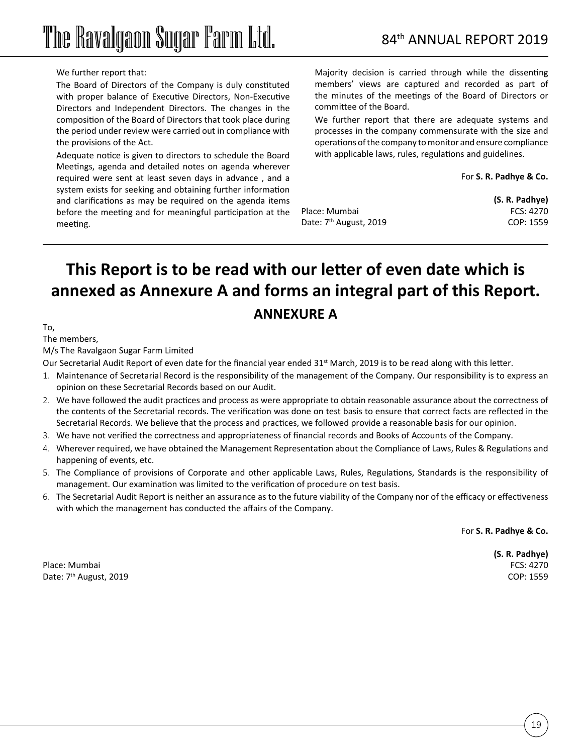We further report that:

The Board of Directors of the Company is duly constituted with proper balance of Executive Directors, Non-Executive Directors and Independent Directors. The changes in the composition of the Board of Directors that took place during the period under review were carried out in compliance with the provisions of the Act.

Adequate notice is given to directors to schedule the Board Meetings, agenda and detailed notes on agenda wherever required were sent at least seven days in advance , and a system exists for seeking and obtaining further information and clarifications as may be required on the agenda items before the meeting and for meaningful participation at the meeting.

Majority decision is carried through while the dissenting members' views are captured and recorded as part of the minutes of the meetings of the Board of Directors or committee of the Board.

We further report that there are adequate systems and processes in the company commensurate with the size and operations of the company to monitor and ensure compliance with applicable laws, rules, regulations and guidelines.

For **S. R. Padhye & Co.**

**(S. R. Padhye)**
FCS: 4270
COP: 1559

Place: Mumbai
Date: 7th August, 2019

## This Report is to be read with our letter of even date which is annexed as Annexure A and forms an integral part of this Report.

## ANNEXURE A

To,
The members,
M/s The Ravalgaon Sugar Farm Limited

Our Secretarial Audit Report of even date for the financial year ended 31st March, 2019 is to be read along with this letter.

1. Maintenance of Secretarial Record is the responsibility of the management of the Company. Our responsibility is to express an opinion on these Secretarial Records based on our Audit.
2. We have followed the audit practices and process as were appropriate to obtain reasonable assurance about the correctness of the contents of the Secretarial records. The verification was done on test basis to ensure that correct facts are reflected in the Secretarial Records. We believe that the process and practices, we followed provide a reasonable basis for our opinion.
3. We have not verified the correctness and appropriateness of financial records and Books of Accounts of the Company.
4. Wherever required, we have obtained the Management Representation about the Compliance of Laws, Rules & Regulations and happening of events, etc.
5. The Compliance of provisions of Corporate and other applicable Laws, Rules, Regulations, Standards is the responsibility of management. Our examination was limited to the verification of procedure on test basis.
6. The Secretarial Audit Report is neither an assurance as to the future viability of the Company nor of the efficacy or effectiveness with which the management has conducted the affairs of the Company.

For **S. R. Padhye & Co.**

**(S. R. Padhye)**
FCS: 4270
COP: 1559

Place: Mumbai
Date: 7th August, 2019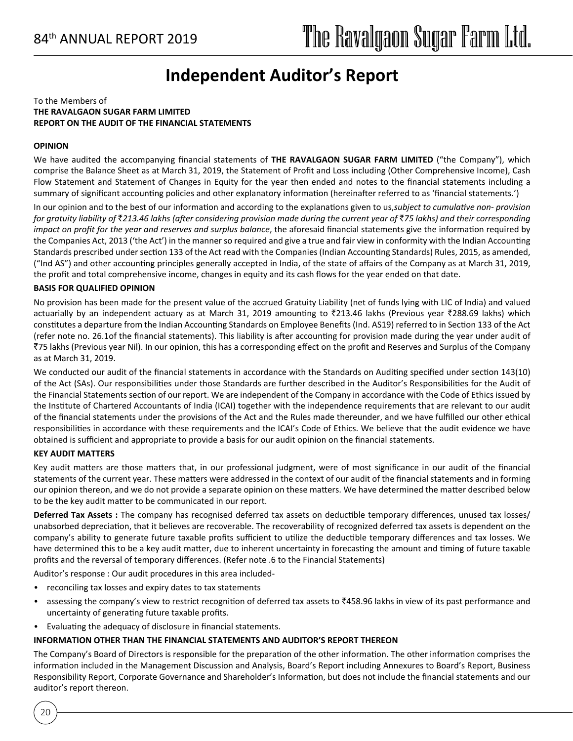# Independent Auditor's Report

To the Members of
**THE RAVALGAON SUGAR FARM LIMITED**
**REPORT ON THE AUDIT OF THE FINANCIAL STATEMENTS**

### OPINION

We have audited the accompanying financial statements of **THE RAVALGAON SUGAR FARM LIMITED** ("the Company"), which comprise the Balance Sheet as at March 31, 2019, the Statement of Profit and Loss including (Other Comprehensive Income), Cash Flow Statement and Statement of Changes in Equity for the year then ended and notes to the financial statements including a summary of significant accounting policies and other explanatory information (hereinafter referred to as 'financial statements.')

In our opinion and to the best of our information and according to the explanations given to us,*subject to cumulative non- provision for gratuity liability of ₹213.46 lakhs (after considering provision made during the current year of ₹75 lakhs) and their corresponding impact on profit for the year and reserves and surplus balance*, the aforesaid financial statements give the information required by the Companies Act, 2013 ('the Act') in the manner so required and give a true and fair view in conformity with the Indian Accounting Standards prescribed under section 133 of the Act read with the Companies (Indian Accounting Standards) Rules, 2015, as amended, ("Ind AS") and other accounting principles generally accepted in India, of the state of affairs of the Company as at March 31, 2019, the profit and total comprehensive income, changes in equity and its cash flows for the year ended on that date.

### BASIS FOR QUALIFIED OPINION

No provision has been made for the present value of the accrued Gratuity Liability (net of funds lying with LIC of India) and valued actuarially by an independent actuary as at March 31, 2019 amounting to ₹213.46 lakhs (Previous year ₹288.69 lakhs) which constitutes a departure from the Indian Accounting Standards on Employee Benefits (Ind. AS19) referred to in Section 133 of the Act (refer note no. 26.1of the financial statements). This liability is after accounting for provision made during the year under audit of ₹75 lakhs (Previous year Nil). In our opinion, this has a corresponding effect on the profit and Reserves and Surplus of the Company as at March 31, 2019.

We conducted our audit of the financial statements in accordance with the Standards on Auditing specified under section 143(10) of the Act (SAs). Our responsibilities under those Standards are further described in the Auditor's Responsibilities for the Audit of the Financial Statements section of our report. We are independent of the Company in accordance with the Code of Ethics issued by the Institute of Chartered Accountants of India (ICAI) together with the independence requirements that are relevant to our audit of the financial statements under the provisions of the Act and the Rules made thereunder, and we have fulfilled our other ethical responsibilities in accordance with these requirements and the ICAI's Code of Ethics. We believe that the audit evidence we have obtained is sufficient and appropriate to provide a basis for our audit opinion on the financial statements.

### KEY AUDIT MATTERS

Key audit matters are those matters that, in our professional judgment, were of most significance in our audit of the financial statements of the current year. These matters were addressed in the context of our audit of the financial statements and in forming our opinion thereon, and we do not provide a separate opinion on these matters. We have determined the matter described below to be the key audit matter to be communicated in our report.

**Deferred Tax Assets :** The company has recognised deferred tax assets on deductible temporary differences, unused tax losses/ unabsorbed depreciation, that it believes are recoverable. The recoverability of recognized deferred tax assets is dependent on the company's ability to generate future taxable profits sufficient to utilize the deductible temporary differences and tax losses. We have determined this to be a key audit matter, due to inherent uncertainty in forecasting the amount and timing of future taxable profits and the reversal of temporary differences. (Refer note .6 to the Financial Statements)

Auditor's response : Our audit procedures in this area included-

- reconciling tax losses and expiry dates to tax statements
- assessing the company's view to restrict recognition of deferred tax assets to ₹458.96 lakhs in view of its past performance and uncertainty of generating future taxable profits.
- Evaluating the adequacy of disclosure in financial statements.

### INFORMATION OTHER THAN THE FINANCIAL STATEMENTS AND AUDITOR'S REPORT THEREON

The Company's Board of Directors is responsible for the preparation of the other information. The other information comprises the information included in the Management Discussion and Analysis, Board's Report including Annexures to Board's Report, Business Responsibility Report, Corporate Governance and Shareholder's Information, but does not include the financial statements and our auditor's report thereon.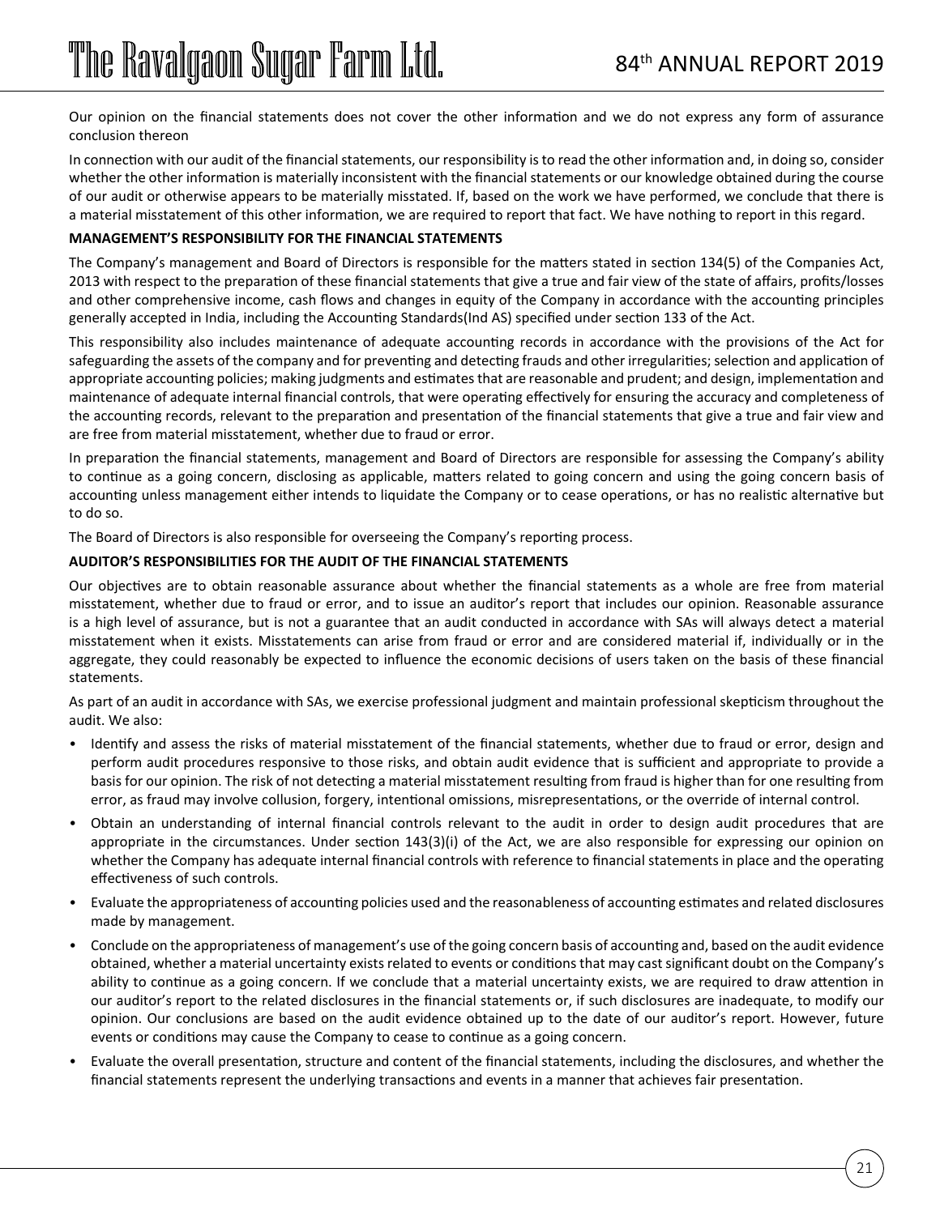Our opinion on the financial statements does not cover the other information and we do not express any form of assurance conclusion thereon

In connection with our audit of the financial statements, our responsibility is to read the other information and, in doing so, consider whether the other information is materially inconsistent with the financial statements or our knowledge obtained during the course of our audit or otherwise appears to be materially misstated. If, based on the work we have performed, we conclude that there is a material misstatement of this other information, we are required to report that fact. We have nothing to report in this regard.

**MANAGEMENT'S RESPONSIBILITY FOR THE FINANCIAL STATEMENTS**

The Company's management and Board of Directors is responsible for the matters stated in section 134(5) of the Companies Act, 2013 with respect to the preparation of these financial statements that give a true and fair view of the state of affairs, profits/losses and other comprehensive income, cash flows and changes in equity of the Company in accordance with the accounting principles generally accepted in India, including the Accounting Standards(Ind AS) specified under section 133 of the Act.

This responsibility also includes maintenance of adequate accounting records in accordance with the provisions of the Act for safeguarding the assets of the company and for preventing and detecting frauds and other irregularities; selection and application of appropriate accounting policies; making judgments and estimates that are reasonable and prudent; and design, implementation and maintenance of adequate internal financial controls, that were operating effectively for ensuring the accuracy and completeness of the accounting records, relevant to the preparation and presentation of the financial statements that give a true and fair view and are free from material misstatement, whether due to fraud or error.

In preparation the financial statements, management and Board of Directors are responsible for assessing the Company's ability to continue as a going concern, disclosing as applicable, matters related to going concern and using the going concern basis of accounting unless management either intends to liquidate the Company or to cease operations, or has no realistic alternative but to do so.

The Board of Directors is also responsible for overseeing the Company's reporting process.

**AUDITOR'S RESPONSIBILITIES FOR THE AUDIT OF THE FINANCIAL STATEMENTS**

Our objectives are to obtain reasonable assurance about whether the financial statements as a whole are free from material misstatement, whether due to fraud or error, and to issue an auditor's report that includes our opinion. Reasonable assurance is a high level of assurance, but is not a guarantee that an audit conducted in accordance with SAs will always detect a material misstatement when it exists. Misstatements can arise from fraud or error and are considered material if, individually or in the aggregate, they could reasonably be expected to influence the economic decisions of users taken on the basis of these financial statements.

As part of an audit in accordance with SAs, we exercise professional judgment and maintain professional skepticism throughout the audit. We also:

- Identify and assess the risks of material misstatement of the financial statements, whether due to fraud or error, design and perform audit procedures responsive to those risks, and obtain audit evidence that is sufficient and appropriate to provide a basis for our opinion. The risk of not detecting a material misstatement resulting from fraud is higher than for one resulting from error, as fraud may involve collusion, forgery, intentional omissions, misrepresentations, or the override of internal control.
- Obtain an understanding of internal financial controls relevant to the audit in order to design audit procedures that are appropriate in the circumstances. Under section 143(3)(i) of the Act, we are also responsible for expressing our opinion on whether the Company has adequate internal financial controls with reference to financial statements in place and the operating effectiveness of such controls.
- Evaluate the appropriateness of accounting policies used and the reasonableness of accounting estimates and related disclosures made by management.
- Conclude on the appropriateness of management's use of the going concern basis of accounting and, based on the audit evidence obtained, whether a material uncertainty exists related to events or conditions that may cast significant doubt on the Company's ability to continue as a going concern. If we conclude that a material uncertainty exists, we are required to draw attention in our auditor's report to the related disclosures in the financial statements or, if such disclosures are inadequate, to modify our opinion. Our conclusions are based on the audit evidence obtained up to the date of our auditor's report. However, future events or conditions may cause the Company to cease to continue as a going concern.
- Evaluate the overall presentation, structure and content of the financial statements, including the disclosures, and whether the financial statements represent the underlying transactions and events in a manner that achieves fair presentation.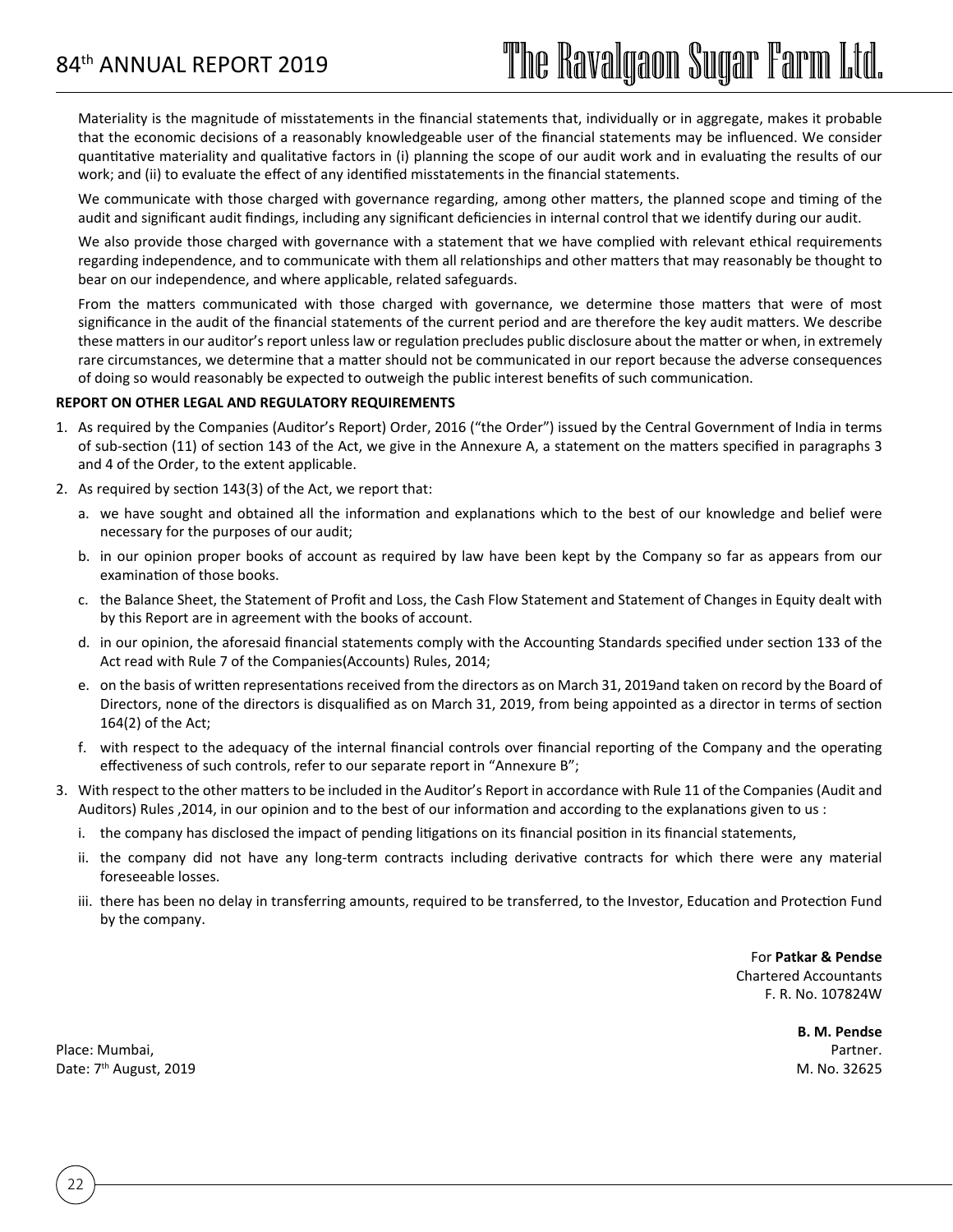Materiality is the magnitude of misstatements in the financial statements that, individually or in aggregate, makes it probable that the economic decisions of a reasonably knowledgeable user of the financial statements may be influenced. We consider quantitative materiality and qualitative factors in (i) planning the scope of our audit work and in evaluating the results of our work; and (ii) to evaluate the effect of any identified misstatements in the financial statements.

We communicate with those charged with governance regarding, among other matters, the planned scope and timing of the audit and significant audit findings, including any significant deficiencies in internal control that we identify during our audit.

We also provide those charged with governance with a statement that we have complied with relevant ethical requirements regarding independence, and to communicate with them all relationships and other matters that may reasonably be thought to bear on our independence, and where applicable, related safeguards.

From the matters communicated with those charged with governance, we determine those matters that were of most significance in the audit of the financial statements of the current period and are therefore the key audit matters. We describe these matters in our auditor's report unless law or regulation precludes public disclosure about the matter or when, in extremely rare circumstances, we determine that a matter should not be communicated in our report because the adverse consequences of doing so would reasonably be expected to outweigh the public interest benefits of such communication.

**REPORT ON OTHER LEGAL AND REGULATORY REQUIREMENTS**

1. As required by the Companies (Auditor's Report) Order, 2016 ("the Order") issued by the Central Government of India in terms of sub-section (11) of section 143 of the Act, we give in the Annexure A, a statement on the matters specified in paragraphs 3 and 4 of the Order, to the extent applicable.
2. As required by section 143(3) of the Act, we report that:
   a. we have sought and obtained all the information and explanations which to the best of our knowledge and belief were necessary for the purposes of our audit;
   b. in our opinion proper books of account as required by law have been kept by the Company so far as appears from our examination of those books.
   c. the Balance Sheet, the Statement of Profit and Loss, the Cash Flow Statement and Statement of Changes in Equity dealt with by this Report are in agreement with the books of account.
   d. in our opinion, the aforesaid financial statements comply with the Accounting Standards specified under section 133 of the Act read with Rule 7 of the Companies(Accounts) Rules, 2014;
   e. on the basis of written representations received from the directors as on March 31, 2019and taken on record by the Board of Directors, none of the directors is disqualified as on March 31, 2019, from being appointed as a director in terms of section 164(2) of the Act;
   f. with respect to the adequacy of the internal financial controls over financial reporting of the Company and the operating effectiveness of such controls, refer to our separate report in "Annexure B";
3. With respect to the other matters to be included in the Auditor's Report in accordance with Rule 11 of the Companies (Audit and Auditors) Rules ,2014, in our opinion and to the best of our information and according to the explanations given to us :
   i. the company has disclosed the impact of pending litigations on its financial position in its financial statements,
   ii. the company did not have any long-term contracts including derivative contracts for which there were any material foreseeable losses.
   iii. there has been no delay in transferring amounts, required to be transferred, to the Investor, Education and Protection Fund by the company.

For **Patkar & Pendse**
Chartered Accountants
F. R. No. 107824W

**B. M. Pendse**
Partner.
M. No. 32625

Place: Mumbai,
Date: 7th August, 2019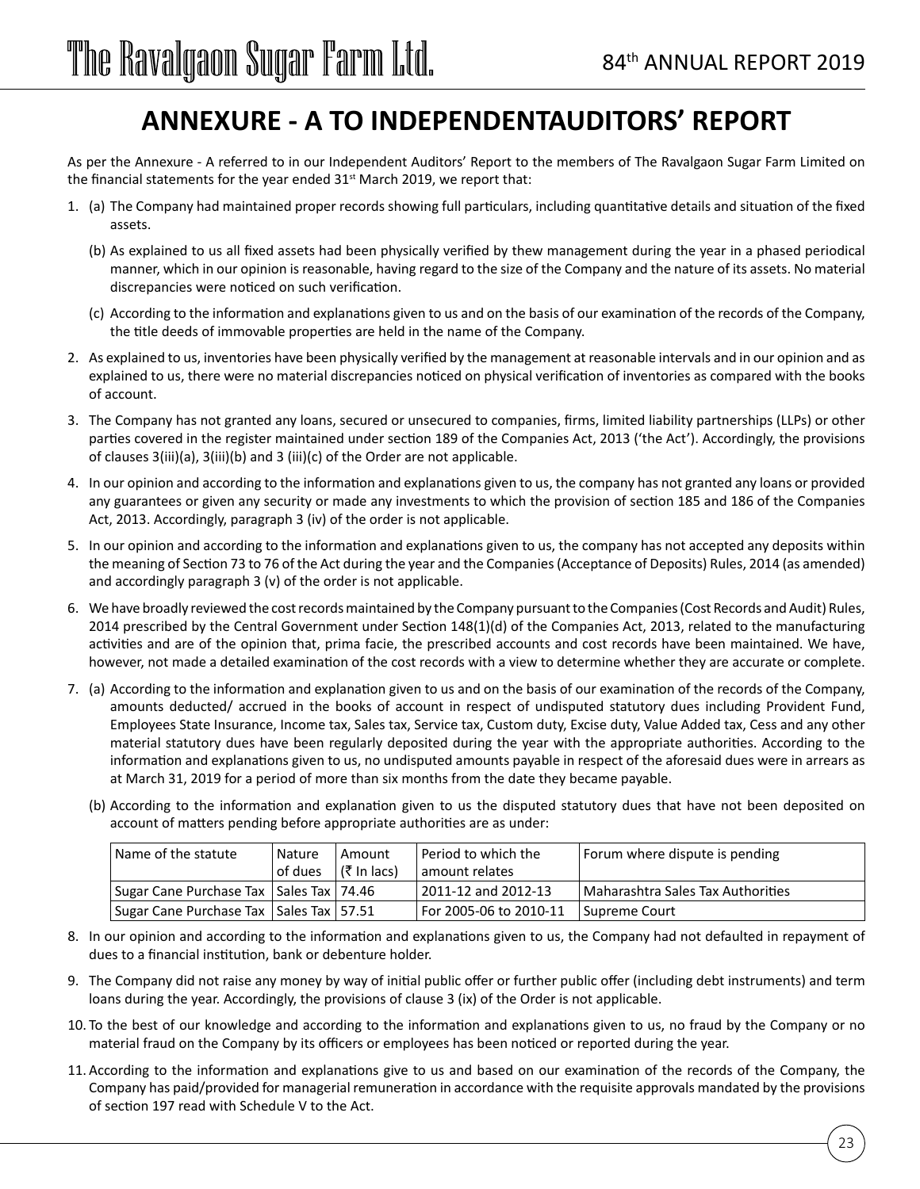# ANNEXURE - A TO INDEPENDENTAUDITORS' REPORT

As per the Annexure - A referred to in our Independent Auditors' Report to the members of The Ravalgaon Sugar Farm Limited on the financial statements for the year ended 31st March 2019, we report that:

1. (a) The Company had maintained proper records showing full particulars, including quantitative details and situation of the fixed assets.

   (b) As explained to us all fixed assets had been physically verified by thew management during the year in a phased periodical manner, which in our opinion is reasonable, having regard to the size of the Company and the nature of its assets. No material discrepancies were noticed on such verification.

   (c) According to the information and explanations given to us and on the basis of our examination of the records of the Company, the title deeds of immovable properties are held in the name of the Company.

2. As explained to us, inventories have been physically verified by the management at reasonable intervals and in our opinion and as explained to us, there were no material discrepancies noticed on physical verification of inventories as compared with the books of account.

3. The Company has not granted any loans, secured or unsecured to companies, firms, limited liability partnerships (LLPs) or other parties covered in the register maintained under section 189 of the Companies Act, 2013 ('the Act'). Accordingly, the provisions of clauses 3(iii)(a), 3(iii)(b) and 3 (iii)(c) of the Order are not applicable.

4. In our opinion and according to the information and explanations given to us, the company has not granted any loans or provided any guarantees or given any security or made any investments to which the provision of section 185 and 186 of the Companies Act, 2013. Accordingly, paragraph 3 (iv) of the order is not applicable.

5. In our opinion and according to the information and explanations given to us, the company has not accepted any deposits within the meaning of Section 73 to 76 of the Act during the year and the Companies (Acceptance of Deposits) Rules, 2014 (as amended) and accordingly paragraph 3 (v) of the order is not applicable.

6. We have broadly reviewed the cost records maintained by the Company pursuant to the Companies (Cost Records and Audit) Rules, 2014 prescribed by the Central Government under Section 148(1)(d) of the Companies Act, 2013, related to the manufacturing activities and are of the opinion that, prima facie, the prescribed accounts and cost records have been maintained. We have, however, not made a detailed examination of the cost records with a view to determine whether they are accurate or complete.

7. (a) According to the information and explanation given to us and on the basis of our examination of the records of the Company, amounts deducted/ accrued in the books of account in respect of undisputed statutory dues including Provident Fund, Employees State Insurance, Income tax, Sales tax, Service tax, Custom duty, Excise duty, Value Added tax, Cess and any other material statutory dues have been regularly deposited during the year with the appropriate authorities. According to the information and explanations given to us, no undisputed amounts payable in respect of the aforesaid dues were in arrears as at March 31, 2019 for a period of more than six months from the date they became payable.

   (b) According to the information and explanation given to us the disputed statutory dues that have not been deposited on account of matters pending before appropriate authorities are as under:

| Name of the statute | Nature of dues | Amount (₹ In lacs) | Period to which the amount relates | Forum where dispute is pending |
|---|---|---|---|---|
| Sugar Cane Purchase Tax | Sales Tax | 74.46 | 2011-12 and 2012-13 | Maharashtra Sales Tax Authorities |
| Sugar Cane Purchase Tax | Sales Tax | 57.51 | For 2005-06 to 2010-11 | Supreme Court |

8. In our opinion and according to the information and explanations given to us, the Company had not defaulted in repayment of dues to a financial institution, bank or debenture holder.

9. The Company did not raise any money by way of initial public offer or further public offer (including debt instruments) and term loans during the year. Accordingly, the provisions of clause 3 (ix) of the Order is not applicable.

10. To the best of our knowledge and according to the information and explanations given to us, no fraud by the Company or no material fraud on the Company by its officers or employees has been noticed or reported during the year.

11. According to the information and explanations give to us and based on our examination of the records of the Company, the Company has paid/provided for managerial remuneration in accordance with the requisite approvals mandated by the provisions of section 197 read with Schedule V to the Act.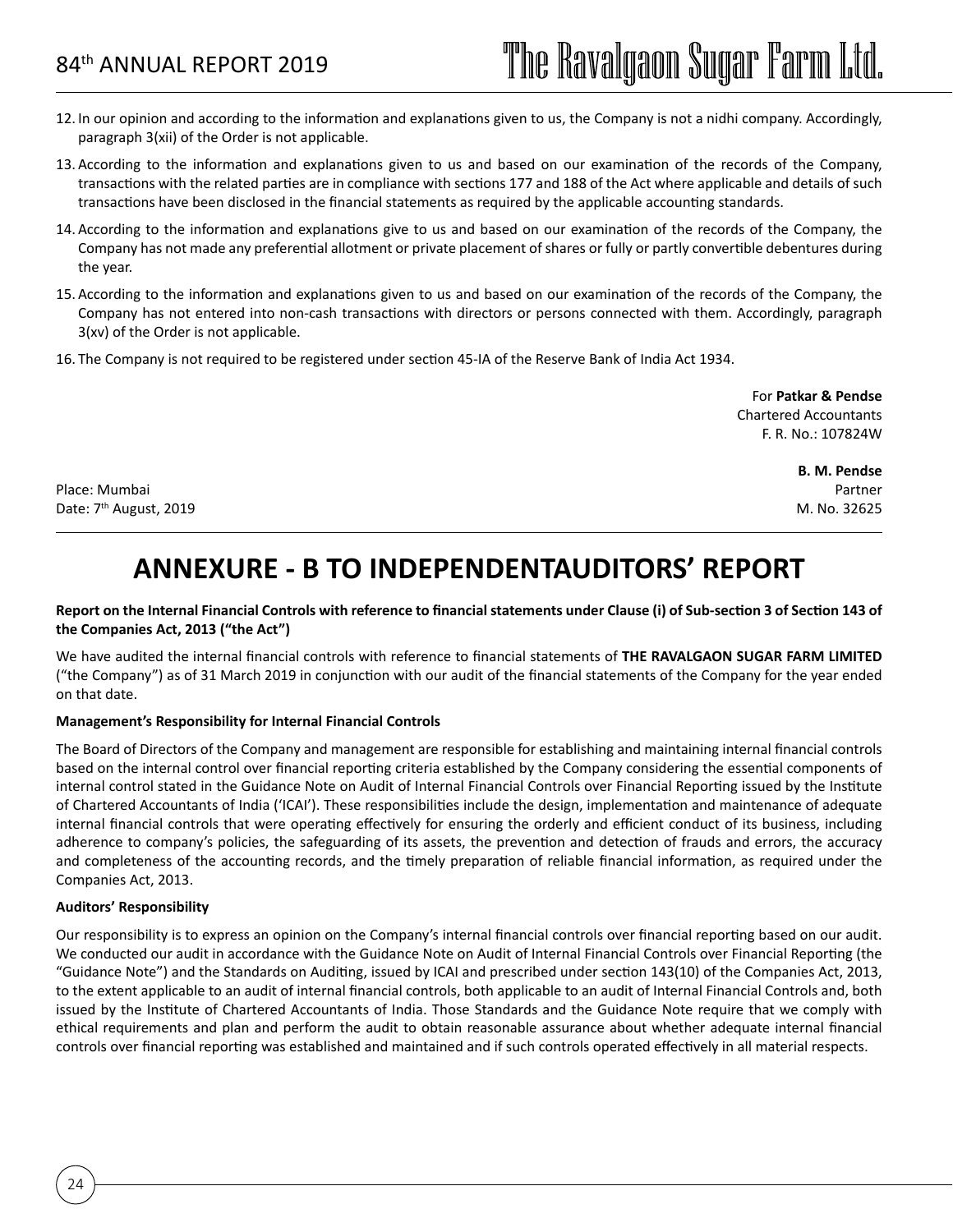12. In our opinion and according to the information and explanations given to us, the Company is not a nidhi company. Accordingly, paragraph 3(xii) of the Order is not applicable.

13. According to the information and explanations given to us and based on our examination of the records of the Company, transactions with the related parties are in compliance with sections 177 and 188 of the Act where applicable and details of such transactions have been disclosed in the financial statements as required by the applicable accounting standards.

14. According to the information and explanations give to us and based on our examination of the records of the Company, the Company has not made any preferential allotment or private placement of shares or fully or partly convertible debentures during the year.

15. According to the information and explanations given to us and based on our examination of the records of the Company, the Company has not entered into non-cash transactions with directors or persons connected with them. Accordingly, paragraph 3(xv) of the Order is not applicable.

16. The Company is not required to be registered under section 45-IA of the Reserve Bank of India Act 1934.

For **Patkar & Pendse**
Chartered Accountants
F. R. No.: 107824W

**B. M. Pendse**
Partner
M. No. 32625

Place: Mumbai
Date: 7th August, 2019

# ANNEXURE - B TO INDEPENDENTAUDITORS' REPORT

**Report on the Internal Financial Controls with reference to financial statements under Clause (i) of Sub-section 3 of Section 143 of the Companies Act, 2013 ("the Act")**

We have audited the internal financial controls with reference to financial statements of **THE RAVALGAON SUGAR FARM LIMITED** ("the Company") as of 31 March 2019 in conjunction with our audit of the financial statements of the Company for the year ended on that date.

**Management's Responsibility for Internal Financial Controls**

The Board of Directors of the Company and management are responsible for establishing and maintaining internal financial controls based on the internal control over financial reporting criteria established by the Company considering the essential components of internal control stated in the Guidance Note on Audit of Internal Financial Controls over Financial Reporting issued by the Institute of Chartered Accountants of India ('ICAI'). These responsibilities include the design, implementation and maintenance of adequate internal financial controls that were operating effectively for ensuring the orderly and efficient conduct of its business, including adherence to company's policies, the safeguarding of its assets, the prevention and detection of frauds and errors, the accuracy and completeness of the accounting records, and the timely preparation of reliable financial information, as required under the Companies Act, 2013.

**Auditors' Responsibility**

Our responsibility is to express an opinion on the Company's internal financial controls over financial reporting based on our audit. We conducted our audit in accordance with the Guidance Note on Audit of Internal Financial Controls over Financial Reporting (the "Guidance Note") and the Standards on Auditing, issued by ICAI and prescribed under section 143(10) of the Companies Act, 2013, to the extent applicable to an audit of internal financial controls, both applicable to an audit of Internal Financial Controls and, both issued by the Institute of Chartered Accountants of India. Those Standards and the Guidance Note require that we comply with ethical requirements and plan and perform the audit to obtain reasonable assurance about whether adequate internal financial controls over financial reporting was established and maintained and if such controls operated effectively in all material respects.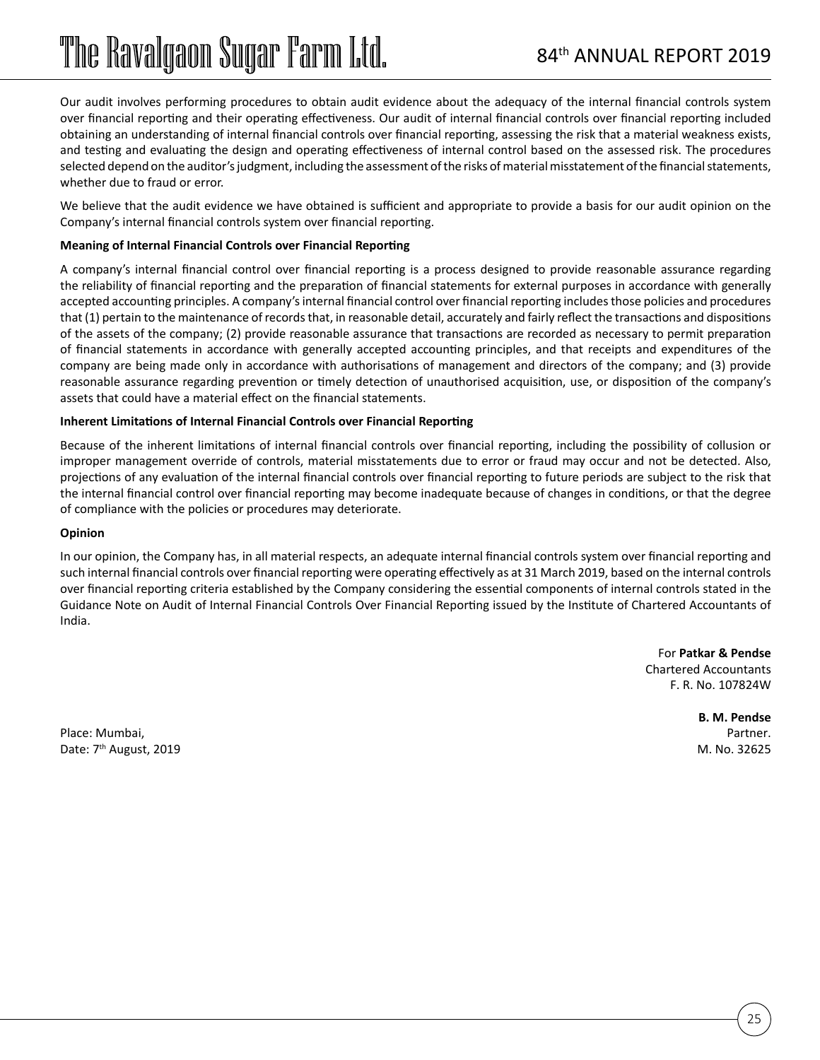Our audit involves performing procedures to obtain audit evidence about the adequacy of the internal financial controls system over financial reporting and their operating effectiveness. Our audit of internal financial controls over financial reporting included obtaining an understanding of internal financial controls over financial reporting, assessing the risk that a material weakness exists, and testing and evaluating the design and operating effectiveness of internal control based on the assessed risk. The procedures selected depend on the auditor's judgment, including the assessment of the risks of material misstatement of the financial statements, whether due to fraud or error.

We believe that the audit evidence we have obtained is sufficient and appropriate to provide a basis for our audit opinion on the Company's internal financial controls system over financial reporting.

**Meaning of Internal Financial Controls over Financial Reporting**

A company's internal financial control over financial reporting is a process designed to provide reasonable assurance regarding the reliability of financial reporting and the preparation of financial statements for external purposes in accordance with generally accepted accounting principles. A company's internal financial control over financial reporting includes those policies and procedures that (1) pertain to the maintenance of records that, in reasonable detail, accurately and fairly reflect the transactions and dispositions of the assets of the company; (2) provide reasonable assurance that transactions are recorded as necessary to permit preparation of financial statements in accordance with generally accepted accounting principles, and that receipts and expenditures of the company are being made only in accordance with authorisations of management and directors of the company; and (3) provide reasonable assurance regarding prevention or timely detection of unauthorised acquisition, use, or disposition of the company's assets that could have a material effect on the financial statements.

**Inherent Limitations of Internal Financial Controls over Financial Reporting**

Because of the inherent limitations of internal financial controls over financial reporting, including the possibility of collusion or improper management override of controls, material misstatements due to error or fraud may occur and not be detected. Also, projections of any evaluation of the internal financial controls over financial reporting to future periods are subject to the risk that the internal financial control over financial reporting may become inadequate because of changes in conditions, or that the degree of compliance with the policies or procedures may deteriorate.

**Opinion**

In our opinion, the Company has, in all material respects, an adequate internal financial controls system over financial reporting and such internal financial controls over financial reporting were operating effectively as at 31 March 2019, based on the internal controls over financial reporting criteria established by the Company considering the essential components of internal controls stated in the Guidance Note on Audit of Internal Financial Controls Over Financial Reporting issued by the Institute of Chartered Accountants of India.

For **Patkar & Pendse**
Chartered Accountants
F. R. No. 107824W

**B. M. Pendse**
Partner.
M. No. 32625

Place: Mumbai,
Date: 7th August, 2019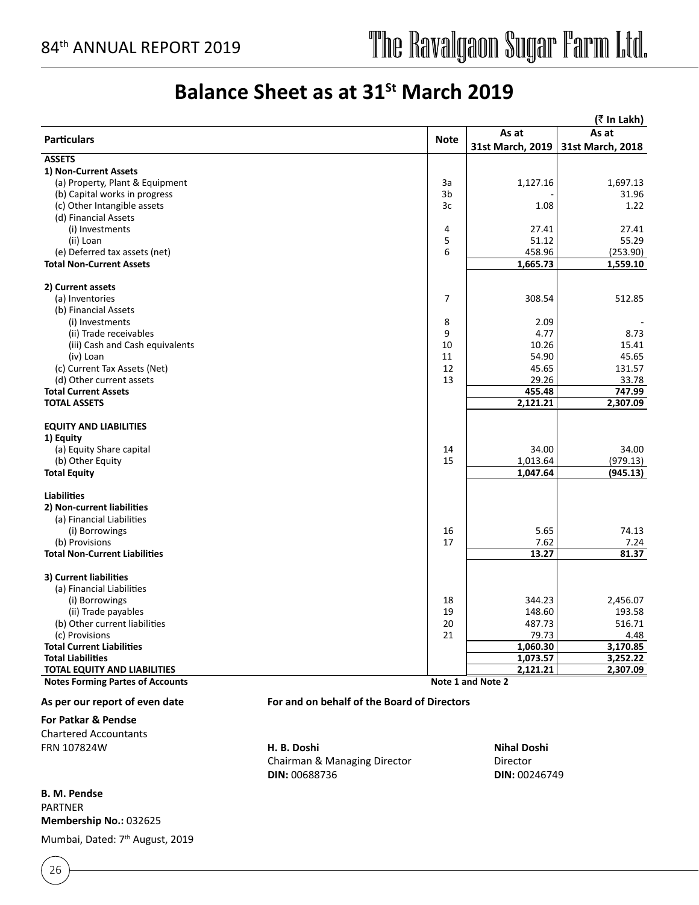# Balance Sheet as at 31St March 2019

(₹ In Lakh)

| Particulars | Note | As at 31st March, 2019 | As at 31st March, 2018 |
|---|---|---|---|
| **ASSETS** | | | |
| **1) Non-Current Assets** | | | |
| (a) Property, Plant & Equipment | 3a | 1,127.16 | 1,697.13 |
| (b) Capital works in progress | 3b | - | 31.96 |
| (c) Other Intangible assets | 3c | 1.08 | 1.22 |
| (d) Financial Assets | | | |
| (i) Investments | 4 | 27.41 | 27.41 |
| (ii) Loan | 5 | 51.12 | 55.29 |
| (e) Deferred tax assets (net) | 6 | 458.96 | (253.90) |
| **Total Non-Current Assets** | | **1,665.73** | **1,559.10** |
| **2) Current assets** | | | |
| (a) Inventories | 7 | 308.54 | 512.85 |
| (b) Financial Assets | | | |
| (i) Investments | 8 | 2.09 | - |
| (ii) Trade receivables | 9 | 4.77 | 8.73 |
| (iii) Cash and Cash equivalents | 10 | 10.26 | 15.41 |
| (iv) Loan | 11 | 54.90 | 45.65 |
| (c) Current Tax Assets (Net) | 12 | 45.65 | 131.57 |
| (d) Other current assets | 13 | 29.26 | 33.78 |
| **Total Current Assets** | | **455.48** | **747.99** |
| **TOTAL ASSETS** | | **2,121.21** | **2,307.09** |
| **EQUITY AND LIABILITIES** | | | |
| **1) Equity** | | | |
| (a) Equity Share capital | 14 | 34.00 | 34.00 |
| (b) Other Equity | 15 | 1,013.64 | (979.13) |
| **Total Equity** | | **1,047.64** | **(945.13)** |
| **Liabilities** | | | |
| **2) Non-current liabilities** | | | |
| (a) Financial Liabilities | | | |
| (i) Borrowings | 16 | 5.65 | 74.13 |
| (b) Provisions | 17 | 7.62 | 7.24 |
| **Total Non-Current Liabilities** | | **13.27** | **81.37** |
| **3) Current liabilities** | | | |
| (a) Financial Liabilities | | | |
| (i) Borrowings | 18 | 344.23 | 2,456.07 |
| (ii) Trade payables | 19 | 148.60 | 193.58 |
| (b) Other current liabilities | 20 | 487.73 | 516.71 |
| (c) Provisions | 21 | 79.73 | 4.48 |
| **Total Current Liabilities** | | **1,060.30** | **3,170.85** |
| **Total Liabilities** | | **1,073.57** | **3,252.22** |
| **TOTAL EQUITY AND LIABILITIES** | | **2,121.21** | **2,307.09** |
| **Notes Forming Partes of Accounts** | | **Note 1 and Note 2** | |

**As per our report of even date**

**For Patkar & Pendse**
Chartered Accountants
FRN 107824W

**B. M. Pendse**
PARTNER
**Membership No.:** 032625

Mumbai, Dated: 7th August, 2019

**For and on behalf of the Board of Directors**

**H. B. Doshi**
Chairman & Managing Director
**DIN:** 00688736

**Nihal Doshi**
Director
**DIN:** 00246749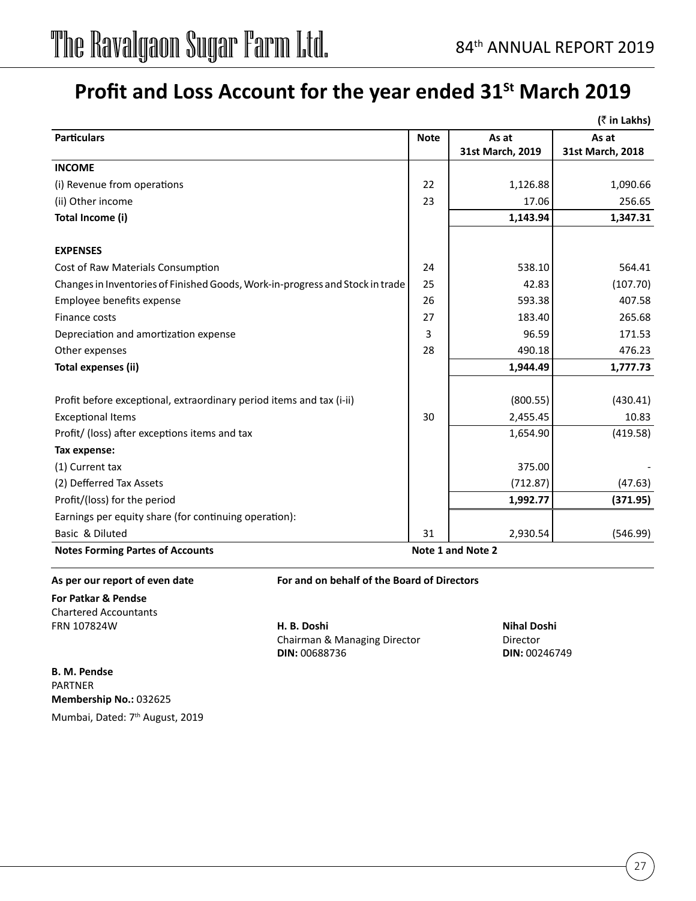# Profit and Loss Account for the year ended 31[St] March 2019

(₹ in Lakhs)

| Particulars | Note | As at 31st March, 2019 | As at 31st March, 2018 |
|---|---|---|---|
| **INCOME** | | | |
| (i) Revenue from operations | 22 | 1,126.88 | 1,090.66 |
| (ii) Other income | 23 | 17.06 | 256.65 |
| **Total Income (i)** | | **1,143.94** | **1,347.31** |
| **EXPENSES** | | | |
| Cost of Raw Materials Consumption | 24 | 538.10 | 564.41 |
| Changes in Inventories of Finished Goods, Work-in-progress and Stock in trade | 25 | 42.83 | (107.70) |
| Employee benefits expense | 26 | 593.38 | 407.58 |
| Finance costs | 27 | 183.40 | 265.68 |
| Depreciation and amortization expense | 3 | 96.59 | 171.53 |
| Other expenses | 28 | 490.18 | 476.23 |
| **Total expenses (ii)** | | **1,944.49** | **1,777.73** |
| Profit before exceptional, extraordinary period items and tax (i-ii) | | (800.55) | (430.41) |
| Exceptional Items | 30 | 2,455.45 | 10.83 |
| Profit/ (loss) after exceptions items and tax | | 1,654.90 | (419.58) |
| **Tax expense:** | | | |
| (1) Current tax | | 375.00 | - |
| (2) Defferred Tax Assets | | (712.87) | (47.63) |
| Profit/(loss) for the period | | **1,992.77** | **(371.95)** |
| Earnings per equity share (for continuing operation): | | | |
| Basic & Diluted | 31 | 2,930.54 | (546.99) |
| **Notes Forming Partes of Accounts** | **Note 1 and Note 2** | | |

**As per our report of even date**

**For Patkar & Pendse**
Chartered Accountants
FRN 107824W

**B. M. Pendse**
PARTNER
**Membership No.:** 032625

Mumbai, Dated: 7th August, 2019

**For and on behalf of the Board of Directors**

**H. B. Doshi**
Chairman & Managing Director
**DIN:** 00688736

**Nihal Doshi**
Director
**DIN:** 00246749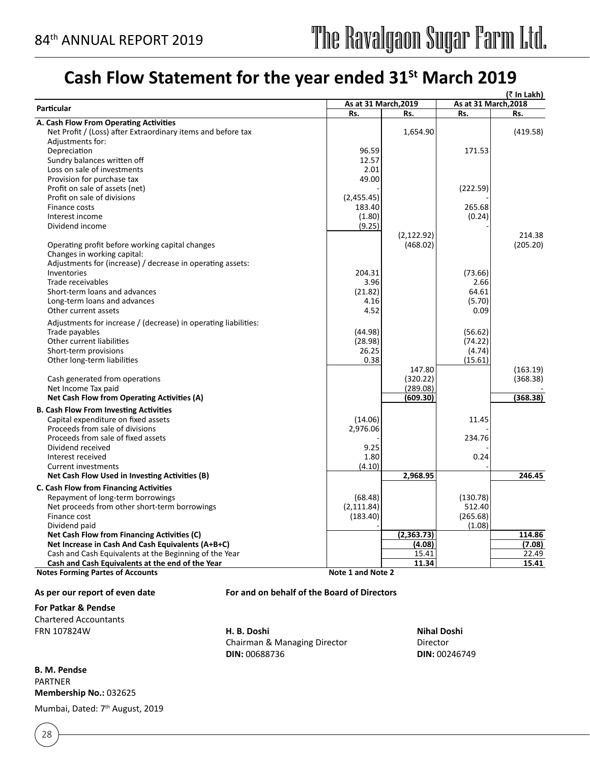# Cash Flow Statement for the year ended 31[St] March 2019

(₹ In Lakh)

| Particular | As at 31 March,2019 | | As at 31 March,2018 | |
|---|---|---|---|---|
| | Rs. | Rs. | Rs. | Rs. |
| **A. Cash Flow From Operating Activities** | | | | |
| Net Profit / (Loss) after Extraordinary items and before tax | | 1,654.90 | | (419.58) |
| Adjustments for: | | | | |
| Depreciation | 96.59 | | 171.53 | |
| Sundry balances written off | 12.57 | | | |
| Loss on sale of investments | 2.01 | | | |
| Provision for purchase tax | 49.00 | | | |
| Profit on sale of assets (net) | - | | (222.59) | |
| Profit on sale of divisions | (2,455.45) | | - | |
| Finance costs | 183.40 | | 265.68 | |
| Interest income | (1.80) | | (0.24) | |
| Dividend income | (9.25) | | - | |
| | | (2,122.92) | | 214.38 |
| Operating profit before working capital changes | | (468.02) | | (205.20) |
| Changes in working capital: | | | | |
| Adjustments for (increase) / decrease in operating assets: | | | | |
| Inventories | 204.31 | | (73.66) | |
| Trade receivables | 3.96 | | 2.66 | |
| Short-term loans and advances | (21.82) | | 64.61 | |
| Long-term loans and advances | 4.16 | | (5.70) | |
| Other current assets | 4.52 | | 0.09 | |
| Adjustments for increase / (decrease) in operating liabilities: | | | | |
| Trade payables | (44.98) | | (56.62) | |
| Other current liabilities | (28.98) | | (74.22) | |
| Short-term provisions | 26.25 | | (4.74) | |
| Other long-term liabilities | 0.38 | | (15.61) | |
| | | 147.80 | | (163.19) |
| Cash generated from operations | | (320.22) | | (368.38) |
| Net Income Tax paid | | (289.08) | | - |
| **Net Cash Flow from Operating Activities (A)** | | **(609.30)** | | **(368.38)** |
| **B. Cash Flow From Investing Activities** | | | | |
| Capital expenditure on fixed assets | (14.06) | | 11.45 | |
| Proceeds from sale of divisions | 2,976.06 | | - | |
| Proceeds from sale of fixed assets | - | | 234.76 | |
| Dividend received | 9.25 | | - | |
| Interest received | 1.80 | | 0.24 | |
| Current investments | (4.10) | | - | |
| **Net Cash Flow Used in Investing Activities (B)** | | **2,968.95** | | **246.45** |
| **C. Cash Flow from Financing Activities** | | | | |
| Repayment of long-term borrowings | (68.48) | | (130.78) | |
| Net proceeds from other short-term borrowings | (2,111.84) | | 512.40 | |
| Finance cost | (183.40) | | (265.68) | |
| Dividend paid | - | | (1.08) | |
| **Net Cash Flow from Financing Activities (C)** | | **(2,363.73)** | | **114.86** |
| **Net Increase in Cash And Cash Equivalents (A+B+C)** | | **(4.08)** | | **(7.08)** |
| Cash and Cash Equivalents at the Beginning of the Year | | 15.41 | | 22.49 |
| **Cash and Cash Equivalents at the end of the Year** | | **11.34** | | **15.41** |
| **Notes Forming Partes of Accounts** | **Note 1 and Note 2** | | | |

**As per our report of even date**

**For and on behalf of the Board of Directors**

**For Patkar & Pendse**
Chartered Accountants
FRN 107824W

**H. B. Doshi**
Chairman & Managing Director
**DIN:** 00688736

**Nihal Doshi**
Director
**DIN:** 00246749

**B. M. Pendse**
PARTNER
**Membership No.:** 032625

Mumbai, Dated: 7[th] August, 2019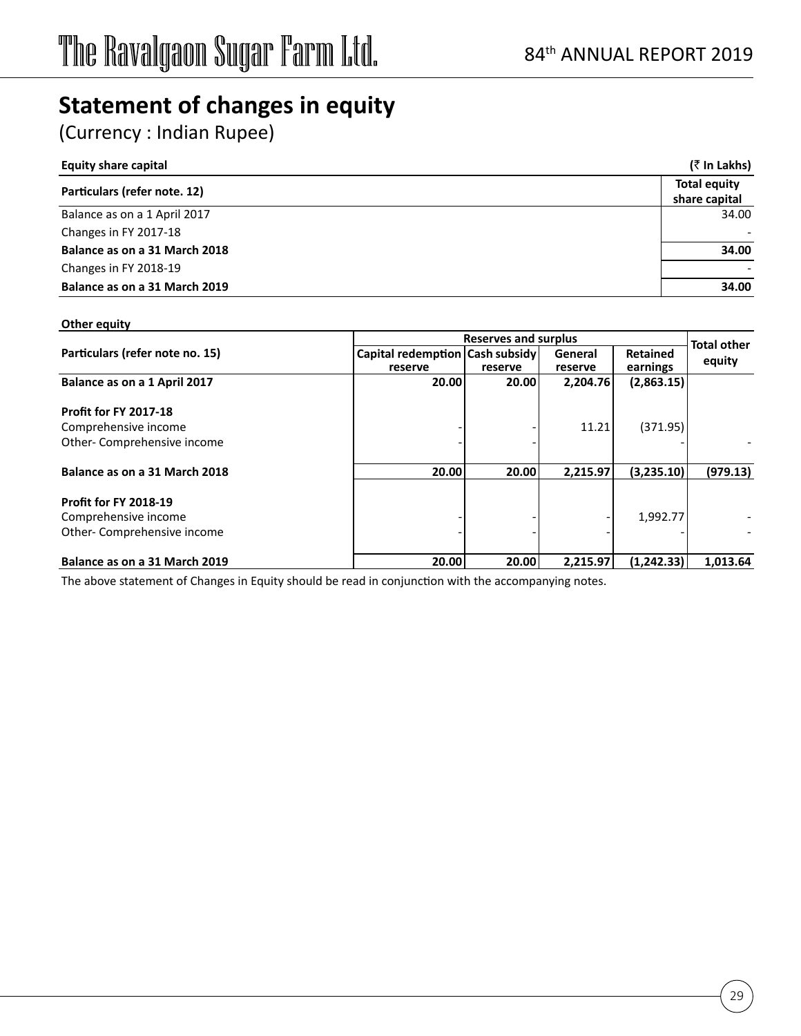# Statement of changes in equity

(Currency : Indian Rupee)

**Equity share capital** **(₹ In Lakhs)**

| Particulars (refer note. 12) | Total equity share capital |
|---|---|
| Balance as on a 1 April 2017 | 34.00 |
| Changes in FY 2017-18 | - |
| **Balance as on a 31 March 2018** | **34.00** |
| Changes in FY 2018-19 | - |
| **Balance as on a 31 March 2019** | **34.00** |

**Other equity**

| Particulars (refer note no. 15) | Reserves and surplus | | | | Total other equity |
|---|---|---|---|---|---|
| | Capital redemption reserve | Cash subsidy reserve | General reserve | Retained earnings | |
| **Balance as on a 1 April 2017** | **20.00** | **20.00** | **2,204.76** | **(2,863.15)** | |
| **Profit for FY 2017-18** | | | | | |
| Comprehensive income | - | - | 11.21 | (371.95) | |
| Other- Comprehensive income | - | - | | - | - |
| **Balance as on a 31 March 2018** | **20.00** | **20.00** | **2,215.97** | **(3,235.10)** | **(979.13)** |
| **Profit for FY 2018-19** | | | | | |
| Comprehensive income | - | - | - | 1,992.77 | - |
| Other- Comprehensive income | - | - | - | - | - |
| **Balance as on a 31 March 2019** | **20.00** | **20.00** | **2,215.97** | **(1,242.33)** | **1,013.64** |

The above statement of Changes in Equity should be read in conjunction with the accompanying notes.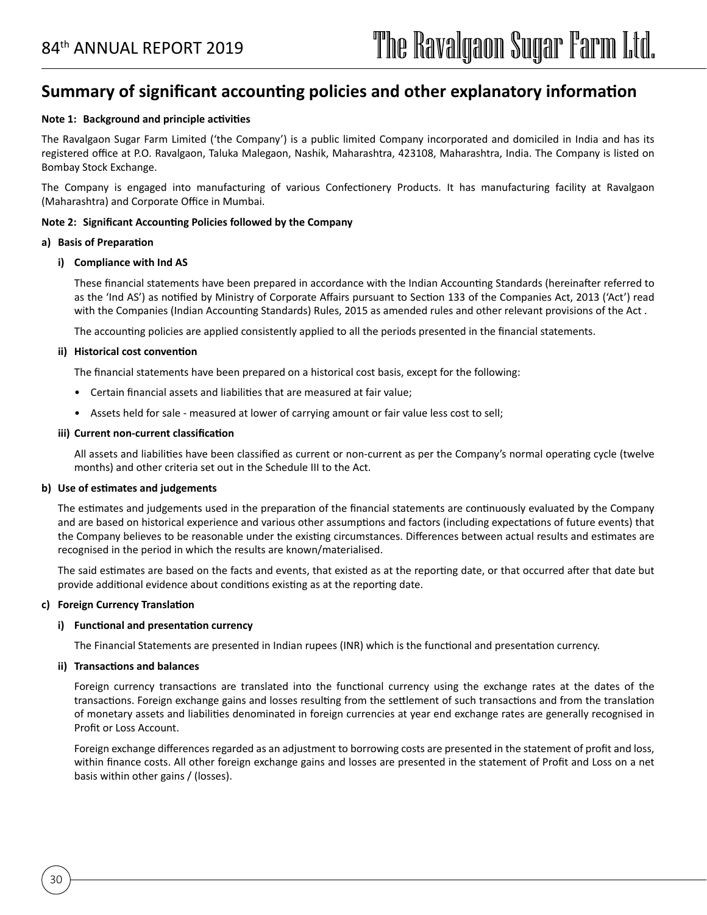# Summary of significant accounting policies and other explanatory information

**Note 1: Background and principle activities**

The Ravalgaon Sugar Farm Limited ('the Company') is a public limited Company incorporated and domiciled in India and has its registered office at P.O. Ravalgaon, Taluka Malegaon, Nashik, Maharashtra, 423108, Maharashtra, India. The Company is listed on Bombay Stock Exchange.

The Company is engaged into manufacturing of various Confectionery Products. It has manufacturing facility at Ravalgaon (Maharashtra) and Corporate Office in Mumbai.

**Note 2: Significant Accounting Policies followed by the Company**

**a) Basis of Preparation**

**i) Compliance with Ind AS**

These financial statements have been prepared in accordance with the Indian Accounting Standards (hereinafter referred to as the 'Ind AS') as notified by Ministry of Corporate Affairs pursuant to Section 133 of the Companies Act, 2013 ('Act') read with the Companies (Indian Accounting Standards) Rules, 2015 as amended rules and other relevant provisions of the Act .

The accounting policies are applied consistently applied to all the periods presented in the financial statements.

**ii) Historical cost convention**

The financial statements have been prepared on a historical cost basis, except for the following:

- Certain financial assets and liabilities that are measured at fair value;
- Assets held for sale - measured at lower of carrying amount or fair value less cost to sell;

**iii) Current non-current classification**

All assets and liabilities have been classified as current or non-current as per the Company's normal operating cycle (twelve months) and other criteria set out in the Schedule III to the Act.

**b) Use of estimates and judgements**

The estimates and judgements used in the preparation of the financial statements are continuously evaluated by the Company and are based on historical experience and various other assumptions and factors (including expectations of future events) that the Company believes to be reasonable under the existing circumstances. Differences between actual results and estimates are recognised in the period in which the results are known/materialised.

The said estimates are based on the facts and events, that existed as at the reporting date, or that occurred after that date but provide additional evidence about conditions existing as at the reporting date.

**c) Foreign Currency Translation**

**i) Functional and presentation currency**

The Financial Statements are presented in Indian rupees (INR) which is the functional and presentation currency.

**ii) Transactions and balances**

Foreign currency transactions are translated into the functional currency using the exchange rates at the dates of the transactions. Foreign exchange gains and losses resulting from the settlement of such transactions and from the translation of monetary assets and liabilities denominated in foreign currencies at year end exchange rates are generally recognised in Profit or Loss Account.

Foreign exchange differences regarded as an adjustment to borrowing costs are presented in the statement of profit and loss, within finance costs. All other foreign exchange gains and losses are presented in the statement of Profit and Loss on a net basis within other gains / (losses).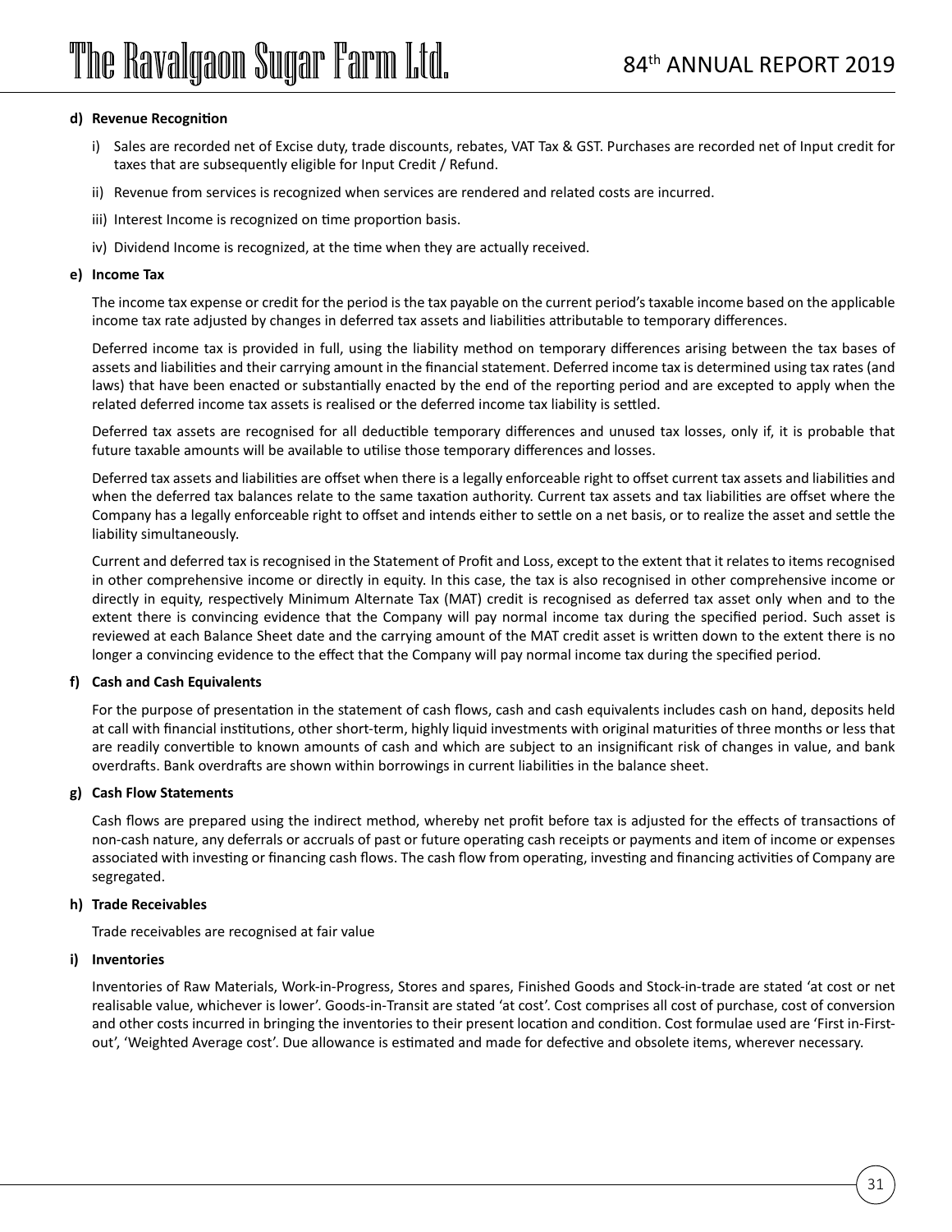#### d) Revenue Recognition

i) Sales are recorded net of Excise duty, trade discounts, rebates, VAT Tax & GST. Purchases are recorded net of Input credit for taxes that are subsequently eligible for Input Credit / Refund.

ii) Revenue from services is recognized when services are rendered and related costs are incurred.

iii) Interest Income is recognized on time proportion basis.

iv) Dividend Income is recognized, at the time when they are actually received.

#### e) Income Tax

The income tax expense or credit for the period is the tax payable on the current period's taxable income based on the applicable income tax rate adjusted by changes in deferred tax assets and liabilities attributable to temporary differences.

Deferred income tax is provided in full, using the liability method on temporary differences arising between the tax bases of assets and liabilities and their carrying amount in the financial statement. Deferred income tax is determined using tax rates (and laws) that have been enacted or substantially enacted by the end of the reporting period and are excepted to apply when the related deferred income tax assets is realised or the deferred income tax liability is settled.

Deferred tax assets are recognised for all deductible temporary differences and unused tax losses, only if, it is probable that future taxable amounts will be available to utilise those temporary differences and losses.

Deferred tax assets and liabilities are offset when there is a legally enforceable right to offset current tax assets and liabilities and when the deferred tax balances relate to the same taxation authority. Current tax assets and tax liabilities are offset where the Company has a legally enforceable right to offset and intends either to settle on a net basis, or to realize the asset and settle the liability simultaneously.

Current and deferred tax is recognised in the Statement of Profit and Loss, except to the extent that it relates to items recognised in other comprehensive income or directly in equity. In this case, the tax is also recognised in other comprehensive income or directly in equity, respectively Minimum Alternate Tax (MAT) credit is recognised as deferred tax asset only when and to the extent there is convincing evidence that the Company will pay normal income tax during the specified period. Such asset is reviewed at each Balance Sheet date and the carrying amount of the MAT credit asset is written down to the extent there is no longer a convincing evidence to the effect that the Company will pay normal income tax during the specified period.

#### f) Cash and Cash Equivalents

For the purpose of presentation in the statement of cash flows, cash and cash equivalents includes cash on hand, deposits held at call with financial institutions, other short-term, highly liquid investments with original maturities of three months or less that are readily convertible to known amounts of cash and which are subject to an insignificant risk of changes in value, and bank overdrafts. Bank overdrafts are shown within borrowings in current liabilities in the balance sheet.

#### g) Cash Flow Statements

Cash flows are prepared using the indirect method, whereby net profit before tax is adjusted for the effects of transactions of non-cash nature, any deferrals or accruals of past or future operating cash receipts or payments and item of income or expenses associated with investing or financing cash flows. The cash flow from operating, investing and financing activities of Company are segregated.

#### h) Trade Receivables

Trade receivables are recognised at fair value

#### i) Inventories

Inventories of Raw Materials, Work-in-Progress, Stores and spares, Finished Goods and Stock-in-trade are stated 'at cost or net realisable value, whichever is lower'. Goods-in-Transit are stated 'at cost'. Cost comprises all cost of purchase, cost of conversion and other costs incurred in bringing the inventories to their present location and condition. Cost formulae used are 'First in-First-out', 'Weighted Average cost'. Due allowance is estimated and made for defective and obsolete items, wherever necessary.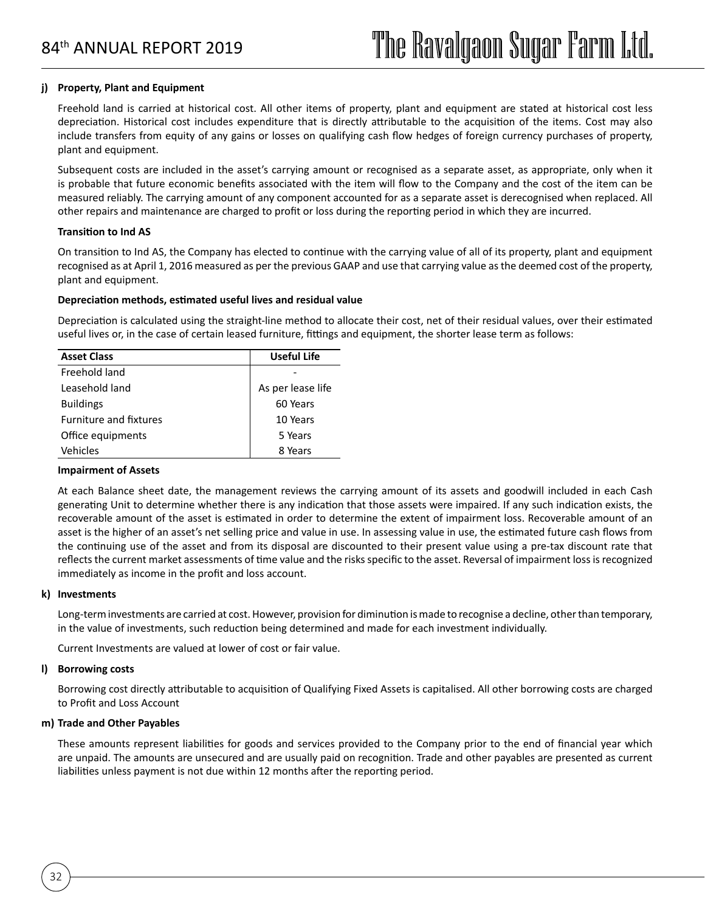**j) Property, Plant and Equipment**

Freehold land is carried at historical cost. All other items of property, plant and equipment are stated at historical cost less depreciation. Historical cost includes expenditure that is directly attributable to the acquisition of the items. Cost may also include transfers from equity of any gains or losses on qualifying cash flow hedges of foreign currency purchases of property, plant and equipment.

Subsequent costs are included in the asset's carrying amount or recognised as a separate asset, as appropriate, only when it is probable that future economic benefits associated with the item will flow to the Company and the cost of the item can be measured reliably. The carrying amount of any component accounted for as a separate asset is derecognised when replaced. All other repairs and maintenance are charged to profit or loss during the reporting period in which they are incurred.

**Transition to Ind AS**

On transition to Ind AS, the Company has elected to continue with the carrying value of all of its property, plant and equipment recognised as at April 1, 2016 measured as per the previous GAAP and use that carrying value as the deemed cost of the property, plant and equipment.

**Depreciation methods, estimated useful lives and residual value**

Depreciation is calculated using the straight-line method to allocate their cost, net of their residual values, over their estimated useful lives or, in the case of certain leased furniture, fittings and equipment, the shorter lease term as follows:

| Asset Class | Useful Life |
|---|---|
| Freehold land | - |
| Leasehold land | As per lease life |
| Buildings | 60 Years |
| Furniture and fixtures | 10 Years |
| Office equipments | 5 Years |
| Vehicles | 8 Years |

**Impairment of Assets**

At each Balance sheet date, the management reviews the carrying amount of its assets and goodwill included in each Cash generating Unit to determine whether there is any indication that those assets were impaired. If any such indication exists, the recoverable amount of the asset is estimated in order to determine the extent of impairment loss. Recoverable amount of an asset is the higher of an asset's net selling price and value in use. In assessing value in use, the estimated future cash flows from the continuing use of the asset and from its disposal are discounted to their present value using a pre-tax discount rate that reflects the current market assessments of time value and the risks specific to the asset. Reversal of impairment loss is recognized immediately as income in the profit and loss account.

**k) Investments**

Long-term investments are carried at cost. However, provision for diminution is made to recognise a decline, other than temporary, in the value of investments, such reduction being determined and made for each investment individually.

Current Investments are valued at lower of cost or fair value.

**l) Borrowing costs**

Borrowing cost directly attributable to acquisition of Qualifying Fixed Assets is capitalised. All other borrowing costs are charged to Profit and Loss Account

**m) Trade and Other Payables**

These amounts represent liabilities for goods and services provided to the Company prior to the end of financial year which are unpaid. The amounts are unsecured and are usually paid on recognition. Trade and other payables are presented as current liabilities unless payment is not due within 12 months after the reporting period.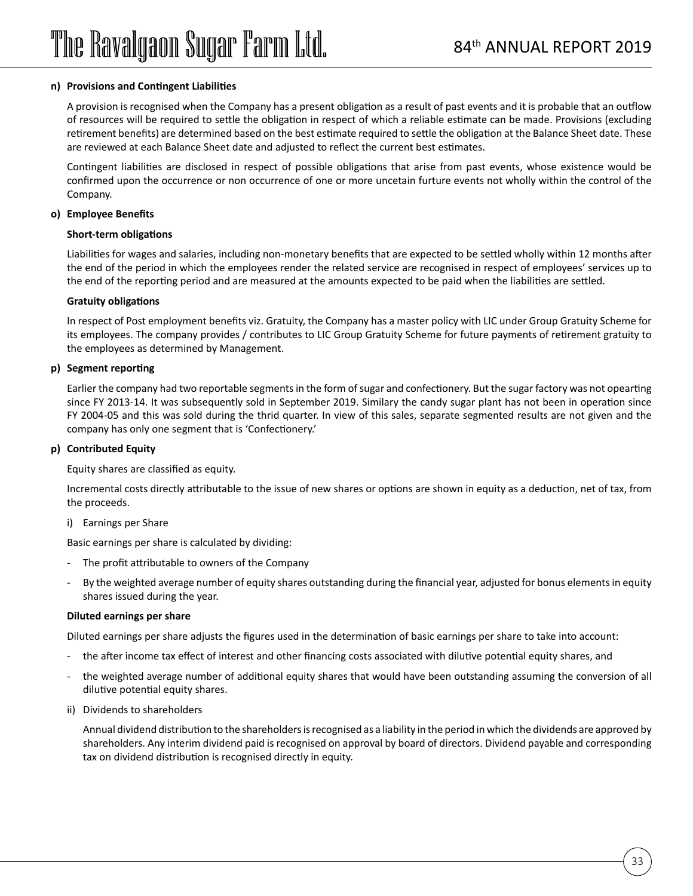**n) Provisions and Contingent Liabilities**

A provision is recognised when the Company has a present obligation as a result of past events and it is probable that an outflow of resources will be required to settle the obligation in respect of which a reliable estimate can be made. Provisions (excluding retirement benefits) are determined based on the best estimate required to settle the obligation at the Balance Sheet date. These are reviewed at each Balance Sheet date and adjusted to reflect the current best estimates.

Contingent liabilities are disclosed in respect of possible obligations that arise from past events, whose existence would be confirmed upon the occurrence or non occurrence of one or more uncetain furture events not wholly within the control of the Company.

**o) Employee Benefits**

**Short-term obligations**

Liabilities for wages and salaries, including non-monetary benefits that are expected to be settled wholly within 12 months after the end of the period in which the employees render the related service are recognised in respect of employees' services up to the end of the reporting period and are measured at the amounts expected to be paid when the liabilities are settled.

**Gratuity obligations**

In respect of Post employment benefits viz. Gratuity, the Company has a master policy with LIC under Group Gratuity Scheme for its employees. The company provides / contributes to LIC Group Gratuity Scheme for future payments of retirement gratuity to the employees as determined by Management.

**p) Segment reporting**

Earlier the company had two reportable segments in the form of sugar and confectionery. But the sugar factory was not opearting since FY 2013-14. It was subsequently sold in September 2019. Similary the candy sugar plant has not been in operation since FY 2004-05 and this was sold during the thrid quarter. In view of this sales, separate segmented results are not given and the company has only one segment that is 'Confectionery.'

**p) Contributed Equity**

Equity shares are classified as equity.

Incremental costs directly attributable to the issue of new shares or options are shown in equity as a deduction, net of tax, from the proceeds.

i) Earnings per Share

Basic earnings per share is calculated by dividing:

- The profit attributable to owners of the Company
- By the weighted average number of equity shares outstanding during the financial year, adjusted for bonus elements in equity shares issued during the year.

**Diluted earnings per share**

Diluted earnings per share adjusts the figures used in the determination of basic earnings per share to take into account:

- the after income tax effect of interest and other financing costs associated with dilutive potential equity shares, and
- the weighted average number of additional equity shares that would have been outstanding assuming the conversion of all dilutive potential equity shares.

ii) Dividends to shareholders

Annual dividend distribution to the shareholders is recognised as a liability in the period in which the dividends are approved by shareholders. Any interim dividend paid is recognised on approval by board of directors. Dividend payable and corresponding tax on dividend distribution is recognised directly in equity.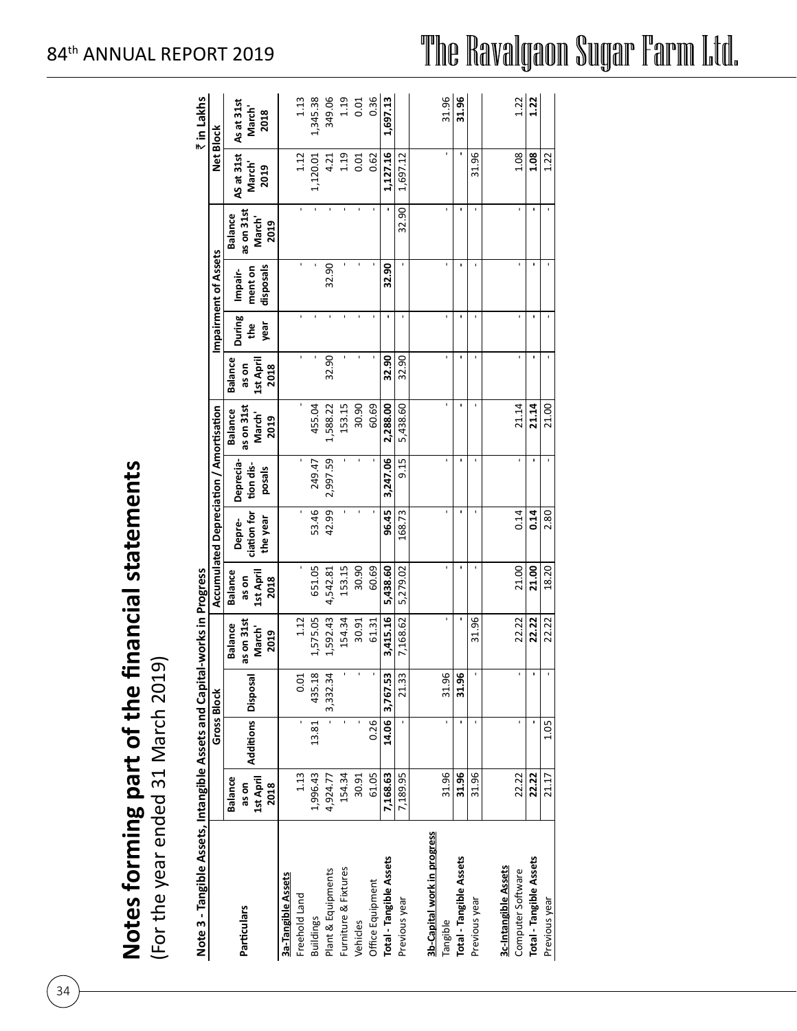# Notes forming part of the financial statements

(For the year ended 31 March 2019)

**Note 3 - Tangible Assets, Intangible Assets and Capital-works in Progress**

₹ in Lakhs

| Particulars | Gross Block | | | | Accumulated Depreciation / Amortisation | | | | Impairment of Assets | | | | Net Block | |
|---|---|---|---|---|---|---|---|---|---|---|---|---|---|---|
| | Balance as on 1st April 2018 | Additions | Disposal | Balance as on 31st March' 2019 | Balance as on 1st April 2018 | Depre-ciation for the year | Deprecia-tion dis-posals | Balance as on 31st March' 2019 | Balance as on 1st April 2018 | During the year | Impair-ment on disposals | Balance as on 31st March' 2019 | AS at 31st March' 2019 | As at 31st March' 2018 |
| **3a-Tangible Assets** | | | | | | | | | | | | | | |
| Freehold Land | 1.13 | - | 0.01 | 1.12 | - | - | - | - | - | - | - | - | 1.12 | 1.13 |
| Buildings | 1,996.43 | 13.81 | 435.18 | 1,575.05 | 651.05 | 53.46 | 249.47 | 455.04 | - | - | - | - | 1,120.01 | 1,345.38 |
| Plant & Equipments | 4,924.77 | - | 3,332.34 | 1,592.43 | 4,542.81 | 42.99 | 2,997.59 | 1,588.22 | 32.90 | - | 32.90 | - | 4.21 | 349.06 |
| Furniture & Fixtures | 154.34 | - | - | 154.34 | 153.15 | - | - | 153.15 | - | - | - | - | 1.19 | 1.19 |
| Vehicles | 30.91 | - | - | 30.91 | 30.90 | - | - | 30.90 | - | - | - | - | 0.01 | 0.01 |
| Office Equipment | 61.05 | 0.26 | - | 61.31 | 60.69 | - | - | 60.69 | - | - | - | - | 0.62 | 0.36 |
| **Total - Tangible Assets** | **7,168.63** | **14.06** | **3,767.53** | **3,415.16** | **5,438.60** | **96.45** | **3,247.06** | **2,288.00** | **32.90** | **-** | **32.90** | **-** | **1,127.16** | **1,697.13** |
| Previous year | 7,189.95 | - | 21.33 | 7,168.62 | 5,279.02 | 168.73 | 9.15 | 5,438.60 | 32.90 | - | - | 32.90 | 1,697.12 | |
| **3b-Capital work in progress** | | | | | | | | | | | | | | |
| Tangible | 31.96 | - | 31.96 | - | - | - | - | - | - | - | - | - | - | 31.96 |
| **Total - Tangible Assets** | **31.96** | **-** | **31.96** | **-** | **-** | **-** | **-** | **-** | **-** | **-** | **-** | **-** | **-** | **31.96** |
| Previous year | 31.96 | - | - | 31.96 | - | - | - | - | - | - | - | - | 31.96 | |
| **3c-Intangible Assets** | | | | | | | | | | | | | | |
| Computer Software | 22.22 | - | - | 22.22 | 21.00 | 0.14 | - | 21.14 | - | - | - | - | 1.08 | 1.22 |
| **Total - Tangible Assets** | **22.22** | **-** | **-** | **22.22** | **21.00** | **0.14** | **-** | **21.14** | **-** | **-** | **-** | **-** | **1.08** | **1.22** |
| Previous year | 21.17 | 1.05 | - | 22.22 | 18.20 | 2.80 | - | 21.00 | - | - | - | - | 1.22 | |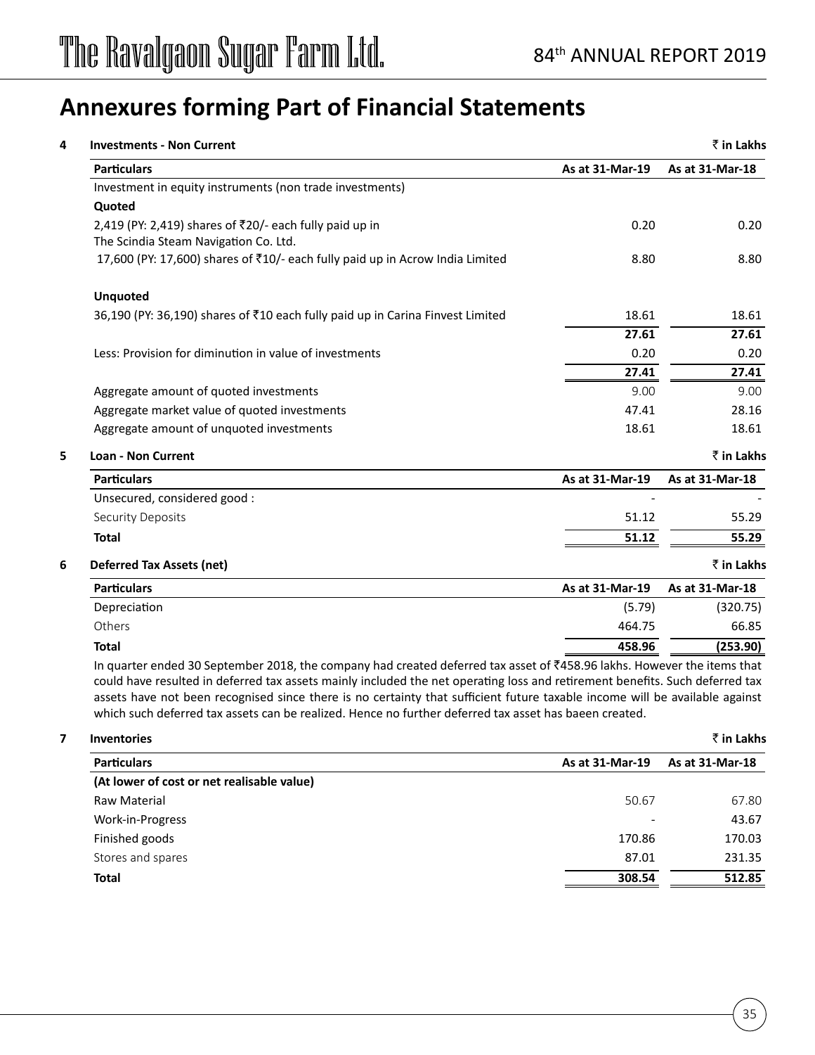# Annexures forming Part of Financial Statements

**4 Investments - Non Current** ₹ in Lakhs

| Particulars | As at 31-Mar-19 | As at 31-Mar-18 |
|---|---|---|
| Investment in equity instruments (non trade investments) | | |
| **Quoted** | | |
| 2,419 (PY: 2,419) shares of ₹20/- each fully paid up in The Scindia Steam Navigation Co. Ltd. | 0.20 | 0.20 |
| 17,600 (PY: 17,600) shares of ₹10/- each fully paid up in Acrow India Limited | 8.80 | 8.80 |
| **Unquoted** | | |
| 36,190 (PY: 36,190) shares of ₹10 each fully paid up in Carina Finvest Limited | 18.61 | 18.61 |
| | **27.61** | **27.61** |
| Less: Provision for diminution in value of investments | 0.20 | 0.20 |
| | **27.41** | **27.41** |
| Aggregate amount of quoted investments | 9.00 | 9.00 |
| Aggregate market value of quoted investments | 47.41 | 28.16 |
| Aggregate amount of unquoted investments | 18.61 | 18.61 |

**5 Loan - Non Current** ₹ in Lakhs

| Particulars | As at 31-Mar-19 | As at 31-Mar-18 |
|---|---|---|
| Unsecured, considered good : | - | - |
| Security Deposits | 51.12 | 55.29 |
| **Total** | **51.12** | **55.29** |

**6 Deferred Tax Assets (net)** ₹ in Lakhs

| Particulars | As at 31-Mar-19 | As at 31-Mar-18 |
|---|---|---|
| Depreciation | (5.79) | (320.75) |
| Others | 464.75 | 66.85 |
| **Total** | **458.96** | **(253.90)** |

In quarter ended 30 September 2018, the company had created deferred tax asset of ₹458.96 lakhs. However the items that could have resulted in deferred tax assets mainly included the net operating loss and retirement benefits. Such deferred tax assets have not been recognised since there is no certainty that sufficient future taxable income will be available against which such deferred tax assets can be realized. Hence no further deferred tax asset has baeen created.

**7 Inventories** ₹ in Lakhs

| Particulars | As at 31-Mar-19 | As at 31-Mar-18 |
|---|---|---|
| **(At lower of cost or net realisable value)** | | |
| Raw Material | 50.67 | 67.80 |
| Work-in-Progress | - | 43.67 |
| Finished goods | 170.86 | 170.03 |
| Stores and spares | 87.01 | 231.35 |
| **Total** | **308.54** | **512.85** |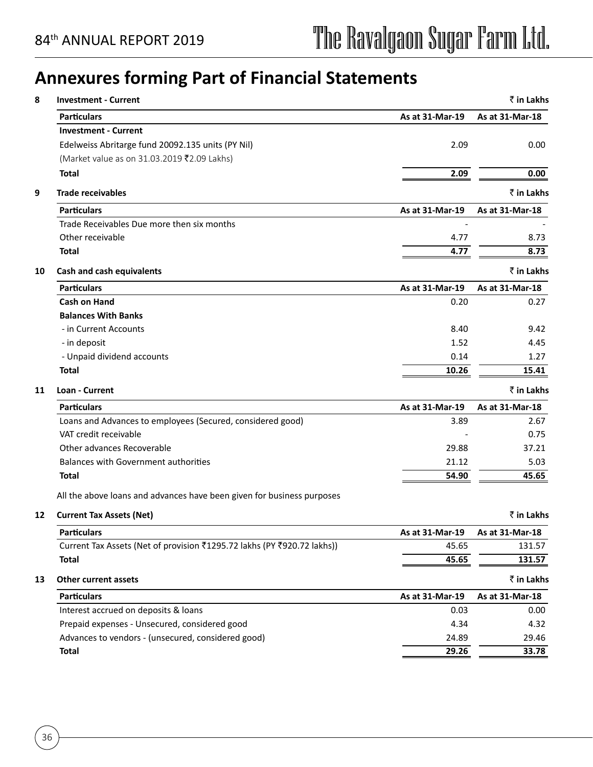# Annexures forming Part of Financial Statements

**8 Investment - Current** ₹ in Lakhs

| Particulars | As at 31-Mar-19 | As at 31-Mar-18 |
|---|---|---|
| **Investment - Current** | | |
| Edelweiss Abritarge fund 20092.135 units (PY Nil) | 2.09 | 0.00 |
| (Market value as on 31.03.2019 ₹2.09 Lakhs) | | |
| **Total** | **2.09** | **0.00** |

**9 Trade receivables** ₹ in Lakhs

| Particulars | As at 31-Mar-19 | As at 31-Mar-18 |
|---|---|---|
| Trade Receivables Due more then six months | - | - |
| Other receivable | 4.77 | 8.73 |
| **Total** | **4.77** | **8.73** |

**10 Cash and cash equivalents** ₹ in Lakhs

| Particulars | As at 31-Mar-19 | As at 31-Mar-18 |
|---|---|---|
| **Cash on Hand** | 0.20 | 0.27 |
| **Balances With Banks** | | |
| - in Current Accounts | 8.40 | 9.42 |
| - in deposit | 1.52 | 4.45 |
| - Unpaid dividend accounts | 0.14 | 1.27 |
| **Total** | **10.26** | **15.41** |

**11 Loan - Current** ₹ in Lakhs

| Particulars | As at 31-Mar-19 | As at 31-Mar-18 |
|---|---|---|
| Loans and Advances to employees (Secured, considered good) | 3.89 | 2.67 |
| VAT credit receivable | - | 0.75 |
| Other advances Recoverable | 29.88 | 37.21 |
| Balances with Government authorities | 21.12 | 5.03 |
| **Total** | **54.90** | **45.65** |

All the above loans and advances have been given for business purposes

**12 Current Tax Assets (Net)** ₹ in Lakhs

| Particulars | As at 31-Mar-19 | As at 31-Mar-18 |
|---|---|---|
| Current Tax Assets (Net of provision ₹1295.72 lakhs (PY ₹920.72 lakhs)) | 45.65 | 131.57 |
| **Total** | **45.65** | **131.57** |

**13 Other current assets** ₹ in Lakhs

| Particulars | As at 31-Mar-19 | As at 31-Mar-18 |
|---|---|---|
| Interest accrued on deposits & loans | 0.03 | 0.00 |
| Prepaid expenses - Unsecured, considered good | 4.34 | 4.32 |
| Advances to vendors - (unsecured, considered good) | 24.89 | 29.46 |
| **Total** | **29.26** | **33.78** |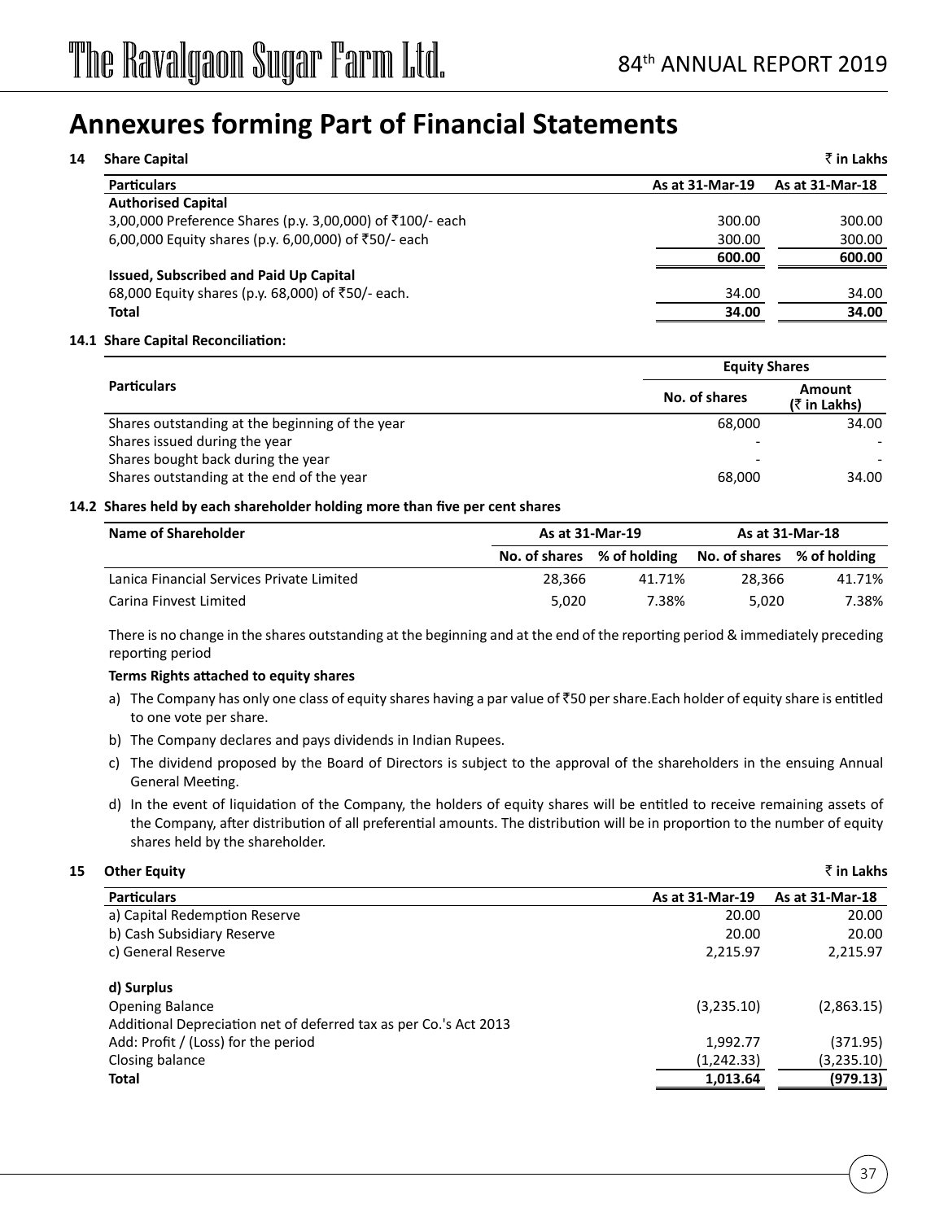# Annexures forming Part of Financial Statements

**14 Share Capital** ₹ **in Lakhs**

| Particulars | As at 31-Mar-19 | As at 31-Mar-18 |
|---|---|---|
| **Authorised Capital** | | |
| 3,00,000 Preference Shares (p.y. 3,00,000) of ₹100/- each | 300.00 | 300.00 |
| 6,00,000 Equity shares (p.y. 6,00,000) of ₹50/- each | 300.00 | 300.00 |
| | **600.00** | **600.00** |
| **Issued, Subscribed and Paid Up Capital** | | |
| 68,000 Equity shares (p.y. 68,000) of ₹50/- each. | 34.00 | 34.00 |
| **Total** | **34.00** | **34.00** |

**14.1 Share Capital Reconciliation:**

| Particulars | Equity Shares | |
|---|---|---|
| | No. of shares | Amount (₹ in Lakhs) |
| Shares outstanding at the beginning of the year | 68,000 | 34.00 |
| Shares issued during the year | - | - |
| Shares bought back during the year | - | - |
| Shares outstanding at the end of the year | 68,000 | 34.00 |

**14.2 Shares held by each shareholder holding more than five per cent shares**

| Name of Shareholder | As at 31-Mar-19 | | As at 31-Mar-18 | |
|---|---|---|---|---|
| | No. of shares | % of holding | No. of shares | % of holding |
| Lanica Financial Services Private Limited | 28,366 | 41.71% | 28,366 | 41.71% |
| Carina Finvest Limited | 5,020 | 7.38% | 5,020 | 7.38% |

There is no change in the shares outstanding at the beginning and at the end of the reporting period & immediately preceding reporting period

**Terms Rights attached to equity shares**

a) The Company has only one class of equity shares having a par value of ₹50 per share.Each holder of equity share is entitled to one vote per share.

b) The Company declares and pays dividends in Indian Rupees.

c) The dividend proposed by the Board of Directors is subject to the approval of the shareholders in the ensuing Annual General Meeting.

d) In the event of liquidation of the Company, the holders of equity shares will be entitled to receive remaining assets of the Company, after distribution of all preferential amounts. The distribution will be in proportion to the number of equity shares held by the shareholder.

**15 Other Equity** ₹ **in Lakhs**

| Particulars | As at 31-Mar-19 | As at 31-Mar-18 |
|---|---|---|
| a) Capital Redemption Reserve | 20.00 | 20.00 |
| b) Cash Subsidiary Reserve | 20.00 | 20.00 |
| c) General Reserve | 2,215.97 | 2,215.97 |
| **d) Surplus** | | |
| Opening Balance | (3,235.10) | (2,863.15) |
| Additional Depreciation net of deferred tax as per Co.'s Act 2013 | | |
| Add: Profit / (Loss) for the period | 1,992.77 | (371.95) |
| Closing balance | (1,242.33) | (3,235.10) |
| **Total** | **1,013.64** | **(979.13)** |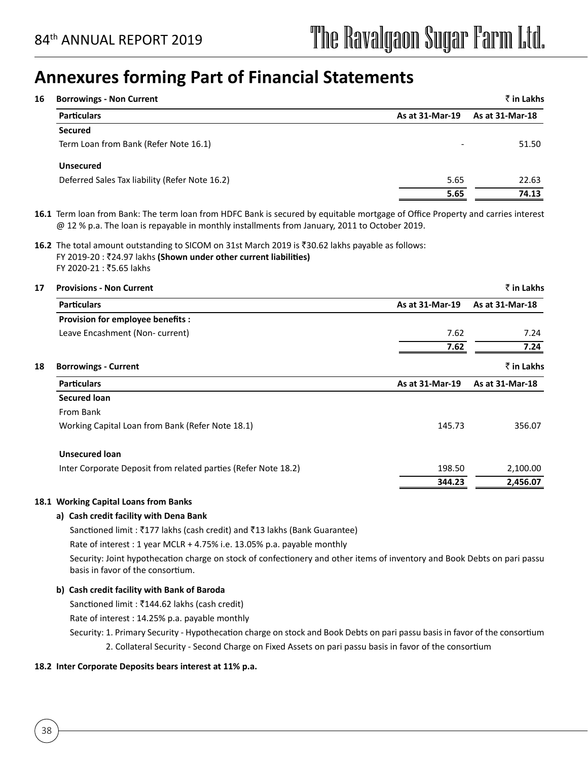# Annexures forming Part of Financial Statements

**16 Borrowings - Non Current** ₹ in Lakhs

| Particulars | As at 31-Mar-19 | As at 31-Mar-18 |
|---|---|---|
| **Secured** | | |
| Term Loan from Bank (Refer Note 16.1) | - | 51.50 |
| **Unsecured** | | |
| Deferred Sales Tax liability (Refer Note 16.2) | 5.65 | 22.63 |
| | **5.65** | **74.13** |

**16.1** Term loan from Bank: The term loan from HDFC Bank is secured by equitable mortgage of Office Property and carries interest @ 12 % p.a. The loan is repayable in monthly installments from January, 2011 to October 2019.

**16.2** The total amount outstanding to SICOM on 31st March 2019 is ₹30.62 lakhs payable as follows:
FY 2019-20 : ₹24.97 lakhs **(Shown under other current liabilities)**
FY 2020-21 : ₹5.65 lakhs

**17 Provisions - Non Current** ₹ in Lakhs

| Particulars | As at 31-Mar-19 | As at 31-Mar-18 |
|---|---|---|
| **Provision for employee benefits :** | | |
| Leave Encashment (Non- current) | 7.62 | 7.24 |
| | **7.62** | **7.24** |

**18 Borrowings - Current** ₹ in Lakhs

| Particulars | As at 31-Mar-19 | As at 31-Mar-18 |
|---|---|---|
| **Secured loan** | | |
| From Bank | | |
| Working Capital Loan from Bank (Refer Note 18.1) | 145.73 | 356.07 |
| **Unsecured loan** | | |
| Inter Corporate Deposit from related parties (Refer Note 18.2) | 198.50 | 2,100.00 |
| | **344.23** | **2,456.07** |

**18.1 Working Capital Loans from Banks**

**a) Cash credit facility with Dena Bank**

Sanctioned limit : ₹177 lakhs (cash credit) and ₹13 lakhs (Bank Guarantee)

Rate of interest : 1 year MCLR + 4.75% i.e. 13.05% p.a. payable monthly

Security: Joint hypothecation charge on stock of confectionery and other items of inventory and Book Debts on pari passu basis in favor of the consortium.

**b) Cash credit facility with Bank of Baroda**

Sanctioned limit : ₹144.62 lakhs (cash credit)

Rate of interest : 14.25% p.a. payable monthly

Security: 1. Primary Security - Hypothecation charge on stock and Book Debts on pari passu basis in favor of the consortium

2. Collateral Security - Second Charge on Fixed Assets on pari passu basis in favor of the consortium

**18.2 Inter Corporate Deposits bears interest at 11% p.a.**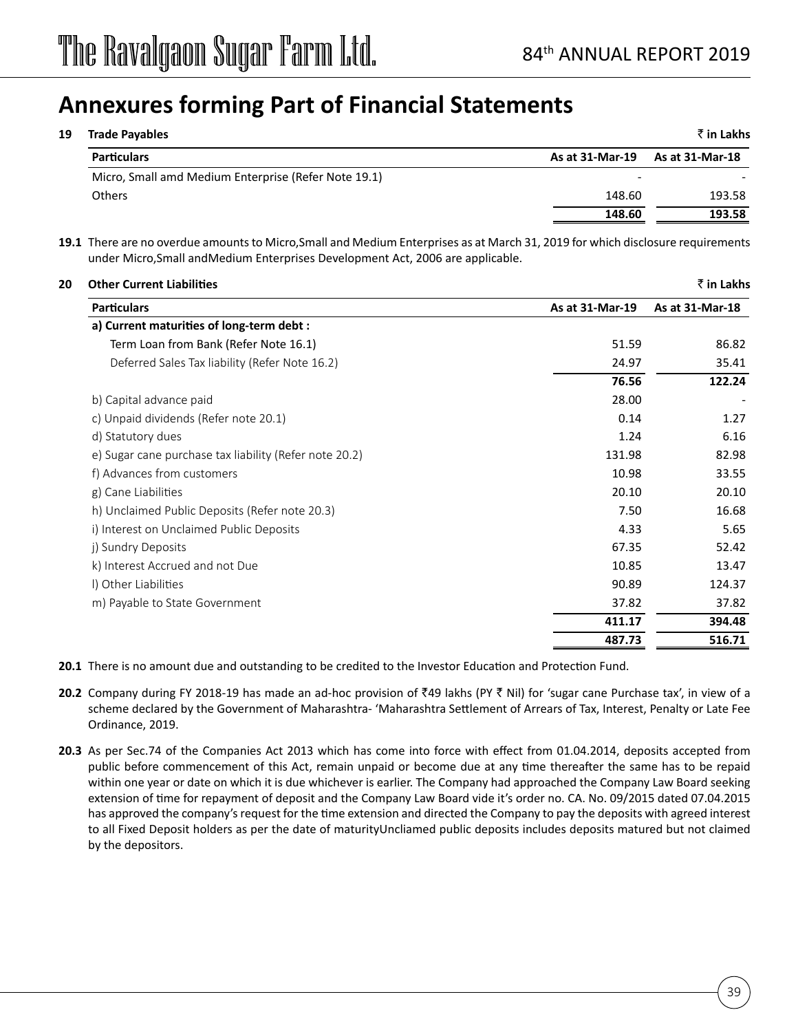# Annexures forming Part of Financial Statements

**19 Trade Payables** ₹ **in Lakhs**

| Particulars | As at 31-Mar-19 | As at 31-Mar-18 |
|---|---|---|
| Micro, Small amd Medium Enterprise (Refer Note 19.1) | - | - |
| Others | 148.60 | 193.58 |
| | **148.60** | **193.58** |

**19.1** There are no overdue amounts to Micro,Small and Medium Enterprises as at March 31, 2019 for which disclosure requirements under Micro,Small andMedium Enterprises Development Act, 2006 are applicable.

**20 Other Current Liabilities** ₹ **in Lakhs**

| Particulars | As at 31-Mar-19 | As at 31-Mar-18 |
|---|---|---|
| **a) Current maturities of long-term debt :** | | |
| Term Loan from Bank (Refer Note 16.1) | 51.59 | 86.82 |
| Deferred Sales Tax liability (Refer Note 16.2) | 24.97 | 35.41 |
| | **76.56** | **122.24** |
| b) Capital advance paid | 28.00 | - |
| c) Unpaid dividends (Refer note 20.1) | 0.14 | 1.27 |
| d) Statutory dues | 1.24 | 6.16 |
| e) Sugar cane purchase tax liability (Refer note 20.2) | 131.98 | 82.98 |
| f) Advances from customers | 10.98 | 33.55 |
| g) Cane Liabilities | 20.10 | 20.10 |
| h) Unclaimed Public Deposits (Refer note 20.3) | 7.50 | 16.68 |
| i) Interest on Unclaimed Public Deposits | 4.33 | 5.65 |
| j) Sundry Deposits | 67.35 | 52.42 |
| k) Interest Accrued and not Due | 10.85 | 13.47 |
| l) Other Liabilities | 90.89 | 124.37 |
| m) Payable to State Government | 37.82 | 37.82 |
| | **411.17** | **394.48** |
| | **487.73** | **516.71** |

**20.1** There is no amount due and outstanding to be credited to the Investor Education and Protection Fund.

**20.2** Company during FY 2018-19 has made an ad-hoc provision of ₹49 lakhs (PY ₹ Nil) for 'sugar cane Purchase tax', in view of a scheme declared by the Government of Maharashtra- 'Maharashtra Settlement of Arrears of Tax, Interest, Penalty or Late Fee Ordinance, 2019.

**20.3** As per Sec.74 of the Companies Act 2013 which has come into force with effect from 01.04.2014, deposits accepted from public before commencement of this Act, remain unpaid or become due at any time thereafter the same has to be repaid within one year or date on which it is due whichever is earlier. The Company had approached the Company Law Board seeking extension of time for repayment of deposit and the Company Law Board vide it's order no. CA. No. 09/2015 dated 07.04.2015 has approved the company's request for the time extension and directed the Company to pay the deposits with agreed interest to all Fixed Deposit holders as per the date of maturityUncliamed public deposits includes deposits matured but not claimed by the depositors.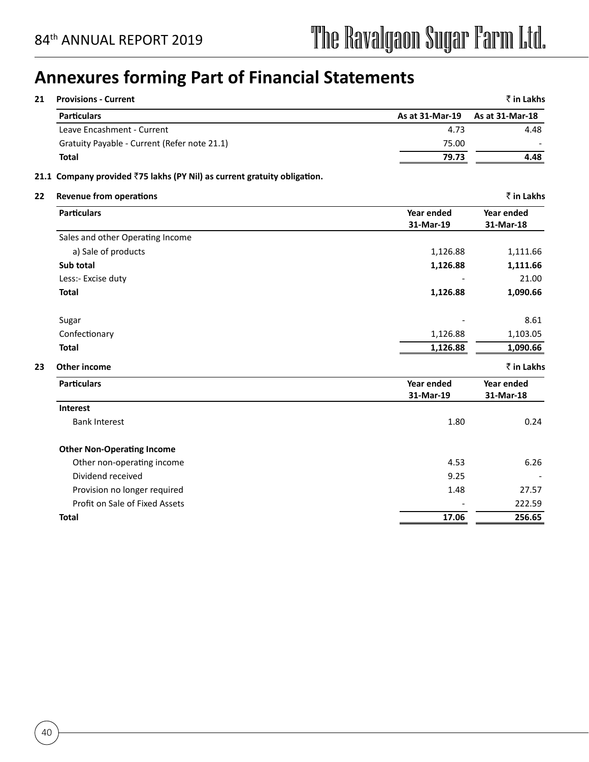# Annexures forming Part of Financial Statements

**21 Provisions - Current**

₹ in Lakhs

| Particulars | As at 31-Mar-19 | As at 31-Mar-18 |
|---|---|---|
| Leave Encashment - Current | 4.73 | 4.48 |
| Gratuity Payable - Current (Refer note 21.1) | 75.00 | - |
| **Total** | **79.73** | **4.48** |

**21.1 Company provided ₹75 lakhs (PY Nil) as current gratuity obligation.**

**22 Revenue from operations**

₹ in Lakhs

| Particulars | Year ended 31-Mar-19 | Year ended 31-Mar-18 |
|---|---|---|
| Sales and other Operating Income | | |
| a) Sale of products | 1,126.88 | 1,111.66 |
| **Sub total** | **1,126.88** | **1,111.66** |
| Less:- Excise duty | - | 21.00 |
| **Total** | **1,126.88** | **1,090.66** |
| | | |
| Sugar | - | 8.61 |
| Confectionary | 1,126.88 | 1,103.05 |
| **Total** | **1,126.88** | **1,090.66** |

**23 Other income**

₹ in Lakhs

| Particulars | Year ended 31-Mar-19 | Year ended 31-Mar-18 |
|---|---|---|
| **Interest** | | |
| Bank Interest | 1.80 | 0.24 |
| | | |
| **Other Non-Operating Income** | | |
| Other non-operating income | 4.53 | 6.26 |
| Dividend received | 9.25 | - |
| Provision no longer required | 1.48 | 27.57 |
| Profit on Sale of Fixed Assets | - | 222.59 |
| **Total** | **17.06** | **256.65** |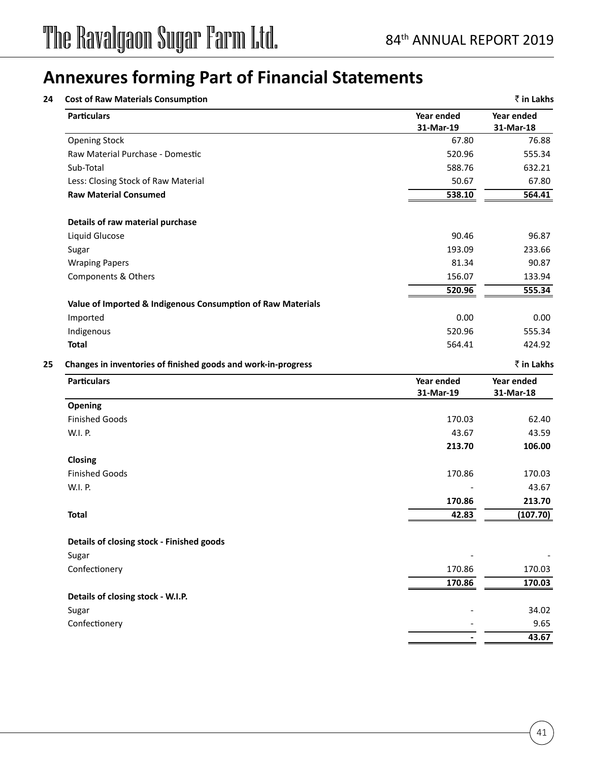# Annexures forming Part of Financial Statements

**24 Cost of Raw Materials Consumption** **₹ in Lakhs**

| Particulars | Year ended 31-Mar-19 | Year ended 31-Mar-18 |
|---|---|---|
| Opening Stock | 67.80 | 76.88 |
| Raw Material Purchase - Domestic | 520.96 | 555.34 |
| Sub-Total | 588.76 | 632.21 |
| Less: Closing Stock of Raw Material | 50.67 | 67.80 |
| **Raw Material Consumed** | **538.10** | **564.41** |
| | | |
| **Details of raw material purchase** | | |
| Liquid Glucose | 90.46 | 96.87 |
| Sugar | 193.09 | 233.66 |
| Wraping Papers | 81.34 | 90.87 |
| Components & Others | 156.07 | 133.94 |
| | **520.96** | **555.34** |
| **Value of Imported & Indigenous Consumption of Raw Materials** | | |
| Imported | 0.00 | 0.00 |
| Indigenous | 520.96 | 555.34 |
| **Total** | 564.41 | 424.92 |

**25 Changes in inventories of finished goods and work-in-progress** **₹ in Lakhs**

| Particulars | Year ended 31-Mar-19 | Year ended 31-Mar-18 |
|---|---|---|
| **Opening** | | |
| Finished Goods | 170.03 | 62.40 |
| W.I. P. | 43.67 | 43.59 |
| | **213.70** | **106.00** |
| **Closing** | | |
| Finished Goods | 170.86 | 170.03 |
| W.I. P. | - | 43.67 |
| | **170.86** | **213.70** |
| **Total** | **42.83** | **(107.70)** |
| | | |
| **Details of closing stock - Finished goods** | | |
| Sugar | - | - |
| Confectionery | 170.86 | 170.03 |
| | **170.86** | **170.03** |
| **Details of closing stock - W.I.P.** | | |
| Sugar | - | 34.02 |
| Confectionery | - | 9.65 |
| | **-** | **43.67** |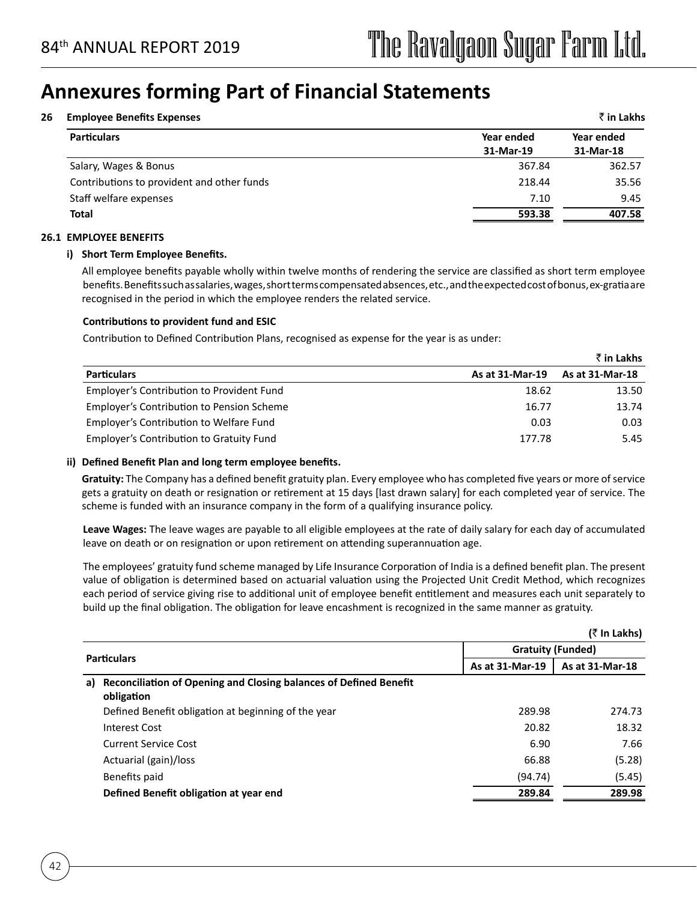# Annexures forming Part of Financial Statements

**26 Employee Benefits Expenses** **₹ in Lakhs**

| Particulars | Year ended 31-Mar-19 | Year ended 31-Mar-18 |
|---|---|---|
| Salary, Wages & Bonus | 367.84 | 362.57 |
| Contributions to provident and other funds | 218.44 | 35.56 |
| Staff welfare expenses | 7.10 | 9.45 |
| **Total** | **593.38** | **407.58** |

**26.1 EMPLOYEE BENEFITS**

**i) Short Term Employee Benefits.**

All employee benefits payable wholly within twelve months of rendering the service are classified as short term employee benefits. Benefits such as salaries, wages, short terms compensated absences, etc., and the expected cost of bonus, ex-gratia are recognised in the period in which the employee renders the related service.

**Contributions to provident fund and ESIC**

Contribution to Defined Contribution Plans, recognised as expense for the year is as under:

**₹ in Lakhs**

| Particulars | As at 31-Mar-19 | As at 31-Mar-18 |
|---|---|---|
| Employer's Contribution to Provident Fund | 18.62 | 13.50 |
| Employer's Contribution to Pension Scheme | 16.77 | 13.74 |
| Employer's Contribution to Welfare Fund | 0.03 | 0.03 |
| Employer's Contribution to Gratuity Fund | 177.78 | 5.45 |

**ii) Defined Benefit Plan and long term employee benefits.**

**Gratuity:** The Company has a defined benefit gratuity plan. Every employee who has completed five years or more of service gets a gratuity on death or resignation or retirement at 15 days [last drawn salary] for each completed year of service. The scheme is funded with an insurance company in the form of a qualifying insurance policy.

**Leave Wages:** The leave wages are payable to all eligible employees at the rate of daily salary for each day of accumulated leave on death or on resignation or upon retirement on attending superannuation age.

The employees' gratuity fund scheme managed by Life Insurance Corporation of India is a defined benefit plan. The present value of obligation is determined based on actuarial valuation using the Projected Unit Credit Method, which recognizes each period of service giving rise to additional unit of employee benefit entitlement and measures each unit separately to build up the final obligation. The obligation for leave encashment is recognized in the same manner as gratuity.

**(₹ In Lakhs)**

| Particulars | Gratuity (Funded) | |
|---|---|---|
| | As at 31-Mar-19 | As at 31-Mar-18 |
| **a) Reconciliation of Opening and Closing balances of Defined Benefit obligation** | | |
| Defined Benefit obligation at beginning of the year | 289.98 | 274.73 |
| Interest Cost | 20.82 | 18.32 |
| Current Service Cost | 6.90 | 7.66 |
| Actuarial (gain)/loss | 66.88 | (5.28) |
| Benefits paid | (94.74) | (5.45) |
| **Defined Benefit obligation at year end** | **289.84** | **289.98** |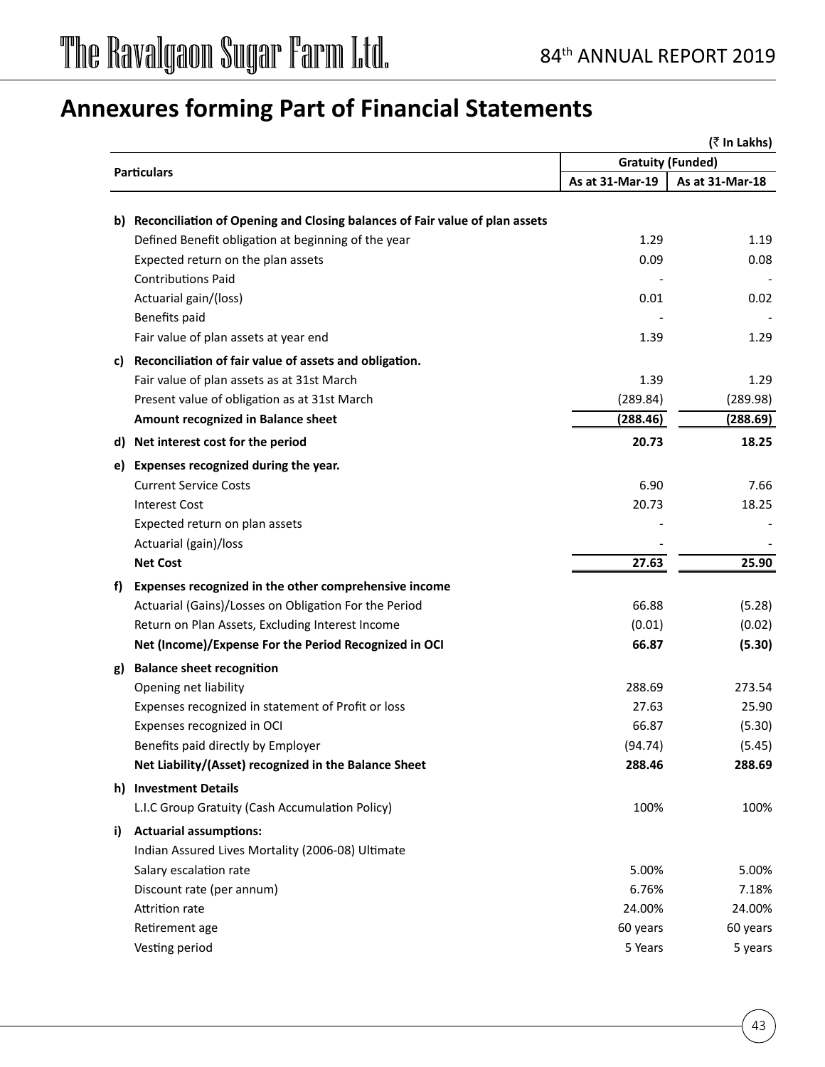# Annexures forming Part of Financial Statements

(₹ In Lakhs)

| Particulars | Gratuity (Funded) | |
|---|---|---|
| | As at 31-Mar-19 | As at 31-Mar-18 |
| **b) Reconciliation of Opening and Closing balances of Fair value of plan assets** | | |
| Defined Benefit obligation at beginning of the year | 1.29 | 1.19 |
| Expected return on the plan assets | 0.09 | 0.08 |
| Contributions Paid | - | - |
| Actuarial gain/(loss) | 0.01 | 0.02 |
| Benefits paid | - | - |
| Fair value of plan assets at year end | 1.39 | 1.29 |
| **c) Reconciliation of fair value of assets and obligation.** | | |
| Fair value of plan assets as at 31st March | 1.39 | 1.29 |
| Present value of obligation as at 31st March | (289.84) | (289.98) |
| **Amount recognized in Balance sheet** | **(288.46)** | **(288.69)** |
| **d) Net interest cost for the period** | **20.73** | **18.25** |
| **e) Expenses recognized during the year.** | | |
| Current Service Costs | 6.90 | 7.66 |
| Interest Cost | 20.73 | 18.25 |
| Expected return on plan assets | - | - |
| Actuarial (gain)/loss | - | - |
| **Net Cost** | **27.63** | **25.90** |
| **f) Expenses recognized in the other comprehensive income** | | |
| Actuarial (Gains)/Losses on Obligation For the Period | 66.88 | (5.28) |
| Return on Plan Assets, Excluding Interest Income | (0.01) | (0.02) |
| **Net (Income)/Expense For the Period Recognized in OCI** | **66.87** | **(5.30)** |
| **g) Balance sheet recognition** | | |
| Opening net liability | 288.69 | 273.54 |
| Expenses recognized in statement of Profit or loss | 27.63 | 25.90 |
| Expenses recognized in OCI | 66.87 | (5.30) |
| Benefits paid directly by Employer | (94.74) | (5.45) |
| **Net Liability/(Asset) recognized in the Balance Sheet** | **288.46** | **288.69** |
| **h) Investment Details** | | |
| L.I.C Group Gratuity (Cash Accumulation Policy) | 100% | 100% |
| **i) Actuarial assumptions:** | | |
| Indian Assured Lives Mortality (2006-08) Ultimate | | |
| Salary escalation rate | 5.00% | 5.00% |
| Discount rate (per annum) | 6.76% | 7.18% |
| Attrition rate | 24.00% | 24.00% |
| Retirement age | 60 years | 60 years |
| Vesting period | 5 Years | 5 years |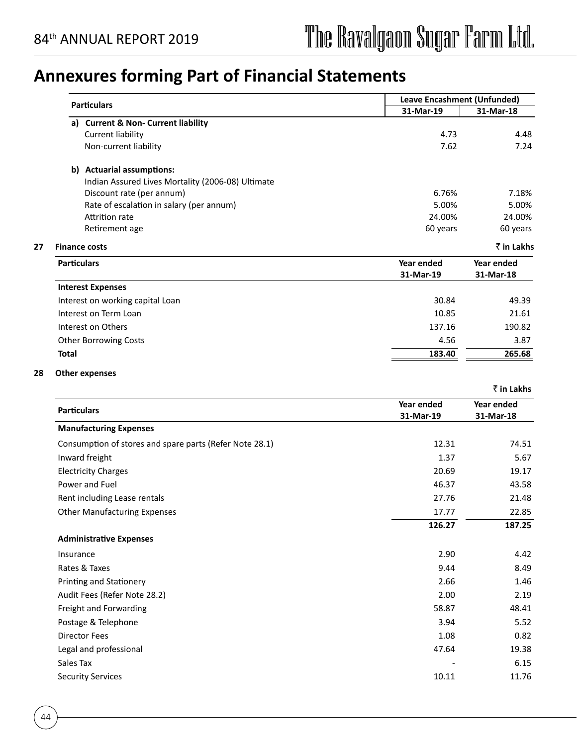# Annexures forming Part of Financial Statements

| Particulars | Leave Encashment (Unfunded) | |
|---|---|---|
| | 31-Mar-19 | 31-Mar-18 |
| **a) Current & Non- Current liability** | | |
| Current liability | 4.73 | 4.48 |
| Non-current liability | 7.62 | 7.24 |
| | | |
| **b) Actuarial assumptions:** | | |
| Indian Assured Lives Mortality (2006-08) Ultimate | | |
| Discount rate (per annum) | 6.76% | 7.18% |
| Rate of escalation in salary (per annum) | 5.00% | 5.00% |
| Attrition rate | 24.00% | 24.00% |
| Retirement age | 60 years | 60 years |

**27 Finance costs** **₹ in Lakhs**

| Particulars | Year ended 31-Mar-19 | Year ended 31-Mar-18 |
|---|---|---|
| **Interest Expenses** | | |
| Interest on working capital Loan | 30.84 | 49.39 |
| Interest on Term Loan | 10.85 | 21.61 |
| Interest on Others | 137.16 | 190.82 |
| Other Borrowing Costs | 4.56 | 3.87 |
| **Total** | **183.40** | **265.68** |

**28 Other expenses**

**₹ in Lakhs**

| Particulars | Year ended 31-Mar-19 | Year ended 31-Mar-18 |
|---|---|---|
| **Manufacturing Expenses** | | |
| Consumption of stores and spare parts (Refer Note 28.1) | 12.31 | 74.51 |
| Inward freight | 1.37 | 5.67 |
| Electricity Charges | 20.69 | 19.17 |
| Power and Fuel | 46.37 | 43.58 |
| Rent including Lease rentals | 27.76 | 21.48 |
| Other Manufacturing Expenses | 17.77 | 22.85 |
| | **126.27** | **187.25** |
| **Administrative Expenses** | | |
| Insurance | 2.90 | 4.42 |
| Rates & Taxes | 9.44 | 8.49 |
| Printing and Stationery | 2.66 | 1.46 |
| Audit Fees (Refer Note 28.2) | 2.00 | 2.19 |
| Freight and Forwarding | 58.87 | 48.41 |
| Postage & Telephone | 3.94 | 5.52 |
| Director Fees | 1.08 | 0.82 |
| Legal and professional | 47.64 | 19.38 |
| Sales Tax | - | 6.15 |
| Security Services | 10.11 | 11.76 |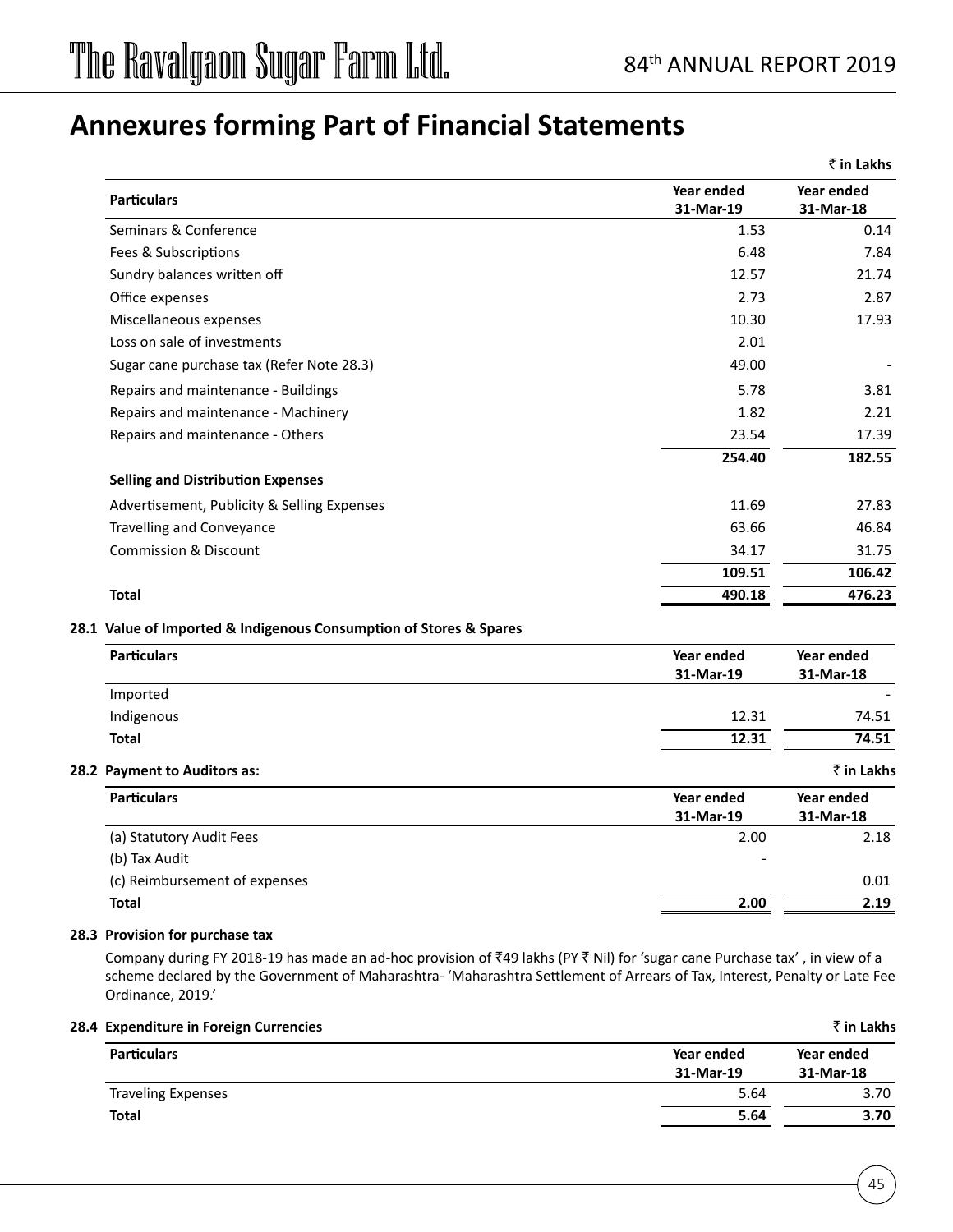# Annexures forming Part of Financial Statements

₹ in Lakhs

| Particulars | Year ended 31-Mar-19 | Year ended 31-Mar-18 |
|---|---|---|
| Seminars & Conference | 1.53 | 0.14 |
| Fees & Subscriptions | 6.48 | 7.84 |
| Sundry balances written off | 12.57 | 21.74 |
| Office expenses | 2.73 | 2.87 |
| Miscellaneous expenses | 10.30 | 17.93 |
| Loss on sale of investments | 2.01 | |
| Sugar cane purchase tax (Refer Note 28.3) | 49.00 | - |
| Repairs and maintenance - Buildings | 5.78 | 3.81 |
| Repairs and maintenance - Machinery | 1.82 | 2.21 |
| Repairs and maintenance - Others | 23.54 | 17.39 |
| | **254.40** | **182.55** |
| **Selling and Distribution Expenses** | | |
| Advertisement, Publicity & Selling Expenses | 11.69 | 27.83 |
| Travelling and Conveyance | 63.66 | 46.84 |
| Commission & Discount | 34.17 | 31.75 |
| | **109.51** | **106.42** |
| **Total** | **490.18** | **476.23** |

### 28.1 Value of Imported & Indigenous Consumption of Stores & Spares

| Particulars | Year ended 31-Mar-19 | Year ended 31-Mar-18 |
|---|---|---|
| Imported | | - |
| Indigenous | 12.31 | 74.51 |
| **Total** | **12.31** | **74.51** |

### 28.2 Payment to Auditors as:

₹ in Lakhs

| Particulars | Year ended 31-Mar-19 | Year ended 31-Mar-18 |
|---|---|---|
| (a) Statutory Audit Fees | 2.00 | 2.18 |
| (b) Tax Audit | - | |
| (c) Reimbursement of expenses | | 0.01 |
| **Total** | **2.00** | **2.19** |

### 28.3 Provision for purchase tax

Company during FY 2018-19 has made an ad-hoc provision of ₹49 lakhs (PY ₹ Nil) for 'sugar cane Purchase tax' , in view of a scheme declared by the Government of Maharashtra- 'Maharashtra Settlement of Arrears of Tax, Interest, Penalty or Late Fee Ordinance, 2019.'

### 28.4 Expenditure in Foreign Currencies

₹ in Lakhs

| Particulars | Year ended 31-Mar-19 | Year ended 31-Mar-18 |
|---|---|---|
| Traveling Expenses | 5.64 | 3.70 |
| **Total** | **5.64** | **3.70** |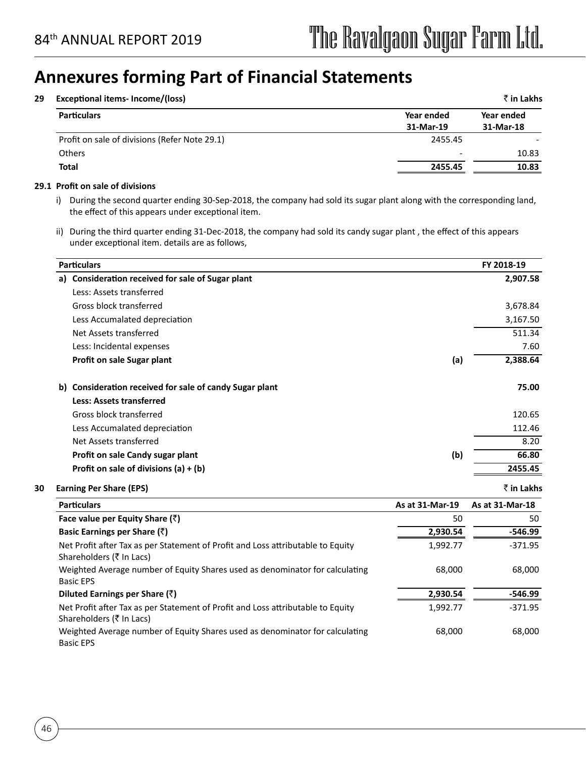# Annexures forming Part of Financial Statements

**29 Exceptional items- Income/(loss)** ₹ in Lakhs

| Particulars | Year ended 31-Mar-19 | Year ended 31-Mar-18 |
|---|---|---|
| Profit on sale of divisions (Refer Note 29.1) | 2455.45 | - |
| Others | - | 10.83 |
| **Total** | **2455.45** | **10.83** |

**29.1 Profit on sale of divisions**

i) During the second quarter ending 30-Sep-2018, the company had sold its sugar plant along with the corresponding land, the effect of this appears under exceptional item.

ii) During the third quarter ending 31-Dec-2018, the company had sold its candy sugar plant , the effect of this appears under exceptional item. details are as follows,

| Particulars | | FY 2018-19 |
|---|---|---|
| **a) Consideration received for sale of Sugar plant** | | **2,907.58** |
| Less: Assets transferred | | |
| Gross block transferred | | 3,678.84 |
| Less Accumalated depreciation | | 3,167.50 |
| Net Assets transferred | | 511.34 |
| Less: Incidental expenses | | 7.60 |
| **Profit on sale Sugar plant** | **(a)** | **2,388.64** |
| **b) Consideration received for sale of candy Sugar plant** | | **75.00** |
| **Less: Assets transferred** | | |
| Gross block transferred | | 120.65 |
| Less Accumalated depreciation | | 112.46 |
| Net Assets transferred | | 8.20 |
| **Profit on sale Candy sugar plant** | **(b)** | **66.80** |
| **Profit on sale of divisions (a) + (b)** | | **2455.45** |

**30 Earning Per Share (EPS)** ₹ in Lakhs

| Particulars | As at 31-Mar-19 | As at 31-Mar-18 |
|---|---|---|
| **Face value per Equity Share (₹)** | 50 | 50 |
| **Basic Earnings per Share (₹)** | **2,930.54** | **-546.99** |
| Net Profit after Tax as per Statement of Profit and Loss attributable to Equity Shareholders (₹ In Lacs) | 1,992.77 | -371.95 |
| Weighted Average number of Equity Shares used as denominator for calculating Basic EPS | 68,000 | 68,000 |
| **Diluted Earnings per Share (₹)** | **2,930.54** | **-546.99** |
| Net Profit after Tax as per Statement of Profit and Loss attributable to Equity Shareholders (₹ In Lacs) | 1,992.77 | -371.95 |
| Weighted Average number of Equity Shares used as denominator for calculating Basic EPS | 68,000 | 68,000 |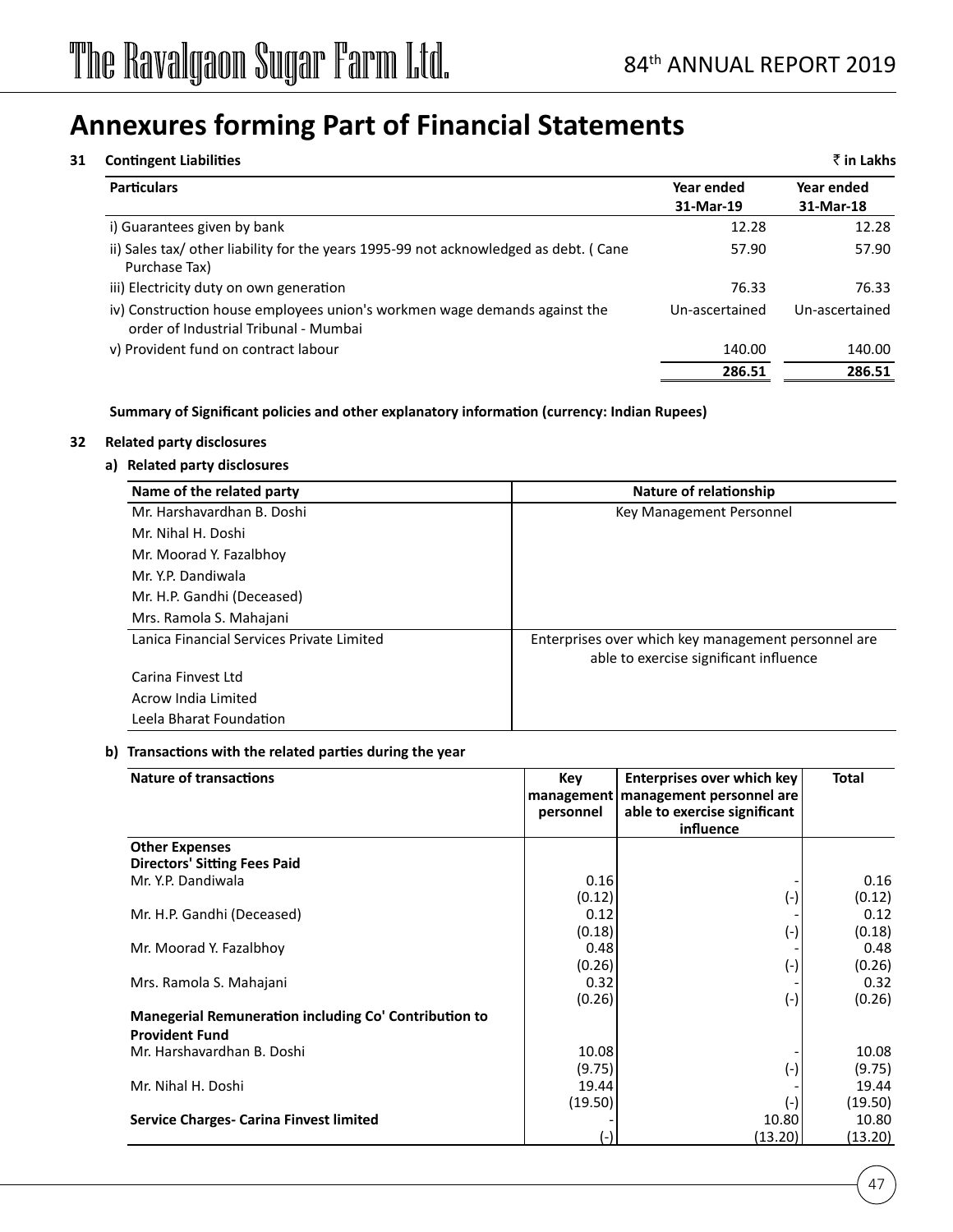# Annexures forming Part of Financial Statements

**31 Contingent Liabilities** **₹ in Lakhs**

| Particulars | Year ended 31-Mar-19 | Year ended 31-Mar-18 |
|---|---|---|
| i) Guarantees given by bank | 12.28 | 12.28 |
| ii) Sales tax/ other liability for the years 1995-99 not acknowledged as debt. ( Cane Purchase Tax) | 57.90 | 57.90 |
| iii) Electricity duty on own generation | 76.33 | 76.33 |
| iv) Construction house employees union's workmen wage demands against the order of Industrial Tribunal - Mumbai | Un-ascertained | Un-ascertained |
| v) Provident fund on contract labour | 140.00 | 140.00 |
| | **286.51** | **286.51** |

**Summary of Significant policies and other explanatory information (currency: Indian Rupees)**

**32 Related party disclosures**

**a) Related party disclosures**

| Name of the related party | Nature of relationship |
|---|---|
| Mr. Harshavardhan B. Doshi | Key Management Personnel |
| Mr. Nihal H. Doshi | |
| Mr. Moorad Y. Fazalbhoy | |
| Mr. Y.P. Dandiwala | |
| Mr. H.P. Gandhi (Deceased) | |
| Mrs. Ramola S. Mahajani | |
| Lanica Financial Services Private Limited | Enterprises over which key management personnel are able to exercise significant influence |
| Carina Finvest Ltd | |
| Acrow India Limited | |
| Leela Bharat Foundation | |

**b) Transactions with the related parties during the year**

| Nature of transactions | Key management personnel | Enterprises over which key management personnel are able to exercise significant influence | Total |
|---|---|---|---|
| **Other Expenses** | | | |
| **Directors' Sitting Fees Paid** | | | |
| Mr. Y.P. Dandiwala | 0.16 | - | 0.16 |
| | (0.12) | (-) | (0.12) |
| Mr. H.P. Gandhi (Deceased) | 0.12 | - | 0.12 |
| | (0.18) | (-) | (0.18) |
| Mr. Moorad Y. Fazalbhoy | 0.48 | - | 0.48 |
| | (0.26) | (-) | (0.26) |
| Mrs. Ramola S. Mahajani | 0.32 | - | 0.32 |
| | (0.26) | (-) | (0.26) |
| **Manegerial Remuneration including Co' Contribution to Provident Fund** | | | |
| Mr. Harshavardhan B. Doshi | 10.08 | - | 10.08 |
| | (9.75) | (-) | (9.75) |
| Mr. Nihal H. Doshi | 19.44 | - | 19.44 |
| | (19.50) | (-) | (19.50) |
| **Service Charges- Carina Finvest limited** | - | 10.80 | 10.80 |
| | (-) | (13.20) | (13.20) |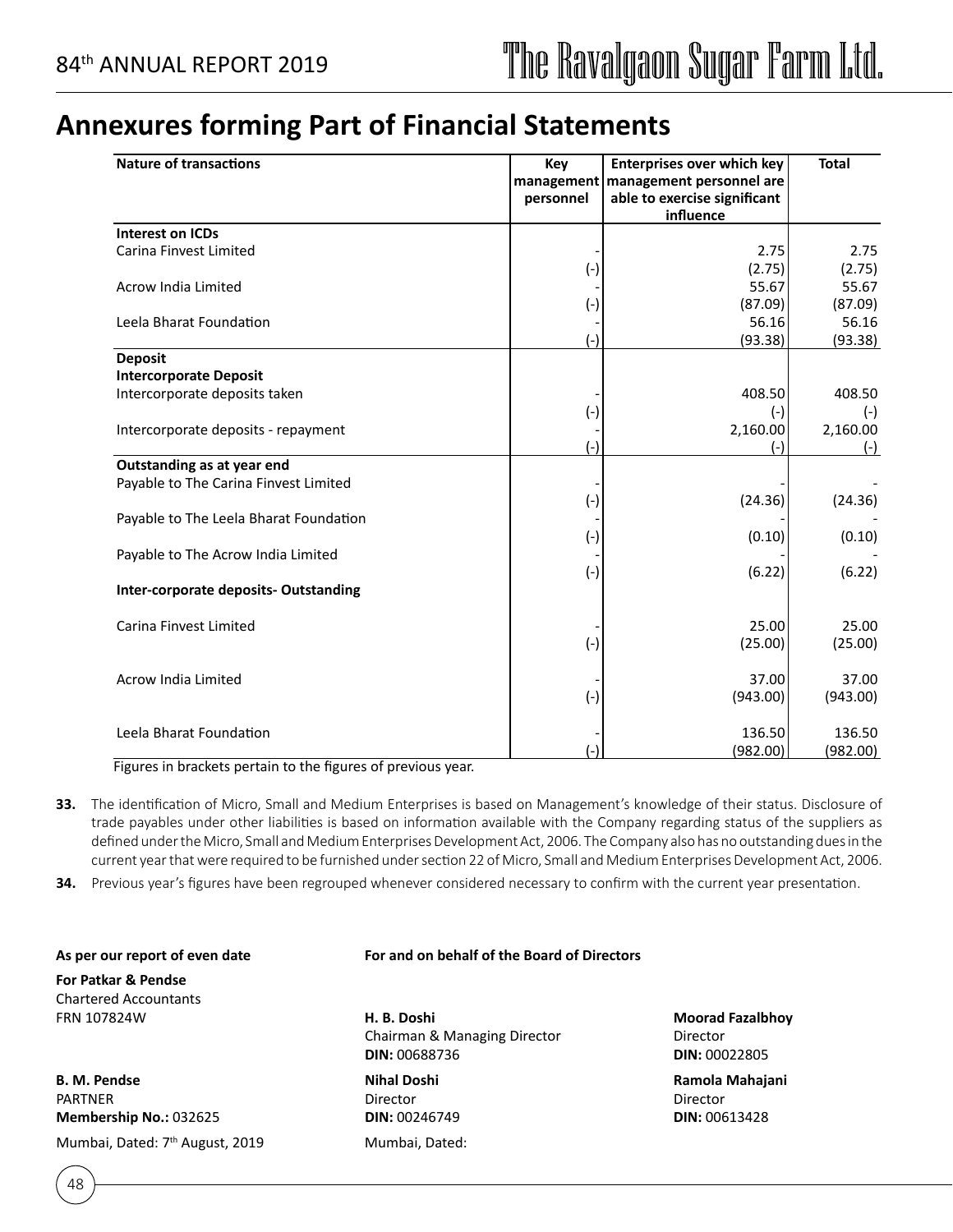# Annexures forming Part of Financial Statements

| Nature of transactions | Key management personnel | Enterprises over which key management personnel are able to exercise significant influence | Total |
|---|---|---|---|
| **Interest on ICDs** | | | |
| Carina Finvest Limited | - | 2.75 | 2.75 |
| | (-) | (2.75) | (2.75) |
| Acrow India Limited | - | 55.67 | 55.67 |
| | (-) | (87.09) | (87.09) |
| Leela Bharat Foundation | - | 56.16 | 56.16 |
| | (-) | (93.38) | (93.38) |
| **Deposit** | | | |
| **Intercorporate Deposit** | | | |
| Intercorporate deposits taken | - | 408.50 | 408.50 |
| | (-) | (-) | (-) |
| Intercorporate deposits - repayment | - | 2,160.00 | 2,160.00 |
| | (-) | (-) | (-) |
| **Outstanding as at year end** | | | |
| Payable to The Carina Finvest Limited | - | - | - |
| | (-) | (24.36) | (24.36) |
| Payable to The Leela Bharat Foundation | - | - | - |
| | (-) | (0.10) | (0.10) |
| Payable to The Acrow India Limited | - | - | - |
| | (-) | (6.22) | (6.22) |
| **Inter-corporate deposits- Outstanding** | | | |
| Carina Finvest Limited | - | 25.00 | 25.00 |
| | (-) | (25.00) | (25.00) |
| Acrow India Limited | - | 37.00 | 37.00 |
| | (-) | (943.00) | (943.00) |
| Leela Bharat Foundation | - | 136.50 | 136.50 |
| | (-) | (982.00) | (982.00) |

Figures in brackets pertain to the figures of previous year.

**33.** The identification of Micro, Small and Medium Enterprises is based on Management's knowledge of their status. Disclosure of trade payables under other liabilities is based on information available with the Company regarding status of the suppliers as defined under the Micro, Small and Medium Enterprises Development Act, 2006. The Company also has no outstanding dues in the current year that were required to be furnished under section 22 of Micro, Small and Medium Enterprises Development Act, 2006.

**34.** Previous year's figures have been regrouped whenever considered necessary to confirm with the current year presentation.

**As per our report of even date**

**For Patkar & Pendse**
Chartered Accountants
FRN 107824W

**B. M. Pendse**
PARTNER
**Membership No.:** 032625

Mumbai, Dated: 7th August, 2019

**For and on behalf of the Board of Directors**

**H. B. Doshi**
Chairman & Managing Director
**DIN:** 00688736

**Moorad Fazalbhoy**
Director
**DIN:** 00022805

**Nihal Doshi**
Director
**DIN:** 00246749

**Ramola Mahajani**
Director
**DIN:** 00613428

Mumbai, Dated: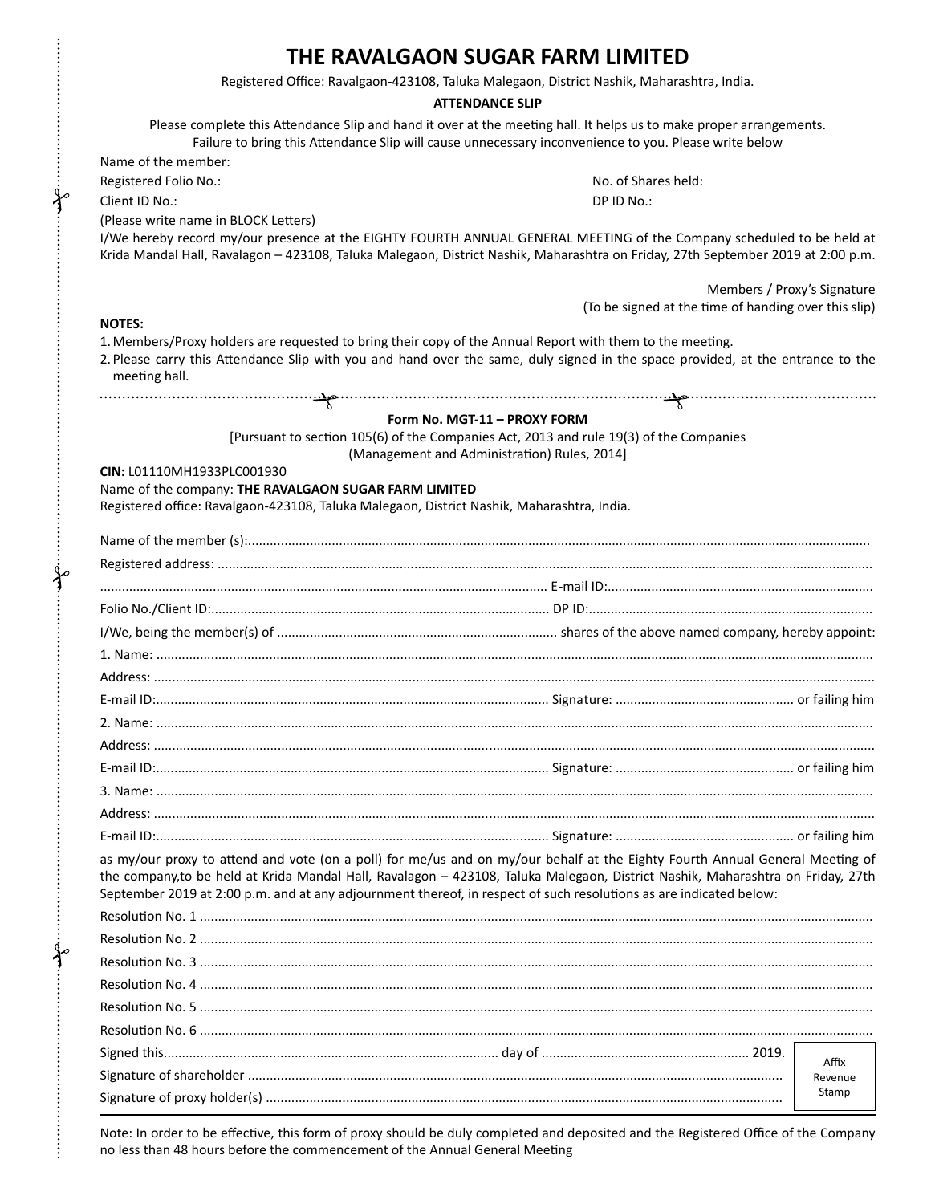# THE RAVALGAON SUGAR FARM LIMITED

Registered Office: Ravalgaon-423108, Taluka Malegaon, District Nashik, Maharashtra, India.

**ATTENDANCE SLIP**

Please complete this Attendance Slip and hand it over at the meeting hall. It helps us to make proper arrangements. Failure to bring this Attendance Slip will cause unnecessary inconvenience to you. Please write below

Name of the member:

Registered Folio No.: No. of Shares held:

Client ID No.: DP ID No.:

(Please write name in BLOCK Letters)

I/We hereby record my/our presence at the EIGHTY FOURTH ANNUAL GENERAL MEETING of the Company scheduled to be held at Krida Mandal Hall, Ravalagon – 423108, Taluka Malegaon, District Nashik, Maharashtra on Friday, 27th September 2019 at 2:00 p.m.

Members / Proxy's Signature
(To be signed at the time of handing over this slip)

**NOTES:**

1. Members/Proxy holders are requested to bring their copy of the Annual Report with them to the meeting.
2. Please carry this Attendance Slip with you and hand over the same, duly signed in the space provided, at the entrance to the meeting hall.

---

**Form No. MGT-11 – PROXY FORM**

[Pursuant to section 105(6) of the Companies Act, 2013 and rule 19(3) of the Companies (Management and Administration) Rules, 2014]

**CIN:** L01110MH1933PLC001930

Name of the company: **THE RAVALGAON SUGAR FARM LIMITED**

Registered office: Ravalgaon-423108, Taluka Malegaon, District Nashik, Maharashtra, India.

Name of the member (s):..........................................................

Registered address: ..........................................................

.......................................................... E-mail ID:..........................................................

Folio No./Client ID:.......................................................... DP ID:..........................................................

I/We, being the member(s) of .......................................................... shares of the above named company, hereby appoint:

1. Name: ..........................................................

Address: ..........................................................

E-mail ID:.......................................................... Signature: .......................................................... or failing him

2. Name: ..........................................................

Address: ..........................................................

E-mail ID:.......................................................... Signature: .......................................................... or failing him

3. Name: ..........................................................

Address: ..........................................................

E-mail ID:.......................................................... Signature: .......................................................... or failing him

as my/our proxy to attend and vote (on a poll) for me/us and on my/our behalf at the Eighty Fourth Annual General Meeting of the company,to be held at Krida Mandal Hall, Ravalagon – 423108, Taluka Malegaon, District Nashik, Maharashtra on Friday, 27th September 2019 at 2:00 p.m. and at any adjournment thereof, in respect of such resolutions as are indicated below:

Resolution No. 1 ..........................................................

Resolution No. 2 ..........................................................

Resolution No. 3 ..........................................................

Resolution No. 4 ..........................................................

Resolution No. 5 ..........................................................

Resolution No. 6 ..........................................................

Signed this.......................................................... day of .......................................................... 2019.

Signature of shareholder ..........................................................

Signature of proxy holder(s) ..........................................................

Affix Revenue Stamp

Note: In order to be effective, this form of proxy should be duly completed and deposited and the Registered Office of the Company no less than 48 hours before the commencement of the Annual General Meeting